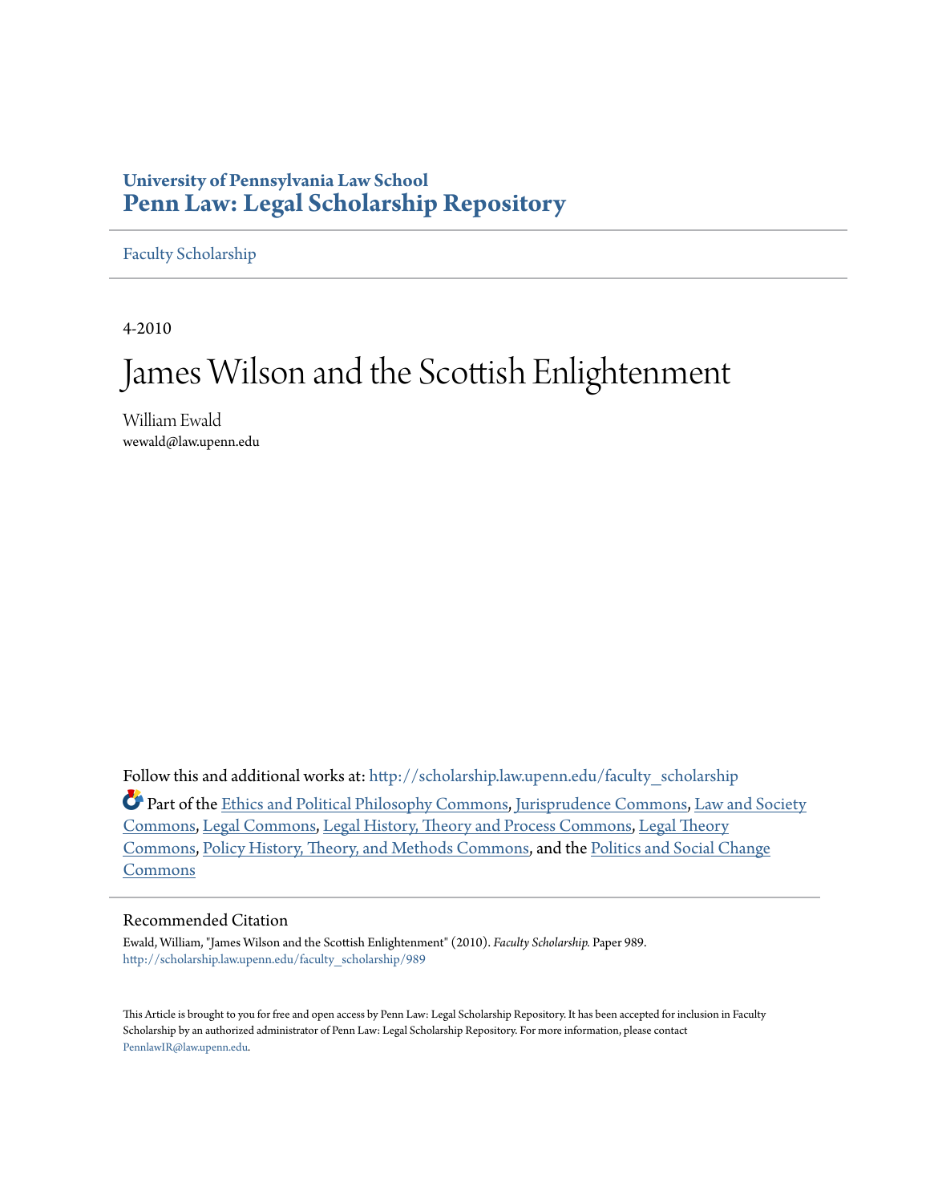**University of Pennsylvania Law School**
**Penn Law: Legal Scholarship Repository**

Faculty Scholarship

4-2010

# James Wilson and the Scottish Enlightenment

William Ewald
wewald@law.upenn.edu

Follow this and additional works at: http://scholarship.law.upenn.edu/faculty_scholarship

Part of the Ethics and Political Philosophy Commons, Jurisprudence Commons, Law and Society Commons, Legal Commons, Legal History, Theory and Process Commons, Legal Theory Commons, Policy History, Theory, and Methods Commons, and the Politics and Social Change Commons

## Recommended Citation

Ewald, William, "James Wilson and the Scottish Enlightenment" (2010). *Faculty Scholarship.* Paper 989.
http://scholarship.law.upenn.edu/faculty_scholarship/989

This Article is brought to you for free and open access by Penn Law: Legal Scholarship Repository. It has been accepted for inclusion in Faculty Scholarship by an authorized administrator of Penn Law: Legal Scholarship Repository. For more information, please contact PennlawIR@law.upenn.edu.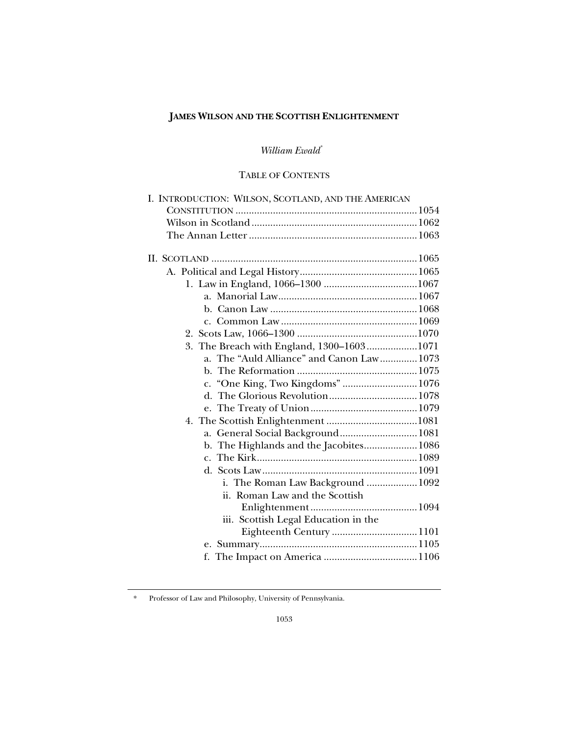# JAMES WILSON AND THE SCOTTISH ENLIGHTENMENT

*William Ewald*[*]

TABLE OF CONTENTS

I. INTRODUCTION: WILSON, SCOTLAND, AND THE AMERICAN CONSTITUTION .......... 1054
  Wilson in Scotland .......... 1062
  The Annan Letter .......... 1063

II. SCOTLAND .......... 1065
  A. Political and Legal History .......... 1065
    1. Law in England, 1066–1300 .......... 1067
      a. Manorial Law .......... 1067
      b. Canon Law .......... 1068
      c. Common Law .......... 1069
    2. Scots Law, 1066–1300 .......... 1070
    3. The Breach with England, 1300–1603 .......... 1071
      a. The "Auld Alliance" and Canon Law .......... 1073
      b. The Reformation .......... 1075
      c. "One King, Two Kingdoms" .......... 1076
      d. The Glorious Revolution .......... 1078
      e. The Treaty of Union .......... 1079
    4. The Scottish Enlightenment .......... 1081
      a. General Social Background .......... 1081
      b. The Highlands and the Jacobites .......... 1086
      c. The Kirk .......... 1089
      d. Scots Law .......... 1091
        i. The Roman Law Background .......... 1092
        ii. Roman Law and the Scottish Enlightenment .......... 1094
        iii. Scottish Legal Education in the Eighteenth Century .......... 1101
      e. Summary .......... 1105
      f. The Impact on America .......... 1106

---

* Professor of Law and Philosophy, University of Pennsylvania.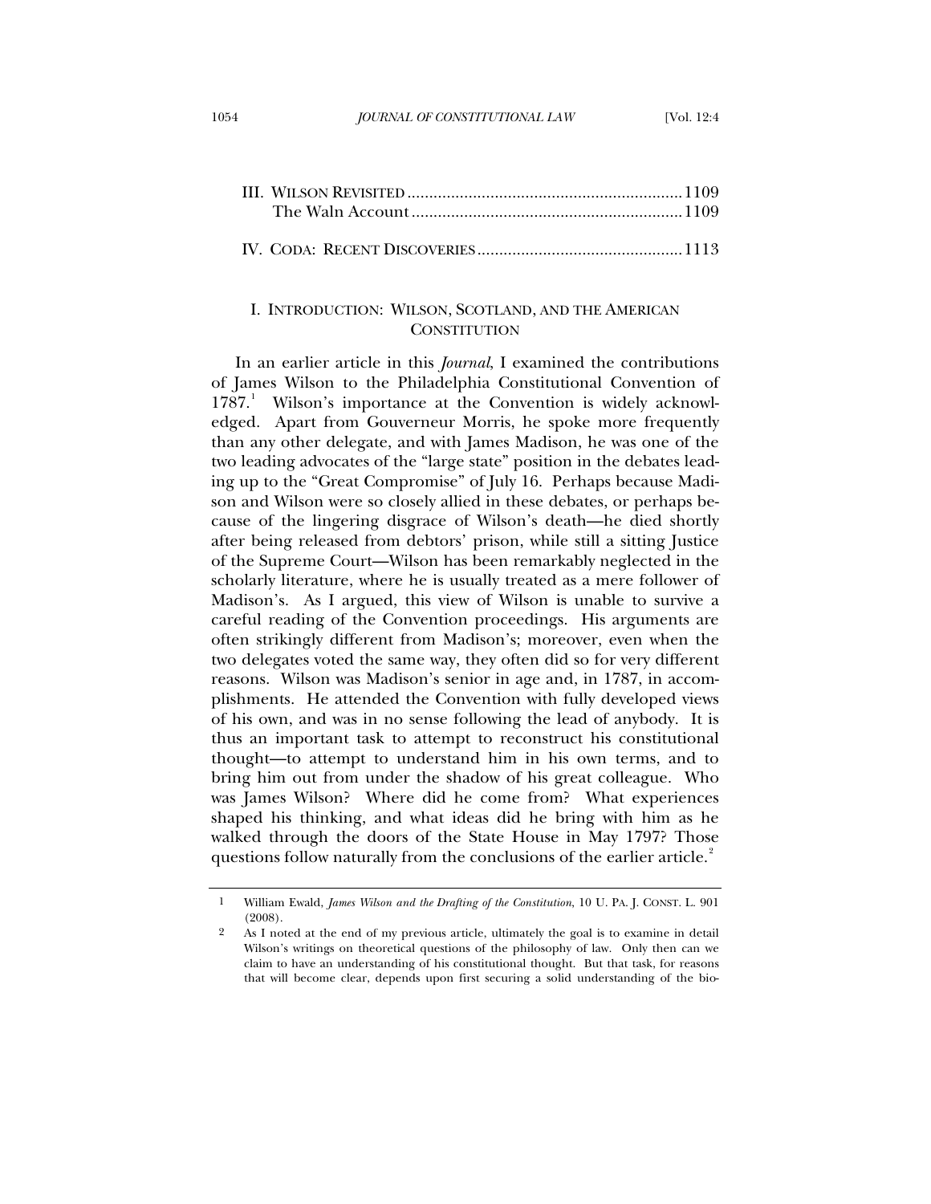III. WILSON REVISITED .............................................................1109
  The Waln Account ............................................................1109

IV. CODA: RECENT DISCOVERIES ..............................................1113

## I. INTRODUCTION: WILSON, SCOTLAND, AND THE AMERICAN CONSTITUTION

In an earlier article in this *Journal*, I examined the contributions of James Wilson to the Philadelphia Constitutional Convention of 1787.[1] Wilson's importance at the Convention is widely acknowledged. Apart from Gouverneur Morris, he spoke more frequently than any other delegate, and with James Madison, he was one of the two leading advocates of the "large state" position in the debates leading up to the "Great Compromise" of July 16. Perhaps because Madison and Wilson were so closely allied in these debates, or perhaps because of the lingering disgrace of Wilson's death—he died shortly after being released from debtors' prison, while still a sitting Justice of the Supreme Court—Wilson has been remarkably neglected in the scholarly literature, where he is usually treated as a mere follower of Madison's. As I argued, this view of Wilson is unable to survive a careful reading of the Convention proceedings. His arguments are often strikingly different from Madison's; moreover, even when the two delegates voted the same way, they often did so for very different reasons. Wilson was Madison's senior in age and, in 1787, in accomplishments. He attended the Convention with fully developed views of his own, and was in no sense following the lead of anybody. It is thus an important task to attempt to reconstruct his constitutional thought—to attempt to understand him in his own terms, and to bring him out from under the shadow of his great colleague. Who was James Wilson? Where did he come from? What experiences shaped his thinking, and what ideas did he bring with him as he walked through the doors of the State House in May 1797? Those questions follow naturally from the conclusions of the earlier article.[2]

---

1 William Ewald, *James Wilson and the Drafting of the Constitution*, 10 U. PA. J. CONST. L. 901 (2008).

2 As I noted at the end of my previous article, ultimately the goal is to examine in detail Wilson's writings on theoretical questions of the philosophy of law. Only then can we claim to have an understanding of his constitutional thought. But that task, for reasons that will become clear, depends upon first securing a solid understanding of the bio-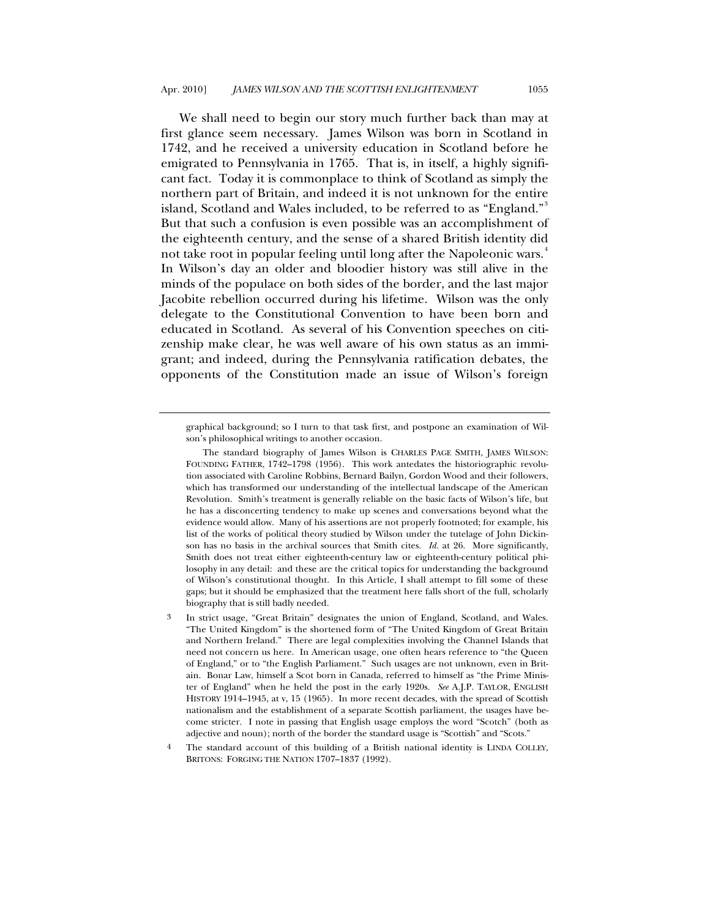We shall need to begin our story much further back than may at first glance seem necessary. James Wilson was born in Scotland in 1742, and he received a university education in Scotland before he emigrated to Pennsylvania in 1765. That is, in itself, a highly significant fact. Today it is commonplace to think of Scotland as simply the northern part of Britain, and indeed it is not unknown for the entire island, Scotland and Wales included, to be referred to as "England."[3] But that such a confusion is even possible was an accomplishment of the eighteenth century, and the sense of a shared British identity did not take root in popular feeling until long after the Napoleonic wars.[4] In Wilson's day an older and bloodier history was still alive in the minds of the populace on both sides of the border, and the last major Jacobite rebellion occurred during his lifetime. Wilson was the only delegate to the Constitutional Convention to have been born and educated in Scotland. As several of his Convention speeches on citizenship make clear, he was well aware of his own status as an immigrant; and indeed, during the Pennsylvania ratification debates, the opponents of the Constitution made an issue of Wilson's foreign

---

graphical background; so I turn to that task first, and postpone an examination of Wilson's philosophical writings to another occasion.

The standard biography of James Wilson is CHARLES PAGE SMITH, JAMES WILSON: FOUNDING FATHER, 1742–1798 (1956). This work antedates the historiographic revolution associated with Caroline Robbins, Bernard Bailyn, Gordon Wood and their followers, which has transformed our understanding of the intellectual landscape of the American Revolution. Smith's treatment is generally reliable on the basic facts of Wilson's life, but he has a disconcerting tendency to make up scenes and conversations beyond what the evidence would allow. Many of his assertions are not properly footnoted; for example, his list of the works of political theory studied by Wilson under the tutelage of John Dickinson has no basis in the archival sources that Smith cites. *Id.* at 26. More significantly, Smith does not treat either eighteenth-century law or eighteenth-century political philosophy in any detail: and these are the critical topics for understanding the background of Wilson's constitutional thought. In this Article, I shall attempt to fill some of these gaps; but it should be emphasized that the treatment here falls short of the full, scholarly biography that is still badly needed.

[3] In strict usage, "Great Britain" designates the union of England, Scotland, and Wales. "The United Kingdom" is the shortened form of "The United Kingdom of Great Britain and Northern Ireland." There are legal complexities involving the Channel Islands that need not concern us here. In American usage, one often hears reference to "the Queen of England," or to "the English Parliament." Such usages are not unknown, even in Britain. Bonar Law, himself a Scot born in Canada, referred to himself as "the Prime Minister of England" when he held the post in the early 1920s. *See* A.J.P. TAYLOR, ENGLISH HISTORY 1914–1945, at v, 15 (1965). In more recent decades, with the spread of Scottish nationalism and the establishment of a separate Scottish parliament, the usages have become stricter. I note in passing that English usage employs the word "Scotch" (both as adjective and noun); north of the border the standard usage is "Scottish" and "Scots."

[4] The standard account of this building of a British national identity is LINDA COLLEY, BRITONS: FORGING THE NATION 1707–1837 (1992).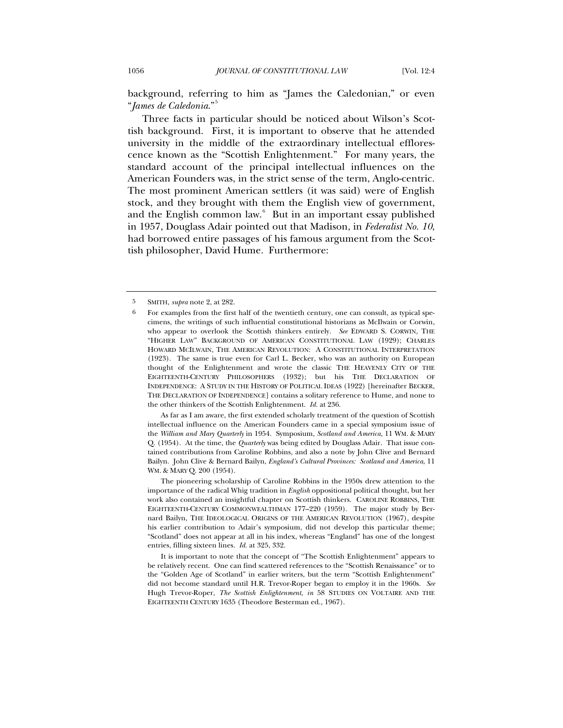background, referring to him as "James the Caledonian," or even "*James de Caledonia*."[5]

Three facts in particular should be noticed about Wilson's Scottish background. First, it is important to observe that he attended university in the middle of the extraordinary intellectual efflorescence known as the "Scottish Enlightenment." For many years, the standard account of the principal intellectual influences on the American Founders was, in the strict sense of the term, Anglo-centric. The most prominent American settlers (it was said) were of English stock, and they brought with them the English view of government, and the English common law.[6] But in an important essay published in 1957, Douglass Adair pointed out that Madison, in *Federalist No. 10*, had borrowed entire passages of his famous argument from the Scottish philosopher, David Hume. Furthermore:

---

5 SMITH, *supra* note 2, at 282.

6 For examples from the first half of the twentieth century, one can consult, as typical specimens, the writings of such influential constitutional historians as McIlwain or Corwin, who appear to overlook the Scottish thinkers entirely. *See* EDWARD S. CORWIN, THE "HIGHER LAW" BACKGROUND OF AMERICAN CONSTITUTIONAL LAW (1929); CHARLES HOWARD MCILWAIN, THE AMERICAN REVOLUTION: A CONSTITUTIONAL INTERPRETATION (1923). The same is true even for Carl L. Becker, who was an authority on European thought of the Enlightenment and wrote the classic THE HEAVENLY CITY OF THE EIGHTEENTH-CENTURY PHILOSOPHERS (1932); but his THE DECLARATION OF INDEPENDENCE: A STUDY IN THE HISTORY OF POLITICAL IDEAS (1922) [hereinafter BECKER, THE DECLARATION OF INDEPENDENCE] contains a solitary reference to Hume, and none to the other thinkers of the Scottish Enlightenment. *Id.* at 236.

As far as I am aware, the first extended scholarly treatment of the question of Scottish intellectual influence on the American Founders came in a special symposium issue of the *William and Mary Quarterly* in 1954. Symposium, *Scotland and America*, 11 WM. & MARY Q. (1954). At the time, the *Quarterly* was being edited by Douglass Adair. That issue contained contributions from Caroline Robbins, and also a note by John Clive and Bernard Bailyn. John Clive & Bernard Bailyn, *England's Cultural Provinces: Scotland and America*, 11 WM. & MARY Q. 200 (1954).

The pioneering scholarship of Caroline Robbins in the 1950s drew attention to the importance of the radical Whig tradition in *English* oppositional political thought, but her work also contained an insightful chapter on Scottish thinkers. CAROLINE ROBBINS, THE EIGHTEENTH-CENTURY COMMONWEALTHMAN 177–220 (1959). The major study by Bernard Bailyn, THE IDEOLOGICAL ORIGINS OF THE AMERICAN REVOLUTION (1967), despite his earlier contribution to Adair's symposium, did not develop this particular theme; "Scotland" does not appear at all in his index, whereas "England" has one of the longest entries, filling sixteen lines. *Id.* at 325, 332.

It is important to note that the concept of "The Scottish Enlightenment" appears to be relatively recent. One can find scattered references to the "Scottish Renaissance" or to the "Golden Age of Scotland" in earlier writers, but the term "Scottish Enlightenment" did not become standard until H.R. Trevor-Roper began to employ it in the 1960s. *See* Hugh Trevor-Roper, *The Scottish Enlightenment*, *in* 58 STUDIES ON VOLTAIRE AND THE EIGHTEENTH CENTURY 1635 (Theodore Besterman ed., 1967).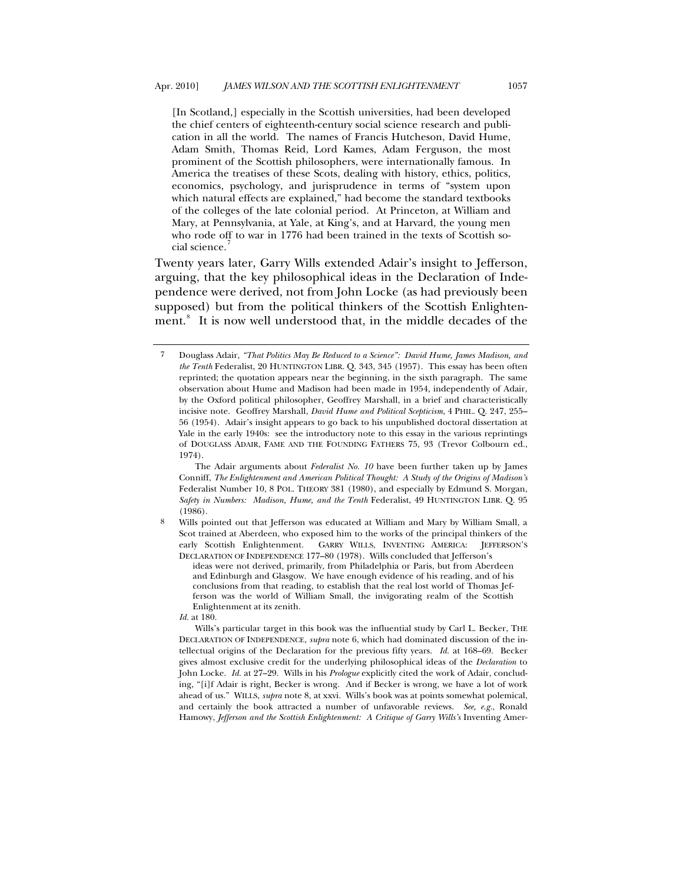> [In Scotland,] especially in the Scottish universities, had been developed the chief centers of eighteenth-century social science research and publication in all the world. The names of Francis Hutcheson, David Hume, Adam Smith, Thomas Reid, Lord Kames, Adam Ferguson, the most prominent of the Scottish philosophers, were internationally famous. In America the treatises of these Scots, dealing with history, ethics, politics, economics, psychology, and jurisprudence in terms of "system upon which natural effects are explained," had become the standard textbooks of the colleges of the late colonial period. At Princeton, at William and Mary, at Pennsylvania, at Yale, at King's, and at Harvard, the young men who rode off to war in 1776 had been trained in the texts of Scottish social science.[7]

Twenty years later, Garry Wills extended Adair's insight to Jefferson, arguing, that the key philosophical ideas in the Declaration of Independence were derived, not from John Locke (as had previously been supposed) but from the political thinkers of the Scottish Enlightenment.[8] It is now well understood that, in the middle decades of the

---

7 Douglass Adair, *"That Politics May Be Reduced to a Science": David Hume, James Madison, and the Tenth* Federalist, 20 HUNTINGTON LIBR. Q. 343, 345 (1957). This essay has been often reprinted; the quotation appears near the beginning, in the sixth paragraph. The same observation about Hume and Madison had been made in 1954, independently of Adair, by the Oxford political philosopher, Geoffrey Marshall, in a brief and characteristically incisive note. Geoffrey Marshall, *David Hume and Political Scepticism*, 4 PHIL. Q. 247, 255–56 (1954). Adair's insight appears to go back to his unpublished doctoral dissertation at Yale in the early 1940s: see the introductory note to this essay in the various reprintings of DOUGLASS ADAIR, FAME AND THE FOUNDING FATHERS 75, 93 (Trevor Colbourn ed., 1974).

The Adair arguments about *Federalist No. 10* have been further taken up by James Conniff, *The Enlightenment and American Political Thought: A Study of the Origins of Madison's* Federalist Number 10, 8 POL. THEORY 381 (1980), and especially by Edmund S. Morgan, *Safety in Numbers: Madison, Hume, and the Tenth* Federalist, 49 HUNTINGTON LIBR. Q. 95 (1986).

8 Wills pointed out that Jefferson was educated at William and Mary by William Small, a Scot trained at Aberdeen, who exposed him to the works of the principal thinkers of the early Scottish Enlightenment. GARRY WILLS, INVENTING AMERICA: JEFFERSON'S DECLARATION OF INDEPENDENCE 177–80 (1978). Wills concluded that Jefferson's

> ideas were not derived, primarily, from Philadelphia or Paris, but from Aberdeen and Edinburgh and Glasgow. We have enough evidence of his reading, and of his conclusions from that reading, to establish that the real lost world of Thomas Jefferson was the world of William Small, the invigorating realm of the Scottish Enlightenment at its zenith.

*Id.* at 180.

Wills's particular target in this book was the influential study by Carl L. Becker, THE DECLARATION OF INDEPENDENCE, *supra* note 6, which had dominated discussion of the intellectual origins of the Declaration for the previous fifty years. *Id.* at 168–69. Becker gives almost exclusive credit for the underlying philosophical ideas of the *Declaration* to John Locke. *Id.* at 27–29. Wills in his *Prologue* explicitly cited the work of Adair, concluding, "[i]f Adair is right, Becker is wrong. And if Becker is wrong, we have a lot of work ahead of us." WILLS, *supra* note 8, at xxvi. Wills's book was at points somewhat polemical, and certainly the book attracted a number of unfavorable reviews. *See, e.g.*, Ronald Hamowy, *Jefferson and the Scottish Enlightenment: A Critique of Garry Wills's* Inventing Amer-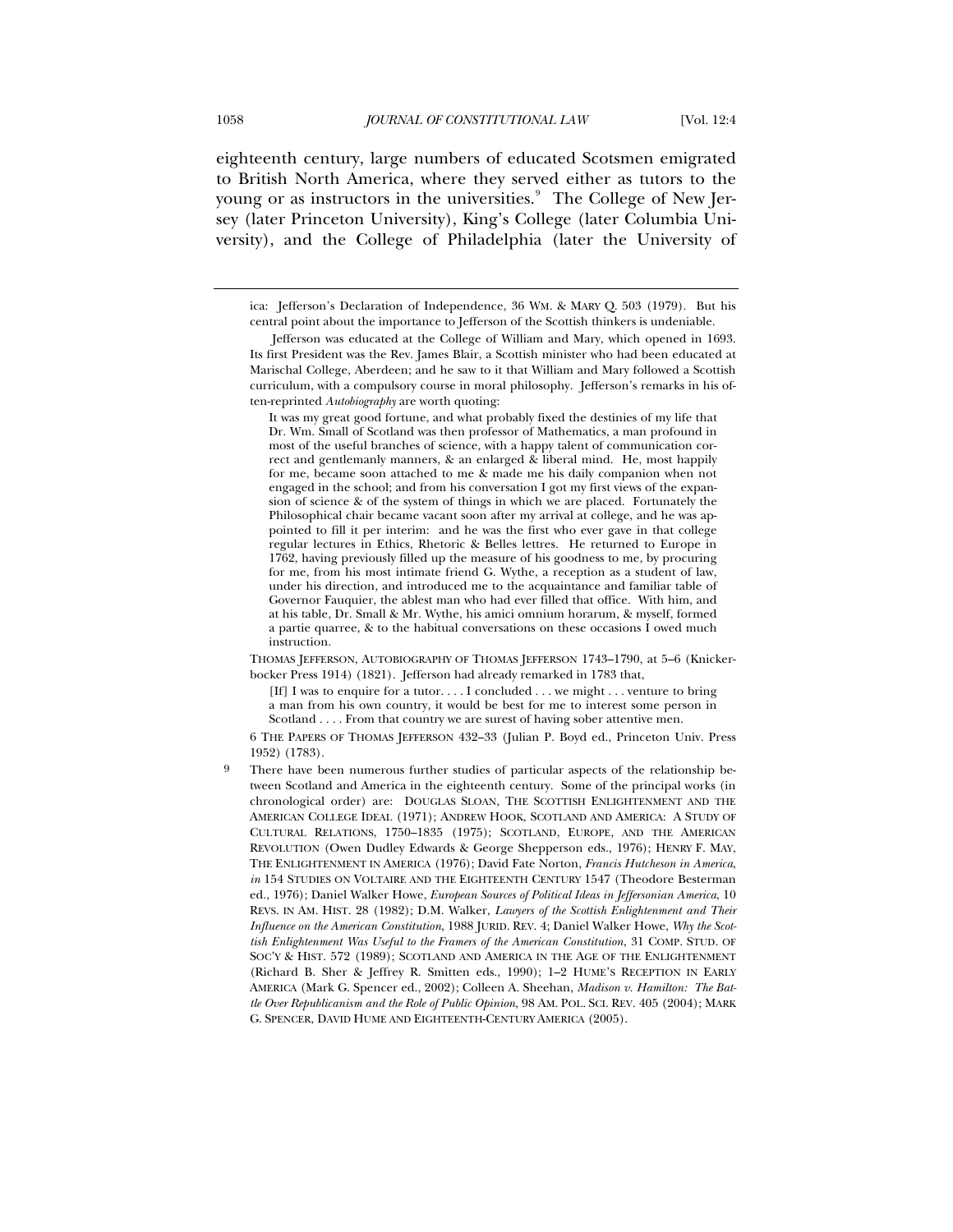eighteenth century, large numbers of educated Scotsmen emigrated to British North America, where they served either as tutors to the young or as instructors in the universities.[9] The College of New Jersey (later Princeton University), King's College (later Columbia University), and the College of Philadelphia (later the University of

---

ica: Jefferson's Declaration of Independence, 36 WM. & MARY Q. 503 (1979). But his central point about the importance to Jefferson of the Scottish thinkers is undeniable.

Jefferson was educated at the College of William and Mary, which opened in 1693. Its first President was the Rev. James Blair, a Scottish minister who had been educated at Marischal College, Aberdeen; and he saw to it that William and Mary followed a Scottish curriculum, with a compulsory course in moral philosophy. Jefferson's remarks in his often-reprinted *Autobiography* are worth quoting:

> It was my great good fortune, and what probably fixed the destinies of my life that Dr. Wm. Small of Scotland was then professor of Mathematics, a man profound in most of the useful branches of science, with a happy talent of communication correct and gentlemanly manners, & an enlarged & liberal mind. He, most happily for me, became soon attached to me & made me his daily companion when not engaged in the school; and from his conversation I got my first views of the expansion of science & of the system of things in which we are placed. Fortunately the Philosophical chair became vacant soon after my arrival at college, and he was appointed to fill it per interim: and he was the first who ever gave in that college regular lectures in Ethics, Rhetoric & Belles lettres. He returned to Europe in 1762, having previously filled up the measure of his goodness to me, by procuring for me, from his most intimate friend G. Wythe, a reception as a student of law, under his direction, and introduced me to the acquaintance and familiar table of Governor Fauquier, the ablest man who had ever filled that office. With him, and at his table, Dr. Small & Mr. Wythe, his amici omnium horarum, & myself, formed a partie quarree, & to the habitual conversations on these occasions I owed much instruction.

THOMAS JEFFERSON, AUTOBIOGRAPHY OF THOMAS JEFFERSON 1743–1790, at 5–6 (Knickerbocker Press 1914) (1821). Jefferson had already remarked in 1783 that,

> [If] I was to enquire for a tutor. . . . I concluded . . . we might . . . venture to bring a man from his own country, it would be best for me to interest some person in Scotland . . . . From that country we are surest of having sober attentive men.

6 THE PAPERS OF THOMAS JEFFERSON 432–33 (Julian P. Boyd ed., Princeton Univ. Press 1952) (1783).

9 There have been numerous further studies of particular aspects of the relationship between Scotland and America in the eighteenth century. Some of the principal works (in chronological order) are: DOUGLAS SLOAN, THE SCOTTISH ENLIGHTENMENT AND THE AMERICAN COLLEGE IDEAL (1971); ANDREW HOOK, SCOTLAND AND AMERICA: A STUDY OF CULTURAL RELATIONS, 1750–1835 (1975); SCOTLAND, EUROPE, AND THE AMERICAN REVOLUTION (Owen Dudley Edwards & George Shepperson eds., 1976); HENRY F. MAY, THE ENLIGHTENMENT IN AMERICA (1976); David Fate Norton, *Francis Hutcheson in America*, *in* 154 STUDIES ON VOLTAIRE AND THE EIGHTEENTH CENTURY 1547 (Theodore Besterman ed., 1976); Daniel Walker Howe, *European Sources of Political Ideas in Jeffersonian America*, 10 REVS. IN AM. HIST. 28 (1982); D.M. Walker, *Lawyers of the Scottish Enlightenment and Their Influence on the American Constitution*, 1988 JURID. REV. 4; Daniel Walker Howe, *Why the Scottish Enlightenment Was Useful to the Framers of the American Constitution*, 31 COMP. STUD. OF SOC'Y & HIST. 572 (1989); SCOTLAND AND AMERICA IN THE AGE OF THE ENLIGHTENMENT (Richard B. Sher & Jeffrey R. Smitten eds., 1990); 1–2 HUME'S RECEPTION IN EARLY AMERICA (Mark G. Spencer ed., 2002); Colleen A. Sheehan, *Madison v. Hamilton: The Battle Over Republicanism and the Role of Public Opinion*, 98 AM. POL. SCI. REV. 405 (2004); MARK G. SPENCER, DAVID HUME AND EIGHTEENTH-CENTURY AMERICA (2005).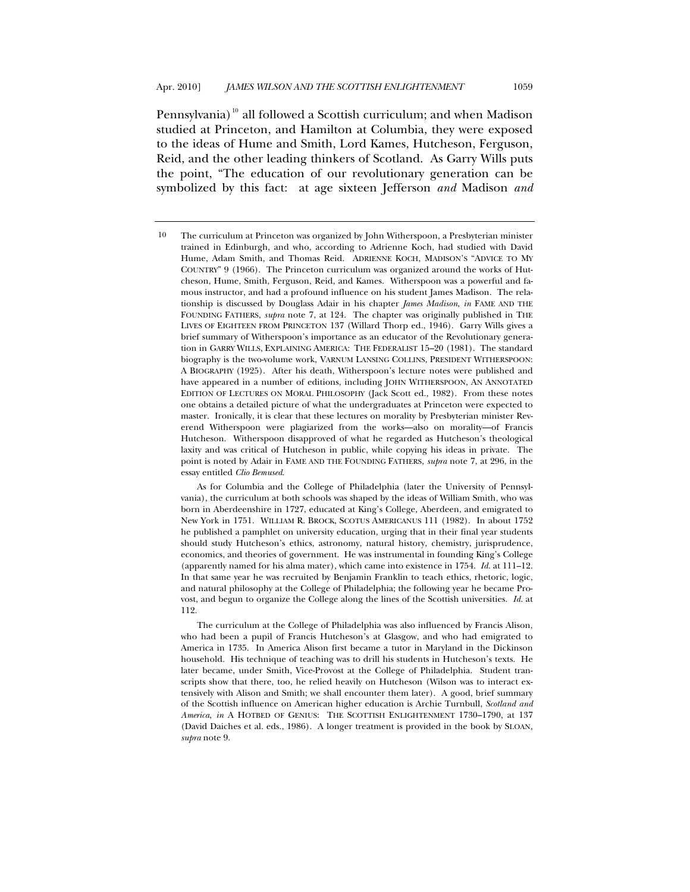Pennsylvania)[10] all followed a Scottish curriculum; and when Madison studied at Princeton, and Hamilton at Columbia, they were exposed to the ideas of Hume and Smith, Lord Kames, Hutcheson, Ferguson, Reid, and the other leading thinkers of Scotland. As Garry Wills puts the point, "The education of our revolutionary generation can be symbolized by this fact: at age sixteen Jefferson *and* Madison *and*

---

10 The curriculum at Princeton was organized by John Witherspoon, a Presbyterian minister trained in Edinburgh, and who, according to Adrienne Koch, had studied with David Hume, Adam Smith, and Thomas Reid. ADRIENNE KOCH, MADISON'S "ADVICE TO MY COUNTRY" 9 (1966). The Princeton curriculum was organized around the works of Hutcheson, Hume, Smith, Ferguson, Reid, and Kames. Witherspoon was a powerful and famous instructor, and had a profound influence on his student James Madison. The relationship is discussed by Douglass Adair in his chapter *James Madison*, *in* FAME AND THE FOUNDING FATHERS, *supra* note 7, at 124. The chapter was originally published in THE LIVES OF EIGHTEEN FROM PRINCETON 137 (Willard Thorp ed., 1946). Garry Wills gives a brief summary of Witherspoon's importance as an educator of the Revolutionary generation in GARRY WILLS, EXPLAINING AMERICA: THE FEDERALIST 15–20 (1981). The standard biography is the two-volume work, VARNUM LANSING COLLINS, PRESIDENT WITHERSPOON: A BIOGRAPHY (1925). After his death, Witherspoon's lecture notes were published and have appeared in a number of editions, including JOHN WITHERSPOON, AN ANNOTATED EDITION OF LECTURES ON MORAL PHILOSOPHY (Jack Scott ed., 1982). From these notes one obtains a detailed picture of what the undergraduates at Princeton were expected to master. Ironically, it is clear that these lectures on morality by Presbyterian minister Reverend Witherspoon were plagiarized from the works—also on morality—of Francis Hutcheson. Witherspoon disapproved of what he regarded as Hutcheson's theological laxity and was critical of Hutcheson in public, while copying his ideas in private. The point is noted by Adair in FAME AND THE FOUNDING FATHERS, *supra* note 7, at 296, in the essay entitled *Clio Bemused*.

As for Columbia and the College of Philadelphia (later the University of Pennsylvania), the curriculum at both schools was shaped by the ideas of William Smith, who was born in Aberdeenshire in 1727, educated at King's College, Aberdeen, and emigrated to New York in 1751. WILLIAM R. BROCK, SCOTUS AMERICANUS 111 (1982). In about 1752 he published a pamphlet on university education, urging that in their final year students should study Hutcheson's ethics, astronomy, natural history, chemistry, jurisprudence, economics, and theories of government. He was instrumental in founding King's College (apparently named for his alma mater), which came into existence in 1754. *Id.* at 111–12. In that same year he was recruited by Benjamin Franklin to teach ethics, rhetoric, logic, and natural philosophy at the College of Philadelphia; the following year he became Provost, and begun to organize the College along the lines of the Scottish universities. *Id.* at 112.

The curriculum at the College of Philadelphia was also influenced by Francis Alison, who had been a pupil of Francis Hutcheson's at Glasgow, and who had emigrated to America in 1735. In America Alison first became a tutor in Maryland in the Dickinson household. His technique of teaching was to drill his students in Hutcheson's texts. He later became, under Smith, Vice-Provost at the College of Philadelphia. Student transcripts show that there, too, he relied heavily on Hutcheson (Wilson was to interact extensively with Alison and Smith; we shall encounter them later). A good, brief summary of the Scottish influence on American higher education is Archie Turnbull, *Scotland and America*, *in* A HOTBED OF GENIUS: THE SCOTTISH ENLIGHTENMENT 1730–1790, at 137 (David Daiches et al. eds., 1986). A longer treatment is provided in the book by SLOAN, *supra* note 9.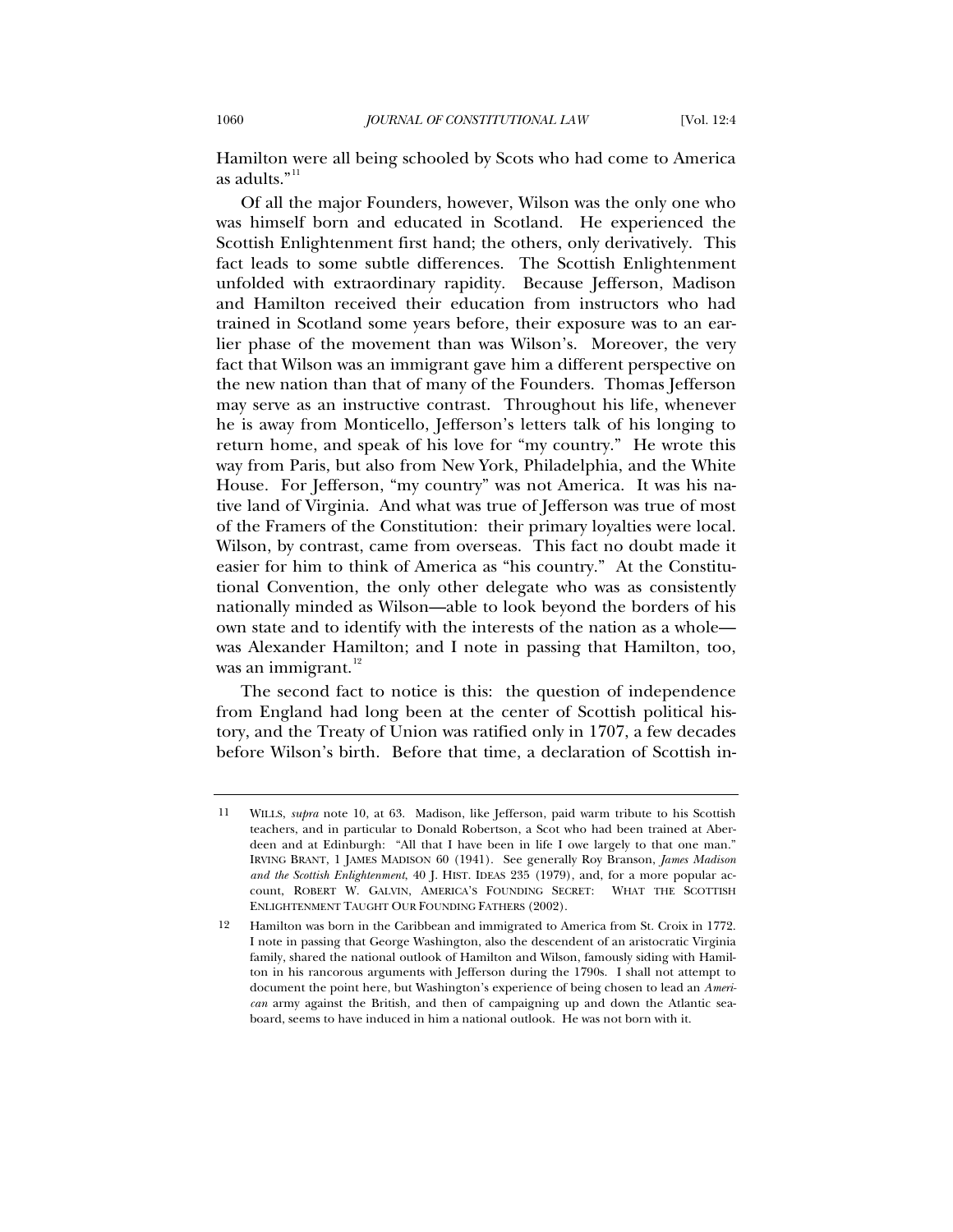Hamilton were all being schooled by Scots who had come to America as adults."[11]

Of all the major Founders, however, Wilson was the only one who was himself born and educated in Scotland. He experienced the Scottish Enlightenment first hand; the others, only derivatively. This fact leads to some subtle differences. The Scottish Enlightenment unfolded with extraordinary rapidity. Because Jefferson, Madison and Hamilton received their education from instructors who had trained in Scotland some years before, their exposure was to an earlier phase of the movement than was Wilson's. Moreover, the very fact that Wilson was an immigrant gave him a different perspective on the new nation than that of many of the Founders. Thomas Jefferson may serve as an instructive contrast. Throughout his life, whenever he is away from Monticello, Jefferson's letters talk of his longing to return home, and speak of his love for "my country." He wrote this way from Paris, but also from New York, Philadelphia, and the White House. For Jefferson, "my country" was not America. It was his native land of Virginia. And what was true of Jefferson was true of most of the Framers of the Constitution: their primary loyalties were local. Wilson, by contrast, came from overseas. This fact no doubt made it easier for him to think of America as "his country." At the Constitutional Convention, the only other delegate who was as consistently nationally minded as Wilson—able to look beyond the borders of his own state and to identify with the interests of the nation as a whole—was Alexander Hamilton; and I note in passing that Hamilton, too, was an immigrant.[12]

The second fact to notice is this: the question of independence from England had long been at the center of Scottish political history, and the Treaty of Union was ratified only in 1707, a few decades before Wilson's birth. Before that time, a declaration of Scottish in-

---

11 WILLS, *supra* note 10, at 63. Madison, like Jefferson, paid warm tribute to his Scottish teachers, and in particular to Donald Robertson, a Scot who had been trained at Aberdeen and at Edinburgh: "All that I have been in life I owe largely to that one man." IRVING BRANT, 1 JAMES MADISON 60 (1941). See generally Roy Branson, *James Madison and the Scottish Enlightenment*, 40 J. HIST. IDEAS 235 (1979), and, for a more popular account, ROBERT W. GALVIN, AMERICA'S FOUNDING SECRET: WHAT THE SCOTTISH ENLIGHTENMENT TAUGHT OUR FOUNDING FATHERS (2002).

12 Hamilton was born in the Caribbean and immigrated to America from St. Croix in 1772. I note in passing that George Washington, also the descendent of an aristocratic Virginia family, shared the national outlook of Hamilton and Wilson, famously siding with Hamilton in his rancorous arguments with Jefferson during the 1790s. I shall not attempt to document the point here, but Washington's experience of being chosen to lead an *American* army against the British, and then of campaigning up and down the Atlantic seaboard, seems to have induced in him a national outlook. He was not born with it.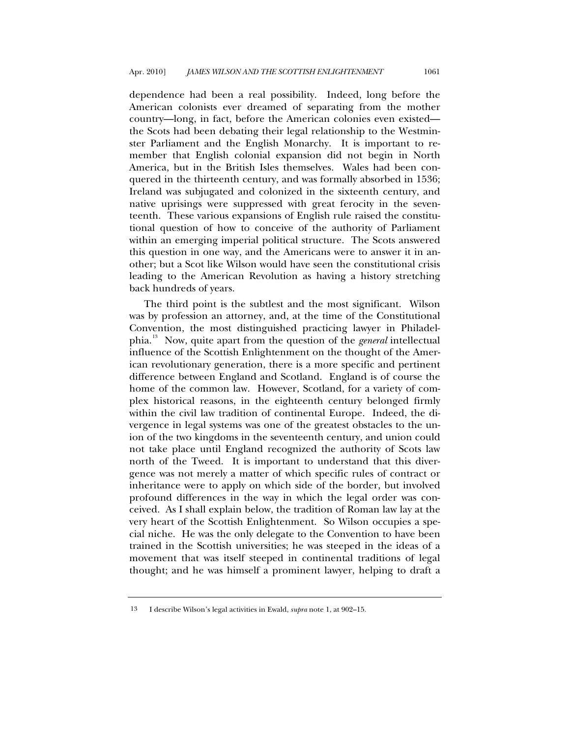dependence had been a real possibility. Indeed, long before the American colonists ever dreamed of separating from the mother country—long, in fact, before the American colonies even existed—the Scots had been debating their legal relationship to the Westminster Parliament and the English Monarchy. It is important to remember that English colonial expansion did not begin in North America, but in the British Isles themselves. Wales had been conquered in the thirteenth century, and was formally absorbed in 1536; Ireland was subjugated and colonized in the sixteenth century, and native uprisings were suppressed with great ferocity in the seventeenth. These various expansions of English rule raised the constitutional question of how to conceive of the authority of Parliament within an emerging imperial political structure. The Scots answered this question in one way, and the Americans were to answer it in another; but a Scot like Wilson would have seen the constitutional crisis leading to the American Revolution as having a history stretching back hundreds of years.

The third point is the subtlest and the most significant. Wilson was by profession an attorney, and, at the time of the Constitutional Convention, the most distinguished practicing lawyer in Philadelphia.[13] Now, quite apart from the question of the *general* intellectual influence of the Scottish Enlightenment on the thought of the American revolutionary generation, there is a more specific and pertinent difference between England and Scotland. England is of course the home of the common law. However, Scotland, for a variety of complex historical reasons, in the eighteenth century belonged firmly within the civil law tradition of continental Europe. Indeed, the divergence in legal systems was one of the greatest obstacles to the union of the two kingdoms in the seventeenth century, and union could not take place until England recognized the authority of Scots law north of the Tweed. It is important to understand that this divergence was not merely a matter of which specific rules of contract or inheritance were to apply on which side of the border, but involved profound differences in the way in which the legal order was conceived. As I shall explain below, the tradition of Roman law lay at the very heart of the Scottish Enlightenment. So Wilson occupies a special niche. He was the only delegate to the Convention to have been trained in the Scottish universities; he was steeped in the ideas of a movement that was itself steeped in continental traditions of legal thought; and he was himself a prominent lawyer, helping to draft a

---

13 I describe Wilson's legal activities in Ewald, *supra* note 1, at 902–15.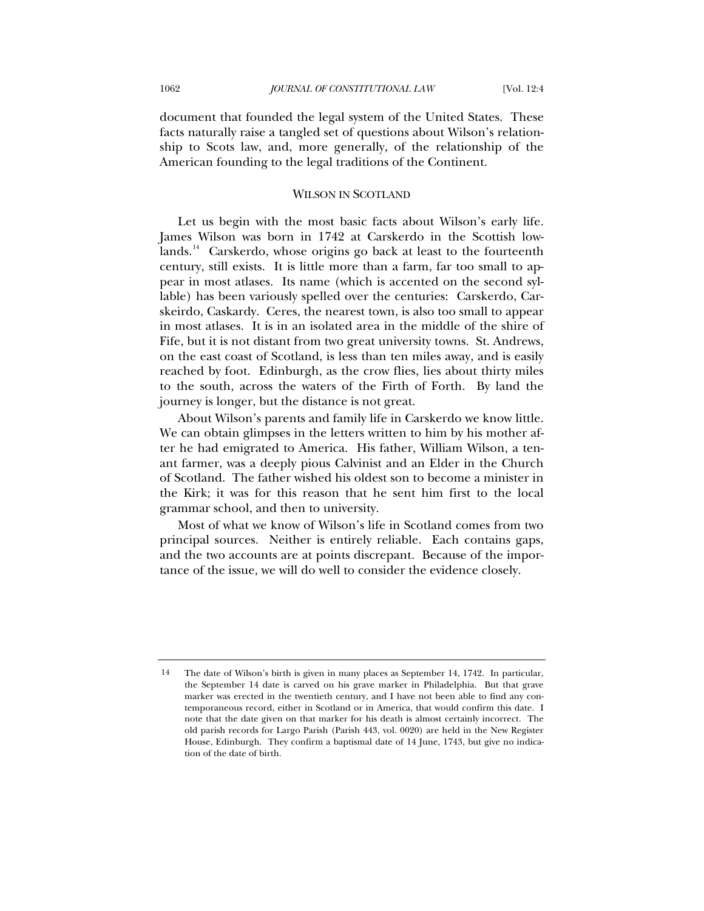document that founded the legal system of the United States. These facts naturally raise a tangled set of questions about Wilson's relationship to Scots law, and, more generally, of the relationship of the American founding to the legal traditions of the Continent.

## WILSON IN SCOTLAND

Let us begin with the most basic facts about Wilson's early life. James Wilson was born in 1742 at Carskerdo in the Scottish lowlands.[14] Carskerdo, whose origins go back at least to the fourteenth century, still exists. It is little more than a farm, far too small to appear in most atlases. Its name (which is accented on the second syllable) has been variously spelled over the centuries: Carskerdo, Carskeirdo, Caskardy. Ceres, the nearest town, is also too small to appear in most atlases. It is in an isolated area in the middle of the shire of Fife, but it is not distant from two great university towns. St. Andrews, on the east coast of Scotland, is less than ten miles away, and is easily reached by foot. Edinburgh, as the crow flies, lies about thirty miles to the south, across the waters of the Firth of Forth. By land the journey is longer, but the distance is not great.

About Wilson's parents and family life in Carskerdo we know little. We can obtain glimpses in the letters written to him by his mother after he had emigrated to America. His father, William Wilson, a tenant farmer, was a deeply pious Calvinist and an Elder in the Church of Scotland. The father wished his oldest son to become a minister in the Kirk; it was for this reason that he sent him first to the local grammar school, and then to university.

Most of what we know of Wilson's life in Scotland comes from two principal sources. Neither is entirely reliable. Each contains gaps, and the two accounts are at points discrepant. Because of the importance of the issue, we will do well to consider the evidence closely.

---

14 The date of Wilson's birth is given in many places as September 14, 1742. In particular, the September 14 date is carved on his grave marker in Philadelphia. But that grave marker was erected in the twentieth century, and I have not been able to find any contemporaneous record, either in Scotland or in America, that would confirm this date. I note that the date given on that marker for his death is almost certainly incorrect. The old parish records for Largo Parish (Parish 443, vol. 0020) are held in the New Register House, Edinburgh. They confirm a baptismal date of 14 June, 1743, but give no indication of the date of birth.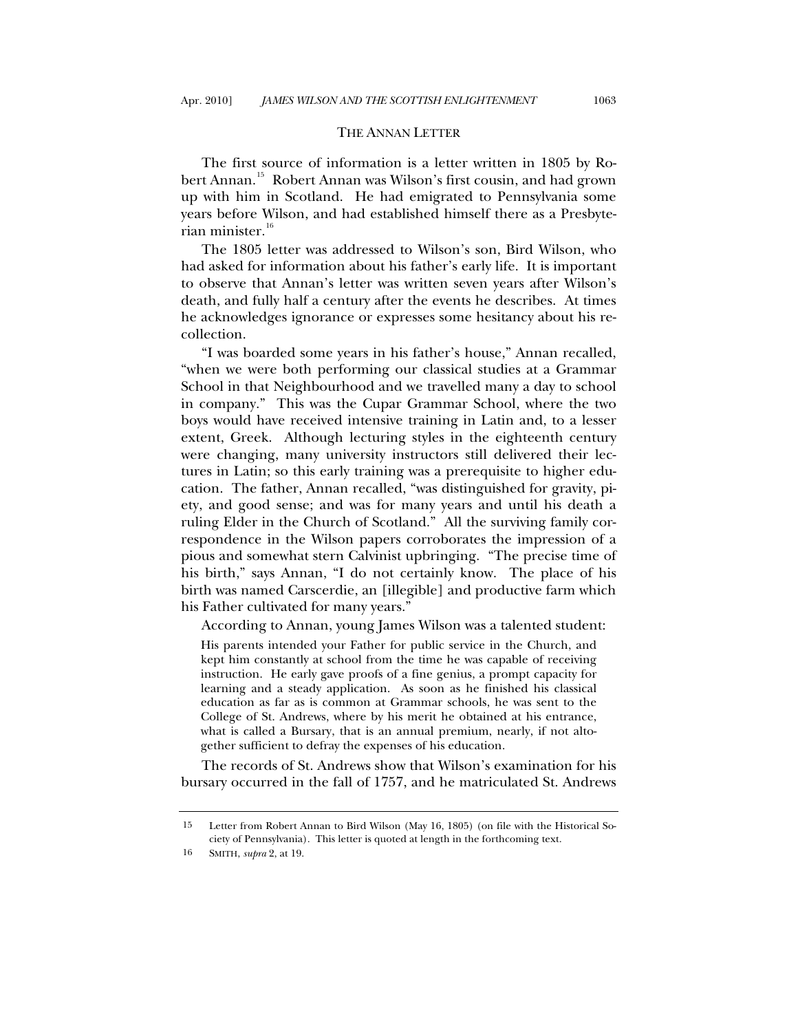## THE ANNAN LETTER

The first source of information is a letter written in 1805 by Robert Annan.[15] Robert Annan was Wilson's first cousin, and had grown up with him in Scotland. He had emigrated to Pennsylvania some years before Wilson, and had established himself there as a Presbyterian minister.[16]

The 1805 letter was addressed to Wilson's son, Bird Wilson, who had asked for information about his father's early life. It is important to observe that Annan's letter was written seven years after Wilson's death, and fully half a century after the events he describes. At times he acknowledges ignorance or expresses some hesitancy about his recollection.

"I was boarded some years in his father's house," Annan recalled, "when we were both performing our classical studies at a Grammar School in that Neighbourhood and we travelled many a day to school in company." This was the Cupar Grammar School, where the two boys would have received intensive training in Latin and, to a lesser extent, Greek. Although lecturing styles in the eighteenth century were changing, many university instructors still delivered their lectures in Latin; so this early training was a prerequisite to higher education. The father, Annan recalled, "was distinguished for gravity, piety, and good sense; and was for many years and until his death a ruling Elder in the Church of Scotland." All the surviving family correspondence in the Wilson papers corroborates the impression of a pious and somewhat stern Calvinist upbringing. "The precise time of his birth," says Annan, "I do not certainly know. The place of his birth was named Carscerdie, an [illegible] and productive farm which his Father cultivated for many years."

According to Annan, young James Wilson was a talented student:

> His parents intended your Father for public service in the Church, and kept him constantly at school from the time he was capable of receiving instruction. He early gave proofs of a fine genius, a prompt capacity for learning and a steady application. As soon as he finished his classical education as far as is common at Grammar schools, he was sent to the College of St. Andrews, where by his merit he obtained at his entrance, what is called a Bursary, that is an annual premium, nearly, if not altogether sufficient to defray the expenses of his education.

The records of St. Andrews show that Wilson's examination for his bursary occurred in the fall of 1757, and he matriculated St. Andrews

---

15 Letter from Robert Annan to Bird Wilson (May 16, 1805) (on file with the Historical Society of Pennsylvania). This letter is quoted at length in the forthcoming text.

16 SMITH, *supra* 2, at 19.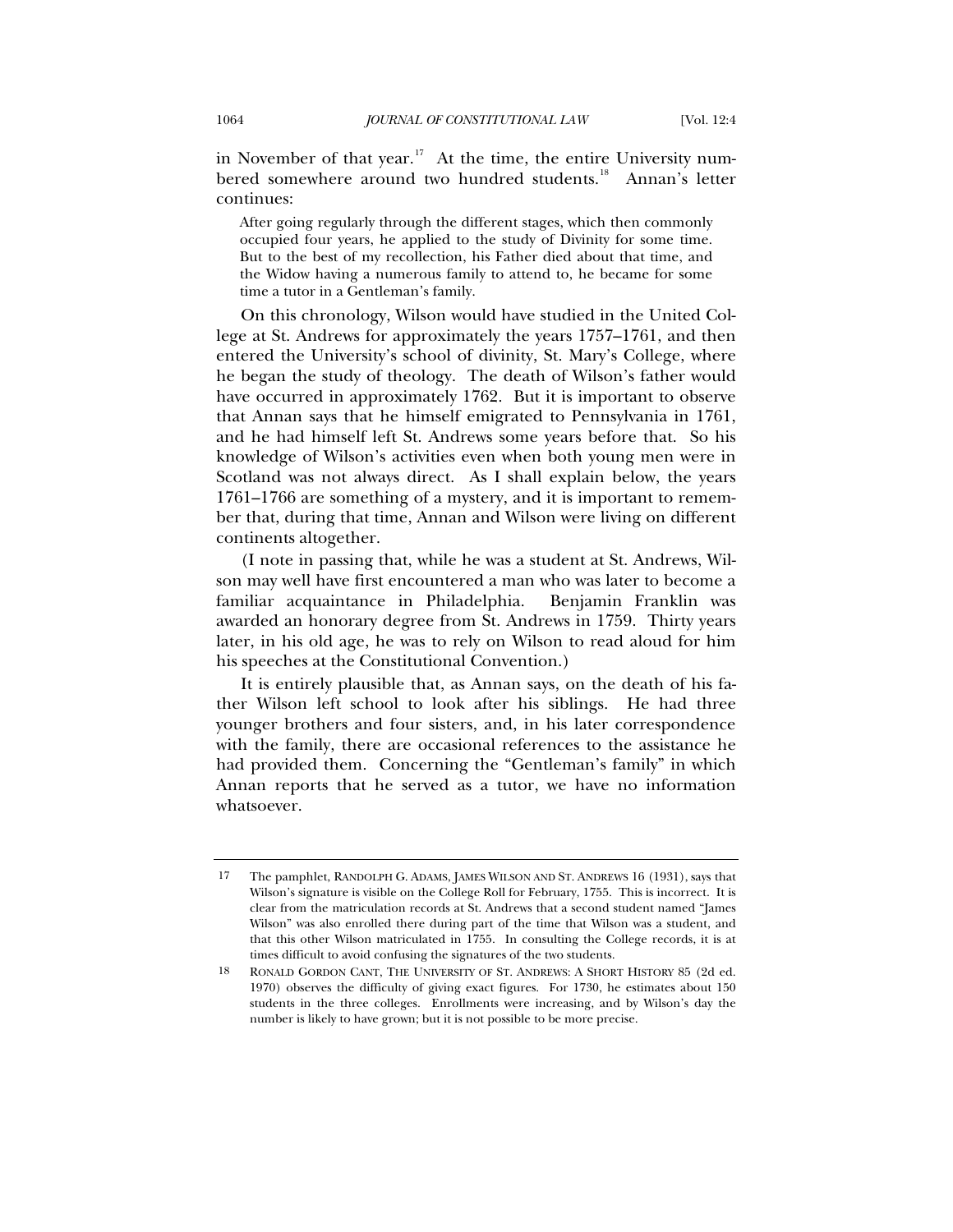in November of that year.[17] At the time, the entire University numbered somewhere around two hundred students.[18] Annan's letter continues:

> After going regularly through the different stages, which then commonly occupied four years, he applied to the study of Divinity for some time. But to the best of my recollection, his Father died about that time, and the Widow having a numerous family to attend to, he became for some time a tutor in a Gentleman's family.

On this chronology, Wilson would have studied in the United College at St. Andrews for approximately the years 1757–1761, and then entered the University's school of divinity, St. Mary's College, where he began the study of theology. The death of Wilson's father would have occurred in approximately 1762. But it is important to observe that Annan says that he himself emigrated to Pennsylvania in 1761, and he had himself left St. Andrews some years before that. So his knowledge of Wilson's activities even when both young men were in Scotland was not always direct. As I shall explain below, the years 1761–1766 are something of a mystery, and it is important to remember that, during that time, Annan and Wilson were living on different continents altogether.

(I note in passing that, while he was a student at St. Andrews, Wilson may well have first encountered a man who was later to become a familiar acquaintance in Philadelphia. Benjamin Franklin was awarded an honorary degree from St. Andrews in 1759. Thirty years later, in his old age, he was to rely on Wilson to read aloud for him his speeches at the Constitutional Convention.)

It is entirely plausible that, as Annan says, on the death of his father Wilson left school to look after his siblings. He had three younger brothers and four sisters, and, in his later correspondence with the family, there are occasional references to the assistance he had provided them. Concerning the "Gentleman's family" in which Annan reports that he served as a tutor, we have no information whatsoever.

---

17 The pamphlet, RANDOLPH G. ADAMS, JAMES WILSON AND ST. ANDREWS 16 (1931), says that Wilson's signature is visible on the College Roll for February, 1755. This is incorrect. It is clear from the matriculation records at St. Andrews that a second student named "James Wilson" was also enrolled there during part of the time that Wilson was a student, and that this other Wilson matriculated in 1755. In consulting the College records, it is at times difficult to avoid confusing the signatures of the two students.

18 RONALD GORDON CANT, THE UNIVERSITY OF ST. ANDREWS: A SHORT HISTORY 85 (2d ed. 1970) observes the difficulty of giving exact figures. For 1730, he estimates about 150 students in the three colleges. Enrollments were increasing, and by Wilson's day the number is likely to have grown; but it is not possible to be more precise.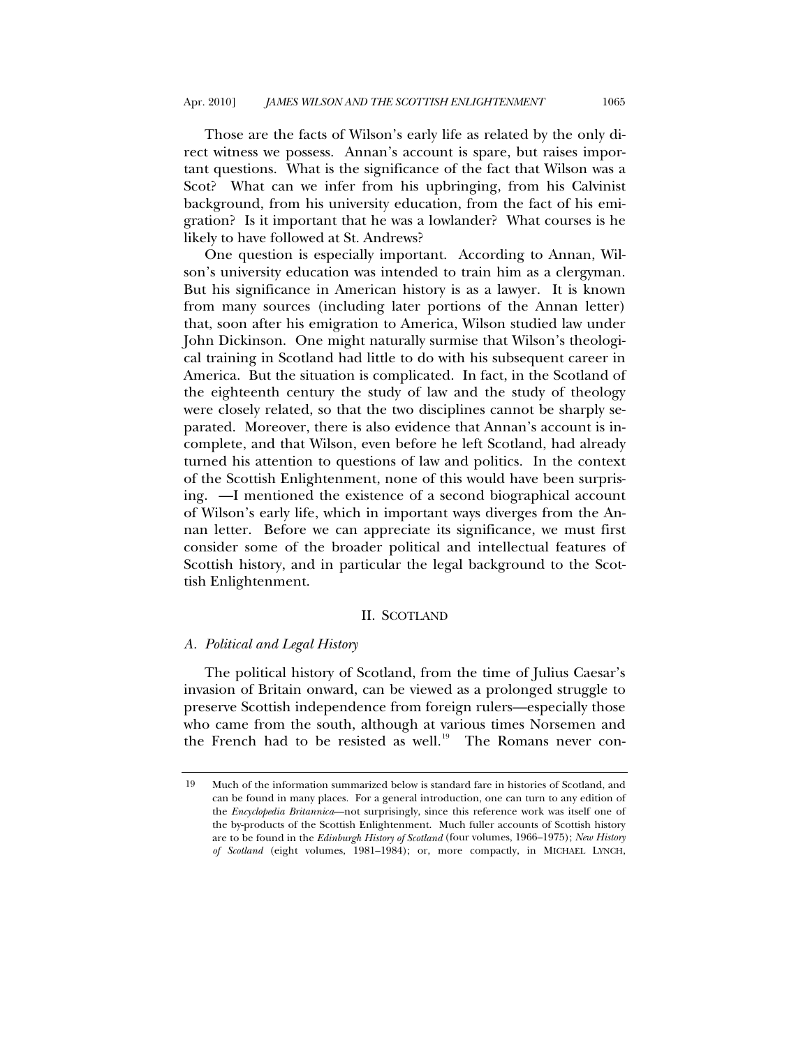Those are the facts of Wilson's early life as related by the only direct witness we possess. Annan's account is spare, but raises important questions. What is the significance of the fact that Wilson was a Scot? What can we infer from his upbringing, from his Calvinist background, from his university education, from the fact of his emigration? Is it important that he was a lowlander? What courses is he likely to have followed at St. Andrews?

One question is especially important. According to Annan, Wilson's university education was intended to train him as a clergyman. But his significance in American history is as a lawyer. It is known from many sources (including later portions of the Annan letter) that, soon after his emigration to America, Wilson studied law under John Dickinson. One might naturally surmise that Wilson's theological training in Scotland had little to do with his subsequent career in America. But the situation is complicated. In fact, in the Scotland of the eighteenth century the study of law and the study of theology were closely related, so that the two disciplines cannot be sharply separated. Moreover, there is also evidence that Annan's account is incomplete, and that Wilson, even before he left Scotland, had already turned his attention to questions of law and politics. In the context of the Scottish Enlightenment, none of this would have been surprising. —I mentioned the existence of a second biographical account of Wilson's early life, which in important ways diverges from the Annan letter. Before we can appreciate its significance, we must first consider some of the broader political and intellectual features of Scottish history, and in particular the legal background to the Scottish Enlightenment.

## II. SCOTLAND

### *A. Political and Legal History*

The political history of Scotland, from the time of Julius Caesar's invasion of Britain onward, can be viewed as a prolonged struggle to preserve Scottish independence from foreign rulers—especially those who came from the south, although at various times Norsemen and the French had to be resisted as well.[19] The Romans never con-

---

19 Much of the information summarized below is standard fare in histories of Scotland, and can be found in many places. For a general introduction, one can turn to any edition of the *Encyclopedia Britannica*—not surprisingly, since this reference work was itself one of the by-products of the Scottish Enlightenment. Much fuller accounts of Scottish history are to be found in the *Edinburgh History of Scotland* (four volumes, 1966–1975); *New History of Scotland* (eight volumes, 1981–1984); or, more compactly, in MICHAEL LYNCH,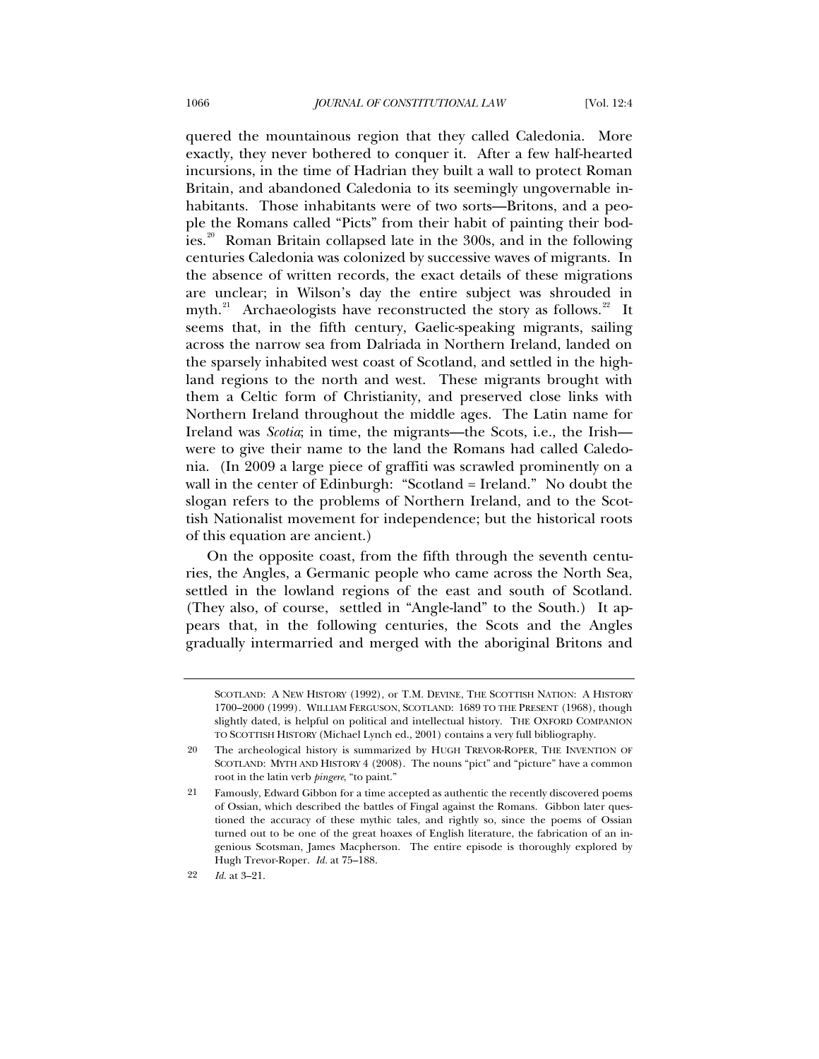quered the mountainous region that they called Caledonia. More exactly, they never bothered to conquer it. After a few half-hearted incursions, in the time of Hadrian they built a wall to protect Roman Britain, and abandoned Caledonia to its seemingly ungovernable inhabitants. Those inhabitants were of two sorts—Britons, and a people the Romans called "Picts" from their habit of painting their bodies.[20] Roman Britain collapsed late in the 300s, and in the following centuries Caledonia was colonized by successive waves of migrants. In the absence of written records, the exact details of these migrations are unclear; in Wilson's day the entire subject was shrouded in myth.[21] Archaeologists have reconstructed the story as follows.[22] It seems that, in the fifth century, Gaelic-speaking migrants, sailing across the narrow sea from Dalriada in Northern Ireland, landed on the sparsely inhabited west coast of Scotland, and settled in the highland regions to the north and west. These migrants brought with them a Celtic form of Christianity, and preserved close links with Northern Ireland throughout the middle ages. The Latin name for Ireland was *Scotia*; in time, the migrants—the Scots, i.e., the Irish—were to give their name to the land the Romans had called Caledonia. (In 2009 a large piece of graffiti was scrawled prominently on a wall in the center of Edinburgh: "Scotland = Ireland." No doubt the slogan refers to the problems of Northern Ireland, and to the Scottish Nationalist movement for independence; but the historical roots of this equation are ancient.)

On the opposite coast, from the fifth through the seventh centuries, the Angles, a Germanic people who came across the North Sea, settled in the lowland regions of the east and south of Scotland. (They also, of course, settled in "Angle-land" to the South.) It appears that, in the following centuries, the Scots and the Angles gradually intermarried and merged with the aboriginal Britons and

---

SCOTLAND: A NEW HISTORY (1992), or T.M. DEVINE, THE SCOTTISH NATION: A HISTORY 1700–2000 (1999). WILLIAM FERGUSON, SCOTLAND: 1689 TO THE PRESENT (1968), though slightly dated, is helpful on political and intellectual history. THE OXFORD COMPANION TO SCOTTISH HISTORY (Michael Lynch ed., 2001) contains a very full bibliography.

20 The archeological history is summarized by HUGH TREVOR-ROPER, THE INVENTION OF SCOTLAND: MYTH AND HISTORY 4 (2008). The nouns "pict" and "picture" have a common root in the latin verb *pingere*, "to paint."

21 Famously, Edward Gibbon for a time accepted as authentic the recently discovered poems of Ossian, which described the battles of Fingal against the Romans. Gibbon later questioned the accuracy of these mythic tales, and rightly so, since the poems of Ossian turned out to be one of the great hoaxes of English literature, the fabrication of an ingenious Scotsman, James Macpherson. The entire episode is thoroughly explored by Hugh Trevor-Roper. *Id.* at 75–188.

22 *Id.* at 3–21.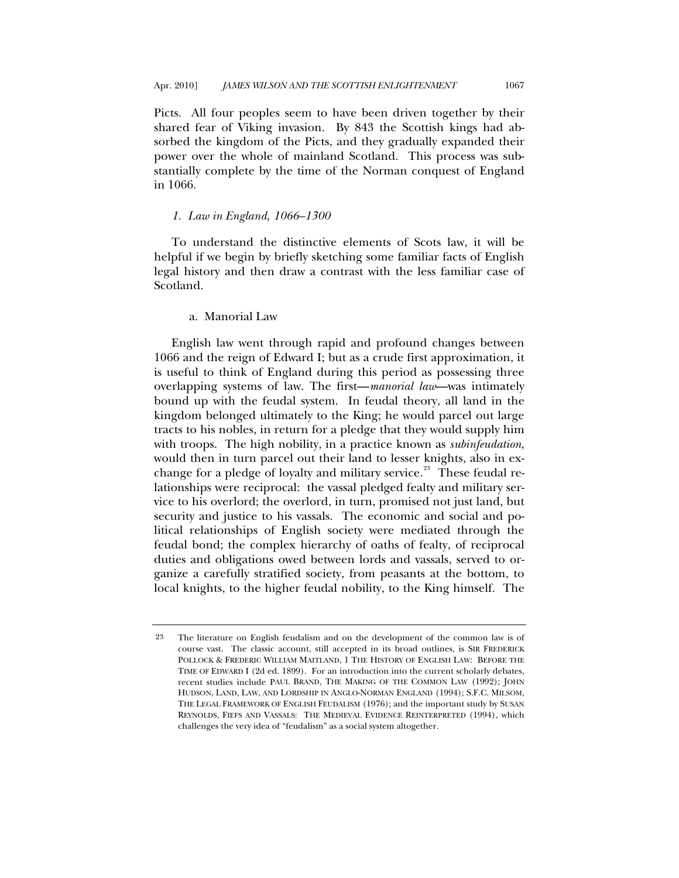Picts. All four peoples seem to have been driven together by their shared fear of Viking invasion. By 843 the Scottish kings had absorbed the kingdom of the Picts, and they gradually expanded their power over the whole of mainland Scotland. This process was substantially complete by the time of the Norman conquest of England in 1066.

### *1. Law in England, 1066–1300*

To understand the distinctive elements of Scots law, it will be helpful if we begin by briefly sketching some familiar facts of English legal history and then draw a contrast with the less familiar case of Scotland.

#### a. Manorial Law

English law went through rapid and profound changes between 1066 and the reign of Edward I; but as a crude first approximation, it is useful to think of England during this period as possessing three overlapping systems of law. The first—*manorial law*—was intimately bound up with the feudal system. In feudal theory, all land in the kingdom belonged ultimately to the King; he would parcel out large tracts to his nobles, in return for a pledge that they would supply him with troops. The high nobility, in a practice known as *subinfeudation*, would then in turn parcel out their land to lesser knights, also in exchange for a pledge of loyalty and military service.[23] These feudal relationships were reciprocal: the vassal pledged fealty and military service to his overlord; the overlord, in turn, promised not just land, but security and justice to his vassals. The economic and social and political relationships of English society were mediated through the feudal bond; the complex hierarchy of oaths of fealty, of reciprocal duties and obligations owed between lords and vassals, served to organize a carefully stratified society, from peasants at the bottom, to local knights, to the higher feudal nobility, to the King himself. The

---

23 The literature on English feudalism and on the development of the common law is of course vast. The classic account, still accepted in its broad outlines, is SIR FREDERICK POLLOCK & FREDERIC WILLIAM MAITLAND, 1 THE HISTORY OF ENGLISH LAW: BEFORE THE TIME OF EDWARD I (2d ed. 1899). For an introduction into the current scholarly debates, recent studies include PAUL BRAND, THE MAKING OF THE COMMON LAW (1992); JOHN HUDSON, LAND, LAW, AND LORDSHIP IN ANGLO-NORMAN ENGLAND (1994); S.F.C. MILSOM, THE LEGAL FRAMEWORK OF ENGLISH FEUDALISM (1976); and the important study by SUSAN REYNOLDS, FIEFS AND VASSALS: THE MEDIEVAL EVIDENCE REINTERPRETED (1994), which challenges the very idea of "feudalism" as a social system altogether.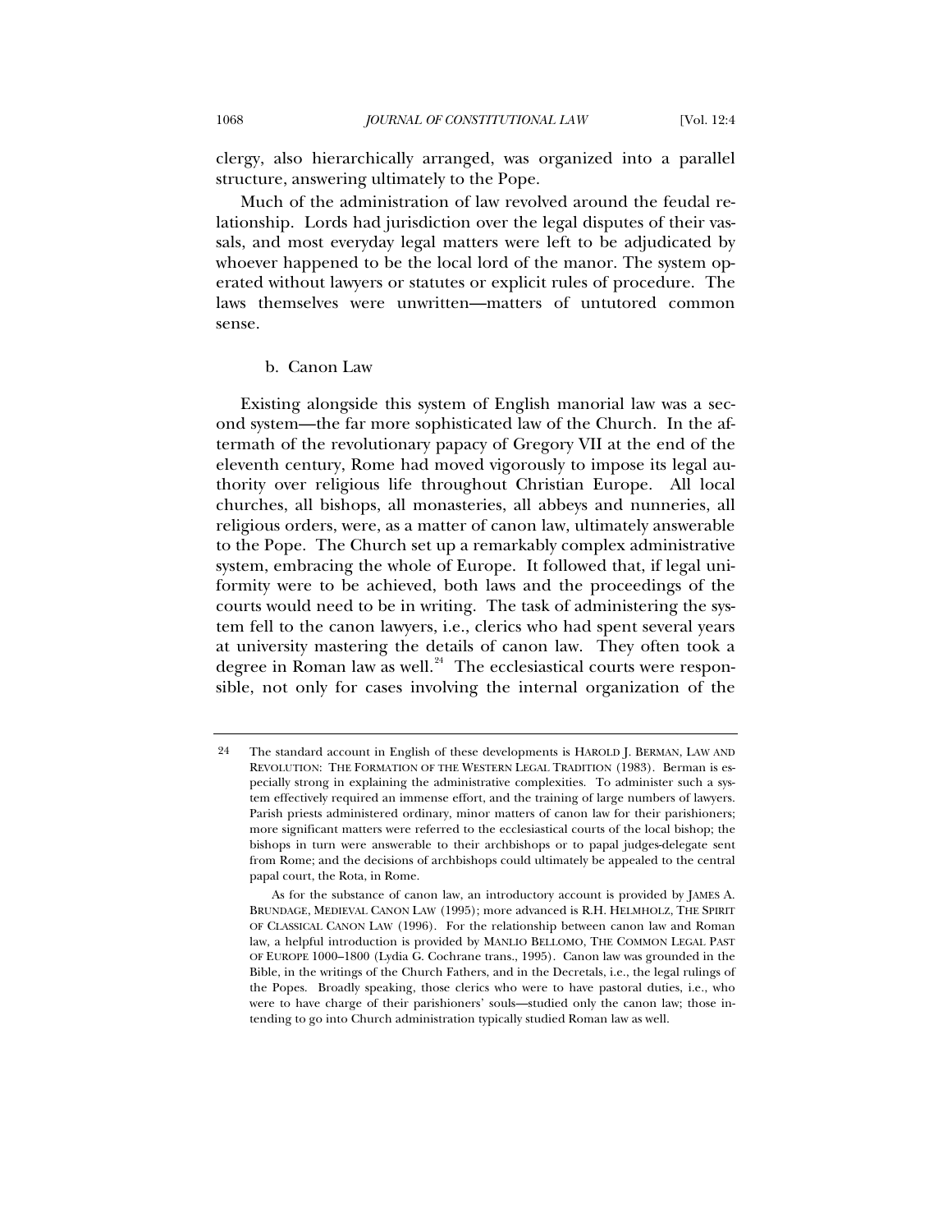clergy, also hierarchically arranged, was organized into a parallel structure, answering ultimately to the Pope.

Much of the administration of law revolved around the feudal relationship. Lords had jurisdiction over the legal disputes of their vassals, and most everyday legal matters were left to be adjudicated by whoever happened to be the local lord of the manor. The system operated without lawyers or statutes or explicit rules of procedure. The laws themselves were unwritten—matters of untutored common sense.

b. Canon Law

Existing alongside this system of English manorial law was a second system—the far more sophisticated law of the Church. In the aftermath of the revolutionary papacy of Gregory VII at the end of the eleventh century, Rome had moved vigorously to impose its legal authority over religious life throughout Christian Europe. All local churches, all bishops, all monasteries, all abbeys and nunneries, all religious orders, were, as a matter of canon law, ultimately answerable to the Pope. The Church set up a remarkably complex administrative system, embracing the whole of Europe. It followed that, if legal uniformity were to be achieved, both laws and the proceedings of the courts would need to be in writing. The task of administering the system fell to the canon lawyers, i.e., clerics who had spent several years at university mastering the details of canon law. They often took a degree in Roman law as well.[24] The ecclesiastical courts were responsible, not only for cases involving the internal organization of the

---

24 The standard account in English of these developments is HAROLD J. BERMAN, LAW AND REVOLUTION: THE FORMATION OF THE WESTERN LEGAL TRADITION (1983). Berman is especially strong in explaining the administrative complexities. To administer such a system effectively required an immense effort, and the training of large numbers of lawyers. Parish priests administered ordinary, minor matters of canon law for their parishioners; more significant matters were referred to the ecclesiastical courts of the local bishop; the bishops in turn were answerable to their archbishops or to papal judges-delegate sent from Rome; and the decisions of archbishops could ultimately be appealed to the central papal court, the Rota, in Rome.

As for the substance of canon law, an introductory account is provided by JAMES A. BRUNDAGE, MEDIEVAL CANON LAW (1995); more advanced is R.H. HELMHOLZ, THE SPIRIT OF CLASSICAL CANON LAW (1996). For the relationship between canon law and Roman law, a helpful introduction is provided by MANLIO BELLOMO, THE COMMON LEGAL PAST OF EUROPE 1000–1800 (Lydia G. Cochrane trans., 1995). Canon law was grounded in the Bible, in the writings of the Church Fathers, and in the Decretals, i.e., the legal rulings of the Popes. Broadly speaking, those clerics who were to have pastoral duties, i.e., who were to have charge of their parishioners' souls—studied only the canon law; those intending to go into Church administration typically studied Roman law as well.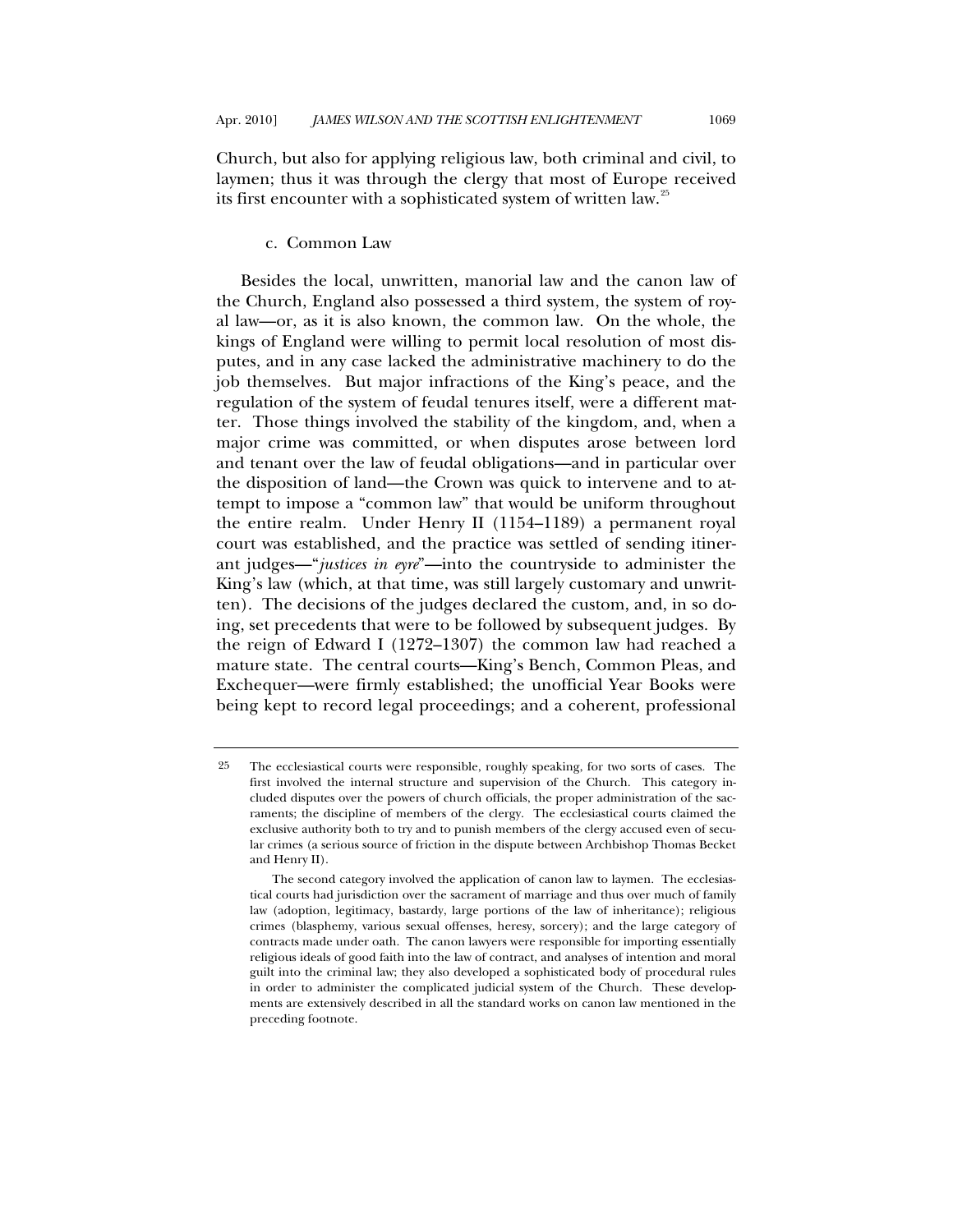Church, but also for applying religious law, both criminal and civil, to laymen; thus it was through the clergy that most of Europe received its first encounter with a sophisticated system of written law.[25]

#### c. Common Law

Besides the local, unwritten, manorial law and the canon law of the Church, England also possessed a third system, the system of royal law—or, as it is also known, the common law. On the whole, the kings of England were willing to permit local resolution of most disputes, and in any case lacked the administrative machinery to do the job themselves. But major infractions of the King's peace, and the regulation of the system of feudal tenures itself, were a different matter. Those things involved the stability of the kingdom, and, when a major crime was committed, or when disputes arose between lord and tenant over the law of feudal obligations—and in particular over the disposition of land—the Crown was quick to intervene and to attempt to impose a "common law" that would be uniform throughout the entire realm. Under Henry II (1154–1189) a permanent royal court was established, and the practice was settled of sending itinerant judges—"*justices in eyre*"—into the countryside to administer the King's law (which, at that time, was still largely customary and unwritten). The decisions of the judges declared the custom, and, in so doing, set precedents that were to be followed by subsequent judges. By the reign of Edward I (1272–1307) the common law had reached a mature state. The central courts—King's Bench, Common Pleas, and Exchequer—were firmly established; the unofficial Year Books were being kept to record legal proceedings; and a coherent, professional

---

[25] The ecclesiastical courts were responsible, roughly speaking, for two sorts of cases. The first involved the internal structure and supervision of the Church. This category included disputes over the powers of church officials, the proper administration of the sacraments; the discipline of members of the clergy. The ecclesiastical courts claimed the exclusive authority both to try and to punish members of the clergy accused even of secular crimes (a serious source of friction in the dispute between Archbishop Thomas Becket and Henry II).

The second category involved the application of canon law to laymen. The ecclesiastical courts had jurisdiction over the sacrament of marriage and thus over much of family law (adoption, legitimacy, bastardy, large portions of the law of inheritance); religious crimes (blasphemy, various sexual offenses, heresy, sorcery); and the large category of contracts made under oath. The canon lawyers were responsible for importing essentially religious ideals of good faith into the law of contract, and analyses of intention and moral guilt into the criminal law; they also developed a sophisticated body of procedural rules in order to administer the complicated judicial system of the Church. These developments are extensively described in all the standard works on canon law mentioned in the preceding footnote.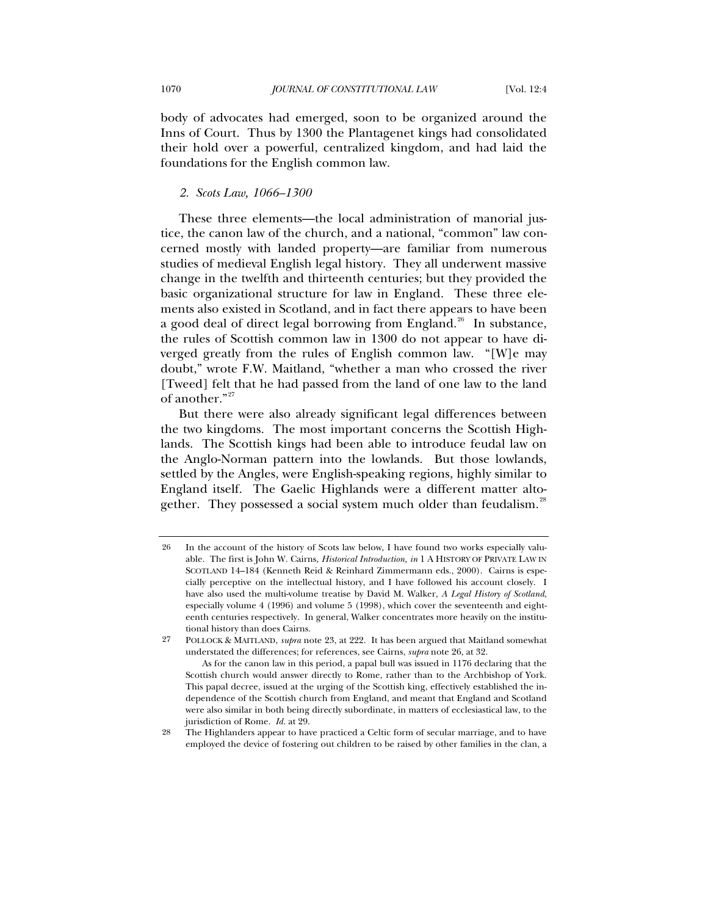body of advocates had emerged, soon to be organized around the Inns of Court. Thus by 1300 the Plantagenet kings had consolidated their hold over a powerful, centralized kingdom, and had laid the foundations for the English common law.

### *2. Scots Law, 1066–1300*

These three elements—the local administration of manorial justice, the canon law of the church, and a national, "common" law concerned mostly with landed property—are familiar from numerous studies of medieval English legal history. They all underwent massive change in the twelfth and thirteenth centuries; but they provided the basic organizational structure for law in England. These three elements also existed in Scotland, and in fact there appears to have been a good deal of direct legal borrowing from England.[26] In substance, the rules of Scottish common law in 1300 do not appear to have diverged greatly from the rules of English common law. "[W]e may doubt," wrote F.W. Maitland, "whether a man who crossed the river [Tweed] felt that he had passed from the land of one law to the land of another."[27]

But there were also already significant legal differences between the two kingdoms. The most important concerns the Scottish Highlands. The Scottish kings had been able to introduce feudal law on the Anglo-Norman pattern into the lowlands. But those lowlands, settled by the Angles, were English-speaking regions, highly similar to England itself. The Gaelic Highlands were a different matter altogether. They possessed a social system much older than feudalism.[28]

---

26 In the account of the history of Scots law below, I have found two works especially valuable. The first is John W. Cairns, *Historical Introduction, in* 1 A HISTORY OF PRIVATE LAW IN SCOTLAND 14–184 (Kenneth Reid & Reinhard Zimmermann eds., 2000). Cairns is especially perceptive on the intellectual history, and I have followed his account closely. I have also used the multi-volume treatise by David M. Walker, *A Legal History of Scotland*, especially volume 4 (1996) and volume 5 (1998), which cover the seventeenth and eighteenth centuries respectively. In general, Walker concentrates more heavily on the institutional history than does Cairns.

27 POLLOCK & MAITLAND, *supra* note 23, at 222. It has been argued that Maitland somewhat understated the differences; for references, see Cairns, *supra* note 26, at 32.

As for the canon law in this period, a papal bull was issued in 1176 declaring that the Scottish church would answer directly to Rome, rather than to the Archbishop of York. This papal decree, issued at the urging of the Scottish king, effectively established the independence of the Scottish church from England, and meant that England and Scotland were also similar in both being directly subordinate, in matters of ecclesiastical law, to the jurisdiction of Rome. *Id.* at 29.

28 The Highlanders appear to have practiced a Celtic form of secular marriage, and to have employed the device of fostering out children to be raised by other families in the clan, a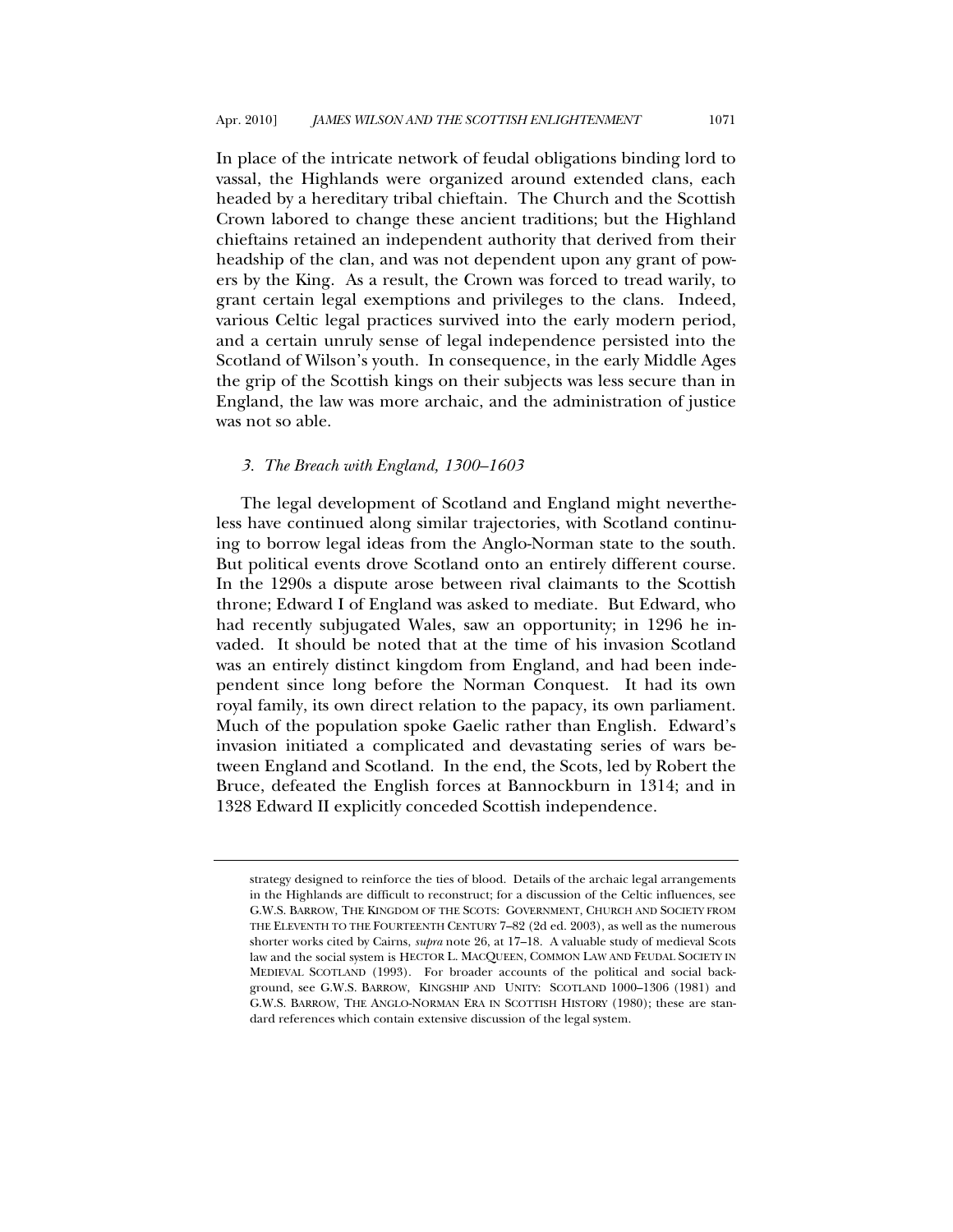In place of the intricate network of feudal obligations binding lord to vassal, the Highlands were organized around extended clans, each headed by a hereditary tribal chieftain. The Church and the Scottish Crown labored to change these ancient traditions; but the Highland chieftains retained an independent authority that derived from their headship of the clan, and was not dependent upon any grant of powers by the King. As a result, the Crown was forced to tread warily, to grant certain legal exemptions and privileges to the clans. Indeed, various Celtic legal practices survived into the early modern period, and a certain unruly sense of legal independence persisted into the Scotland of Wilson's youth. In consequence, in the early Middle Ages the grip of the Scottish kings on their subjects was less secure than in England, the law was more archaic, and the administration of justice was not so able.

### *3. The Breach with England, 1300–1603*

The legal development of Scotland and England might nevertheless have continued along similar trajectories, with Scotland continuing to borrow legal ideas from the Anglo-Norman state to the south. But political events drove Scotland onto an entirely different course. In the 1290s a dispute arose between rival claimants to the Scottish throne; Edward I of England was asked to mediate. But Edward, who had recently subjugated Wales, saw an opportunity; in 1296 he invaded. It should be noted that at the time of his invasion Scotland was an entirely distinct kingdom from England, and had been independent since long before the Norman Conquest. It had its own royal family, its own direct relation to the papacy, its own parliament. Much of the population spoke Gaelic rather than English. Edward's invasion initiated a complicated and devastating series of wars between England and Scotland. In the end, the Scots, led by Robert the Bruce, defeated the English forces at Bannockburn in 1314; and in 1328 Edward II explicitly conceded Scottish independence.

---

strategy designed to reinforce the ties of blood. Details of the archaic legal arrangements in the Highlands are difficult to reconstruct; for a discussion of the Celtic influences, see G.W.S. BARROW, THE KINGDOM OF THE SCOTS: GOVERNMENT, CHURCH AND SOCIETY FROM THE ELEVENTH TO THE FOURTEENTH CENTURY 7–82 (2d ed. 2003), as well as the numerous shorter works cited by Cairns, *supra* note 26, at 17–18. A valuable study of medieval Scots law and the social system is HECTOR L. MACQUEEN, COMMON LAW AND FEUDAL SOCIETY IN MEDIEVAL SCOTLAND (1993). For broader accounts of the political and social background, see G.W.S. BARROW, KINGSHIP AND UNITY: SCOTLAND 1000–1306 (1981) and G.W.S. BARROW, THE ANGLO-NORMAN ERA IN SCOTTISH HISTORY (1980); these are standard references which contain extensive discussion of the legal system.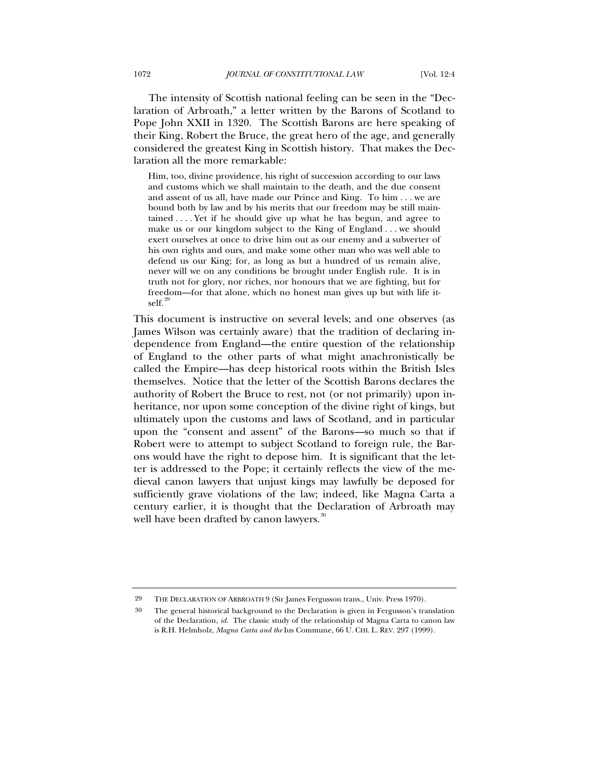The intensity of Scottish national feeling can be seen in the "Declaration of Arbroath," a letter written by the Barons of Scotland to Pope John XXII in 1320. The Scottish Barons are here speaking of their King, Robert the Bruce, the great hero of the age, and generally considered the greatest King in Scottish history. That makes the Declaration all the more remarkable:

> Him, too, divine providence, his right of succession according to our laws and customs which we shall maintain to the death, and the due consent and assent of us all, have made our Prince and King. To him . . . we are bound both by law and by his merits that our freedom may be still maintained . . . . Yet if he should give up what he has begun, and agree to make us or our kingdom subject to the King of England . . . we should exert ourselves at once to drive him out as our enemy and a subverter of his own rights and ours, and make some other man who was well able to defend us our King; for, as long as but a hundred of us remain alive, never will we on any conditions be brought under English rule. It is in truth not for glory, nor riches, nor honours that we are fighting, but for freedom—for that alone, which no honest man gives up but with life itself.[29]

This document is instructive on several levels; and one observes (as James Wilson was certainly aware) that the tradition of declaring independence from England—the entire question of the relationship of England to the other parts of what might anachronistically be called the Empire—has deep historical roots within the British Isles themselves. Notice that the letter of the Scottish Barons declares the authority of Robert the Bruce to rest, not (or not primarily) upon inheritance, nor upon some conception of the divine right of kings, but ultimately upon the customs and laws of Scotland, and in particular upon the "consent and assent" of the Barons—so much so that if Robert were to attempt to subject Scotland to foreign rule, the Barons would have the right to depose him. It is significant that the letter is addressed to the Pope; it certainly reflects the view of the medieval canon lawyers that unjust kings may lawfully be deposed for sufficiently grave violations of the law; indeed, like Magna Carta a century earlier, it is thought that the Declaration of Arbroath may well have been drafted by canon lawyers.[30]

---

29 THE DECLARATION OF ARBROATH 9 (Sir James Fergusson trans., Univ. Press 1970).

30 The general historical background to the Declaration is given in Fergusson's translation of the Declaration, *id.* The classic study of the relationship of Magna Carta to canon law is R.H. Helmholz, *Magna Carta and the* Ius Commune, 66 U. CHI. L. REV. 297 (1999).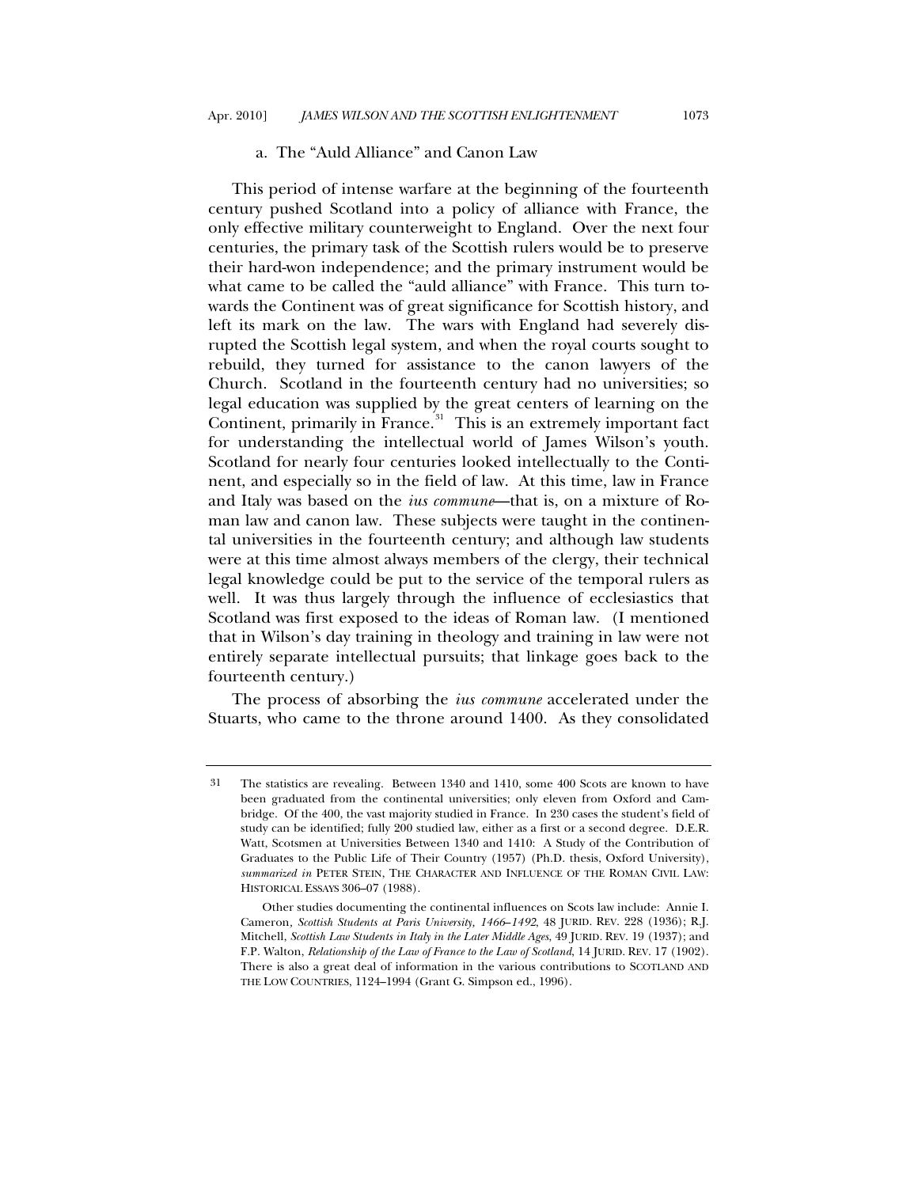#### a. The "Auld Alliance" and Canon Law

This period of intense warfare at the beginning of the fourteenth century pushed Scotland into a policy of alliance with France, the only effective military counterweight to England. Over the next four centuries, the primary task of the Scottish rulers would be to preserve their hard-won independence; and the primary instrument would be what came to be called the "auld alliance" with France. This turn towards the Continent was of great significance for Scottish history, and left its mark on the law. The wars with England had severely disrupted the Scottish legal system, and when the royal courts sought to rebuild, they turned for assistance to the canon lawyers of the Church. Scotland in the fourteenth century had no universities; so legal education was supplied by the great centers of learning on the Continent, primarily in France.[31] This is an extremely important fact for understanding the intellectual world of James Wilson's youth. Scotland for nearly four centuries looked intellectually to the Continent, and especially so in the field of law. At this time, law in France and Italy was based on the *ius commune*—that is, on a mixture of Roman law and canon law. These subjects were taught in the continental universities in the fourteenth century; and although law students were at this time almost always members of the clergy, their technical legal knowledge could be put to the service of the temporal rulers as well. It was thus largely through the influence of ecclesiastics that Scotland was first exposed to the ideas of Roman law. (I mentioned that in Wilson's day training in theology and training in law were not entirely separate intellectual pursuits; that linkage goes back to the fourteenth century.)

The process of absorbing the *ius commune* accelerated under the Stuarts, who came to the throne around 1400. As they consolidated

---

31 The statistics are revealing. Between 1340 and 1410, some 400 Scots are known to have been graduated from the continental universities; only eleven from Oxford and Cambridge. Of the 400, the vast majority studied in France. In 230 cases the student's field of study can be identified; fully 200 studied law, either as a first or a second degree. D.E.R. Watt, Scotsmen at Universities Between 1340 and 1410: A Study of the Contribution of Graduates to the Public Life of Their Country (1957) (Ph.D. thesis, Oxford University), *summarized in* PETER STEIN, THE CHARACTER AND INFLUENCE OF THE ROMAN CIVIL LAW: HISTORICAL ESSAYS 306–07 (1988).

Other studies documenting the continental influences on Scots law include: Annie I. Cameron, *Scottish Students at Paris University, 1466–1492*, 48 JURID. REV. 228 (1936); R.J. Mitchell, *Scottish Law Students in Italy in the Later Middle Ages*, 49 JURID. REV. 19 (1937); and F.P. Walton, *Relationship of the Law of France to the Law of Scotland*, 14 JURID. REV. 17 (1902). There is also a great deal of information in the various contributions to SCOTLAND AND THE LOW COUNTRIES, 1124–1994 (Grant G. Simpson ed., 1996).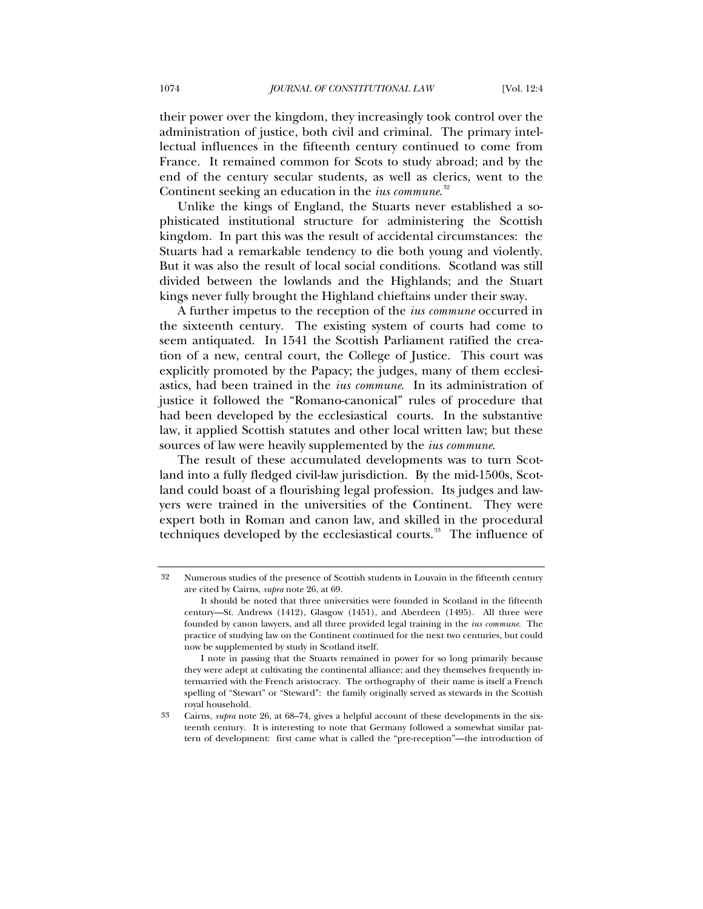their power over the kingdom, they increasingly took control over the administration of justice, both civil and criminal. The primary intellectual influences in the fifteenth century continued to come from France. It remained common for Scots to study abroad; and by the end of the century secular students, as well as clerics, went to the Continent seeking an education in the *ius commune*.[32]

Unlike the kings of England, the Stuarts never established a sophisticated institutional structure for administering the Scottish kingdom. In part this was the result of accidental circumstances: the Stuarts had a remarkable tendency to die both young and violently. But it was also the result of local social conditions. Scotland was still divided between the lowlands and the Highlands; and the Stuart kings never fully brought the Highland chieftains under their sway.

A further impetus to the reception of the *ius commune* occurred in the sixteenth century. The existing system of courts had come to seem antiquated. In 1541 the Scottish Parliament ratified the creation of a new, central court, the College of Justice. This court was explicitly promoted by the Papacy; the judges, many of them ecclesiastics, had been trained in the *ius commune*. In its administration of justice it followed the "Romano-canonical" rules of procedure that had been developed by the ecclesiastical courts. In the substantive law, it applied Scottish statutes and other local written law; but these sources of law were heavily supplemented by the *ius commune*.

The result of these accumulated developments was to turn Scotland into a fully fledged civil-law jurisdiction. By the mid-1500s, Scotland could boast of a flourishing legal profession. Its judges and lawyers were trained in the universities of the Continent. They were expert both in Roman and canon law, and skilled in the procedural techniques developed by the ecclesiastical courts.[33] The influence of

---

32 Numerous studies of the presence of Scottish students in Louvain in the fifteenth century are cited by Cairns, *supra* note 26, at 69.

It should be noted that three universities were founded in Scotland in the fifteenth century—St. Andrews (1412), Glasgow (1451), and Aberdeen (1495). All three were founded by canon lawyers, and all three provided legal training in the *ius commune*. The practice of studying law on the Continent continued for the next two centuries, but could now be supplemented by study in Scotland itself.

I note in passing that the Stuarts remained in power for so long primarily because they were adept at cultivating the continental alliance; and they themselves frequently intermarried with the French aristocracy. The orthography of their name is itself a French spelling of "Stewart" or "Steward": the family originally served as stewards in the Scottish royal household.

33 Cairns, *supra* note 26, at 68–74, gives a helpful account of these developments in the sixteenth century. It is interesting to note that Germany followed a somewhat similar pattern of development: first came what is called the "pre-reception"—the introduction of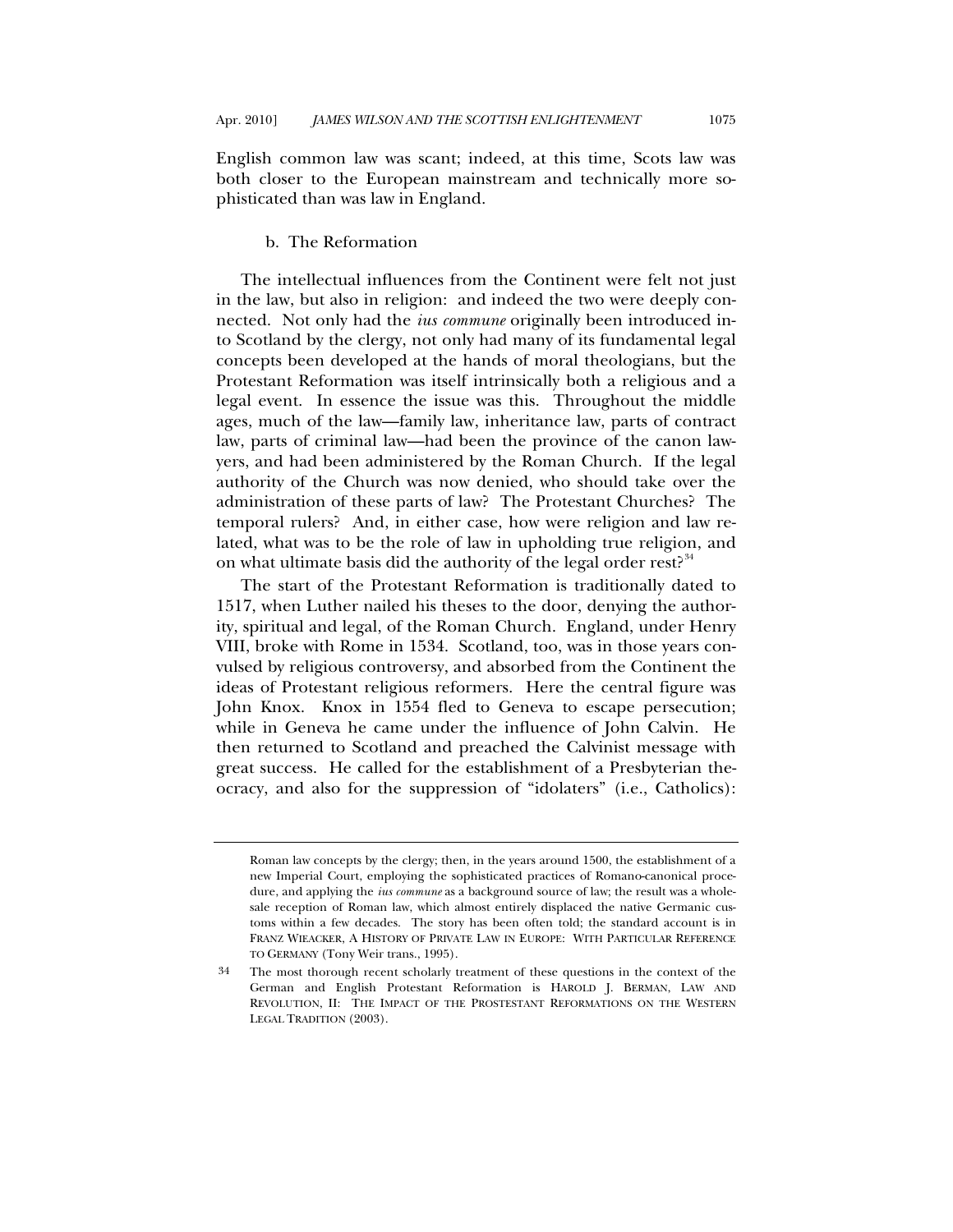English common law was scant; indeed, at this time, Scots law was both closer to the European mainstream and technically more sophisticated than was law in England.

### b. The Reformation

The intellectual influences from the Continent were felt not just in the law, but also in religion: and indeed the two were deeply connected. Not only had the *ius commune* originally been introduced into Scotland by the clergy, not only had many of its fundamental legal concepts been developed at the hands of moral theologians, but the Protestant Reformation was itself intrinsically both a religious and a legal event. In essence the issue was this. Throughout the middle ages, much of the law—family law, inheritance law, parts of contract law, parts of criminal law—had been the province of the canon lawyers, and had been administered by the Roman Church. If the legal authority of the Church was now denied, who should take over the administration of these parts of law? The Protestant Churches? The temporal rulers? And, in either case, how were religion and law related, what was to be the role of law in upholding true religion, and on what ultimate basis did the authority of the legal order rest?[34]

The start of the Protestant Reformation is traditionally dated to 1517, when Luther nailed his theses to the door, denying the authority, spiritual and legal, of the Roman Church. England, under Henry VIII, broke with Rome in 1534. Scotland, too, was in those years convulsed by religious controversy, and absorbed from the Continent the ideas of Protestant religious reformers. Here the central figure was John Knox. Knox in 1554 fled to Geneva to escape persecution; while in Geneva he came under the influence of John Calvin. He then returned to Scotland and preached the Calvinist message with great success. He called for the establishment of a Presbyterian theocracy, and also for the suppression of "idolaters" (i.e., Catholics):

---

Roman law concepts by the clergy; then, in the years around 1500, the establishment of a new Imperial Court, employing the sophisticated practices of Romano-canonical procedure, and applying the *ius commune* as a background source of law; the result was a wholesale reception of Roman law, which almost entirely displaced the native Germanic customs within a few decades. The story has been often told; the standard account is in FRANZ WIEACKER, A HISTORY OF PRIVATE LAW IN EUROPE: WITH PARTICULAR REFERENCE TO GERMANY (Tony Weir trans., 1995).

34 The most thorough recent scholarly treatment of these questions in the context of the German and English Protestant Reformation is HAROLD J. BERMAN, LAW AND REVOLUTION, II: THE IMPACT OF THE PROSTESTANT REFORMATIONS ON THE WESTERN LEGAL TRADITION (2003).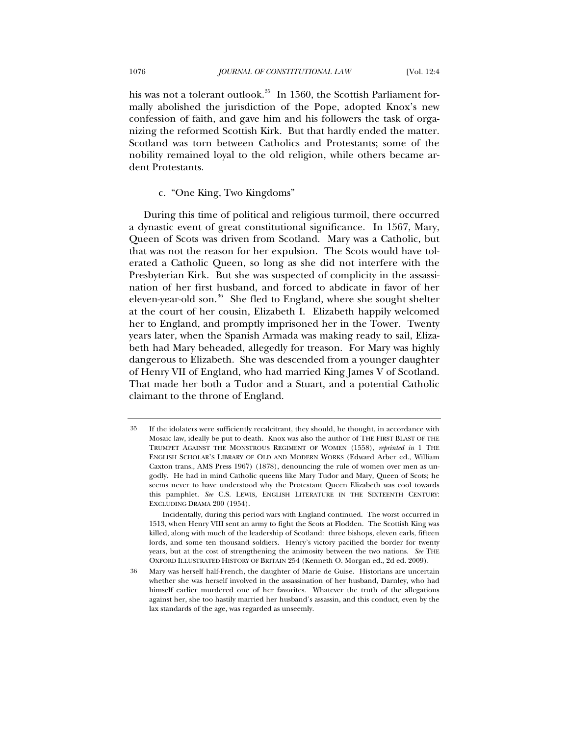his was not a tolerant outlook.[35] In 1560, the Scottish Parliament formally abolished the jurisdiction of the Pope, adopted Knox's new confession of faith, and gave him and his followers the task of organizing the reformed Scottish Kirk. But that hardly ended the matter. Scotland was torn between Catholics and Protestants; some of the nobility remained loyal to the old religion, while others became ardent Protestants.

### c. "One King, Two Kingdoms"

During this time of political and religious turmoil, there occurred a dynastic event of great constitutional significance. In 1567, Mary, Queen of Scots was driven from Scotland. Mary was a Catholic, but that was not the reason for her expulsion. The Scots would have tolerated a Catholic Queen, so long as she did not interfere with the Presbyterian Kirk. But she was suspected of complicity in the assassination of her first husband, and forced to abdicate in favor of her eleven-year-old son.[36] She fled to England, where she sought shelter at the court of her cousin, Elizabeth I. Elizabeth happily welcomed her to England, and promptly imprisoned her in the Tower. Twenty years later, when the Spanish Armada was making ready to sail, Elizabeth had Mary beheaded, allegedly for treason. For Mary was highly dangerous to Elizabeth. She was descended from a younger daughter of Henry VII of England, who had married King James V of Scotland. That made her both a Tudor and a Stuart, and a potential Catholic claimant to the throne of England.

---

35 If the idolaters were sufficiently recalcitrant, they should, he thought, in accordance with Mosaic law, ideally be put to death. Knox was also the author of THE FIRST BLAST OF THE TRUMPET AGAINST THE MONSTROUS REGIMENT OF WOMEN (1558), *reprinted in* 1 THE ENGLISH SCHOLAR'S LIBRARY OF OLD AND MODERN WORKS (Edward Arber ed., William Caxton trans., AMS Press 1967) (1878), denouncing the rule of women over men as ungodly. He had in mind Catholic queens like Mary Tudor and Mary, Queen of Scots; he seems never to have understood why the Protestant Queen Elizabeth was cool towards this pamphlet. *See* C.S. LEWIS, ENGLISH LITERATURE IN THE SIXTEENTH CENTURY: EXCLUDING DRAMA 200 (1954).

Incidentally, during this period wars with England continued. The worst occurred in 1513, when Henry VIII sent an army to fight the Scots at Flodden. The Scottish King was killed, along with much of the leadership of Scotland: three bishops, eleven earls, fifteen lords, and some ten thousand soldiers. Henry's victory pacified the border for twenty years, but at the cost of strengthening the animosity between the two nations. *See* THE OXFORD ILLUSTRATED HISTORY OF BRITAIN 254 (Kenneth O. Morgan ed., 2d ed. 2009).

36 Mary was herself half-French, the daughter of Marie de Guise. Historians are uncertain whether she was herself involved in the assassination of her husband, Darnley, who had himself earlier murdered one of her favorites. Whatever the truth of the allegations against her, she too hastily married her husband's assassin, and this conduct, even by the lax standards of the age, was regarded as unseemly.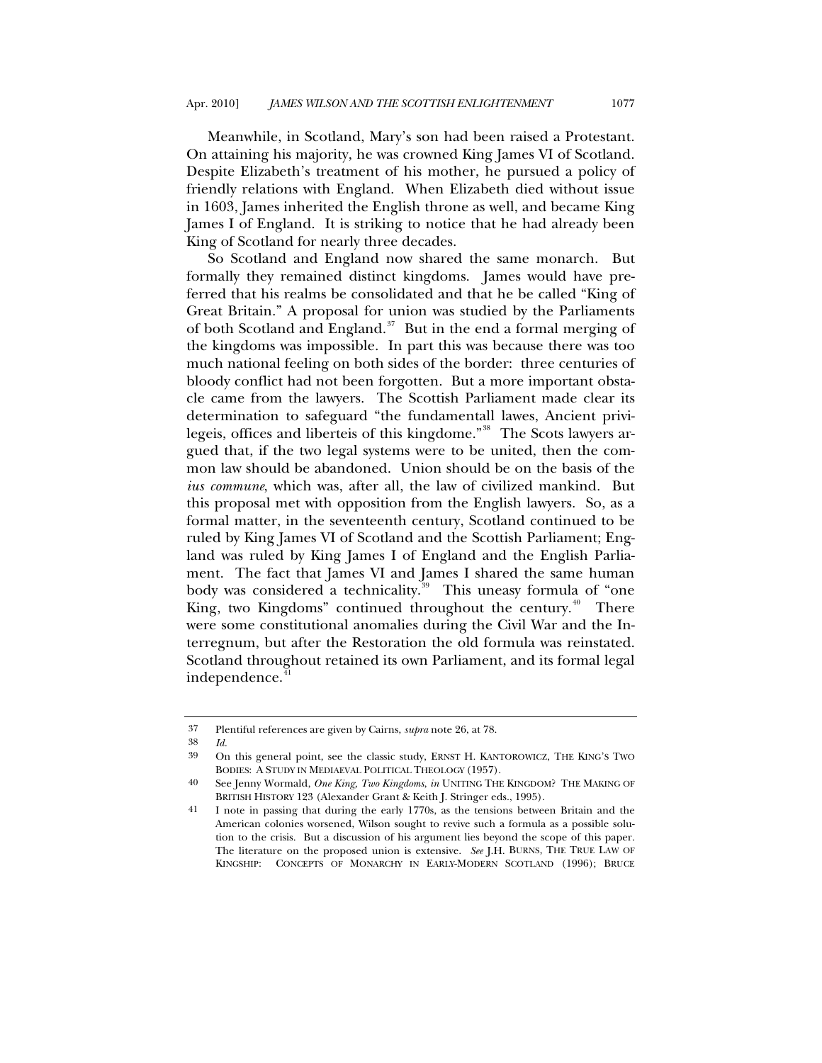Meanwhile, in Scotland, Mary's son had been raised a Protestant. On attaining his majority, he was crowned King James VI of Scotland. Despite Elizabeth's treatment of his mother, he pursued a policy of friendly relations with England. When Elizabeth died without issue in 1603, James inherited the English throne as well, and became King James I of England. It is striking to notice that he had already been King of Scotland for nearly three decades.

So Scotland and England now shared the same monarch. But formally they remained distinct kingdoms. James would have preferred that his realms be consolidated and that he be called "King of Great Britain." A proposal for union was studied by the Parliaments of both Scotland and England.[37] But in the end a formal merging of the kingdoms was impossible. In part this was because there was too much national feeling on both sides of the border: three centuries of bloody conflict had not been forgotten. But a more important obstacle came from the lawyers. The Scottish Parliament made clear its determination to safeguard "the fundamentall lawes, Ancient privilegeis, offices and liberteis of this kingdome."[38] The Scots lawyers argued that, if the two legal systems were to be united, then the common law should be abandoned. Union should be on the basis of the *ius commune*, which was, after all, the law of civilized mankind. But this proposal met with opposition from the English lawyers. So, as a formal matter, in the seventeenth century, Scotland continued to be ruled by King James VI of Scotland and the Scottish Parliament; England was ruled by King James I of England and the English Parliament. The fact that James VI and James I shared the same human body was considered a technicality.[39] This uneasy formula of "one King, two Kingdoms" continued throughout the century.[40] There were some constitutional anomalies during the Civil War and the Interregnum, but after the Restoration the old formula was reinstated. Scotland throughout retained its own Parliament, and its formal legal independence.[41]

---

37 Plentiful references are given by Cairns, *supra* note 26, at 78.

38 *Id.*

39 On this general point, see the classic study, ERNST H. KANTOROWICZ, THE KING'S TWO BODIES: A STUDY IN MEDIAEVAL POLITICAL THEOLOGY (1957).

40 See Jenny Wormald, *One King, Two Kingdoms*, *in* UNITING THE KINGDOM? THE MAKING OF BRITISH HISTORY 123 (Alexander Grant & Keith J. Stringer eds., 1995).

41 I note in passing that during the early 1770s, as the tensions between Britain and the American colonies worsened, Wilson sought to revive such a formula as a possible solution to the crisis. But a discussion of his argument lies beyond the scope of this paper. The literature on the proposed union is extensive. *See* J.H. BURNS, THE TRUE LAW OF KINGSHIP: CONCEPTS OF MONARCHY IN EARLY-MODERN SCOTLAND (1996); BRUCE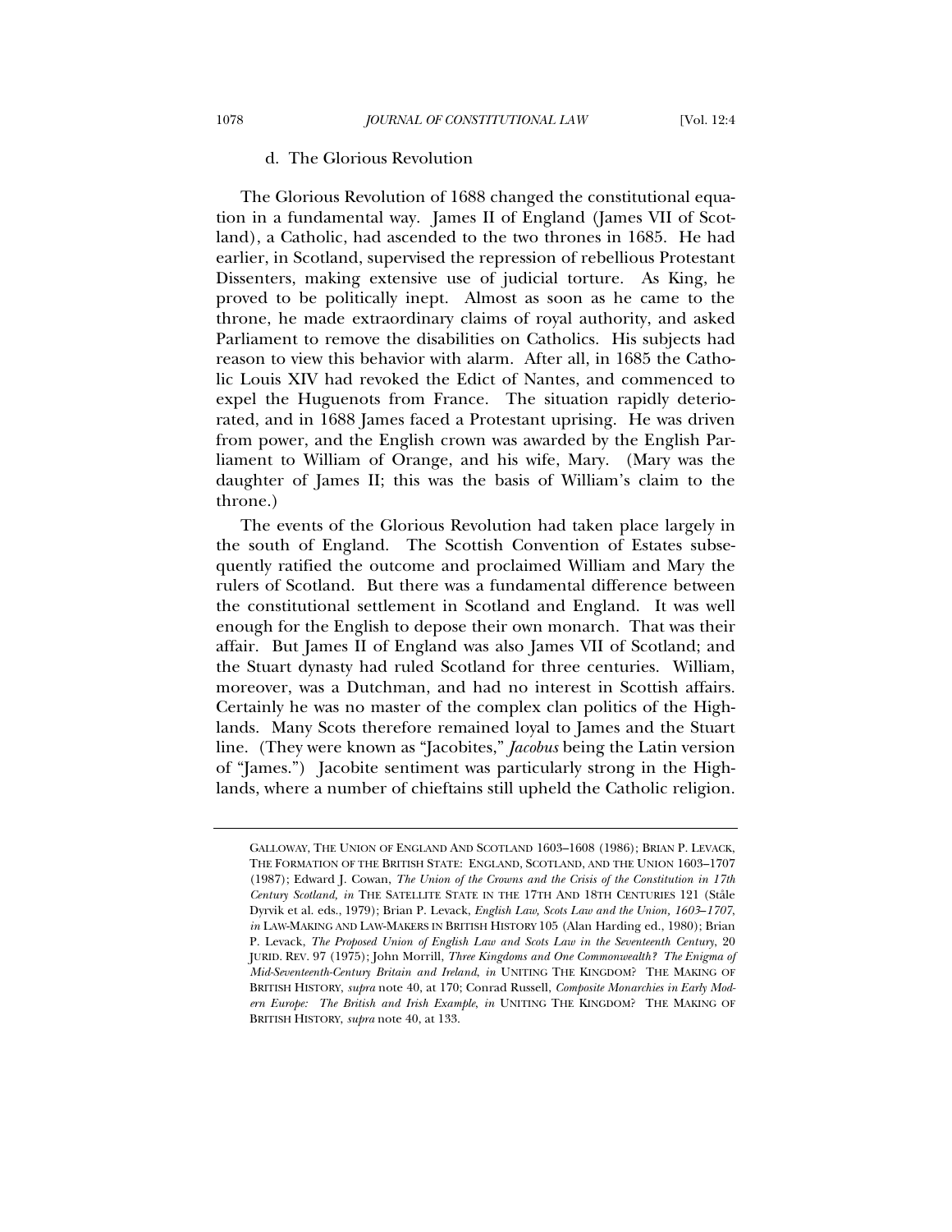#### d. The Glorious Revolution

The Glorious Revolution of 1688 changed the constitutional equation in a fundamental way. James II of England (James VII of Scotland), a Catholic, had ascended to the two thrones in 1685. He had earlier, in Scotland, supervised the repression of rebellious Protestant Dissenters, making extensive use of judicial torture. As King, he proved to be politically inept. Almost as soon as he came to the throne, he made extraordinary claims of royal authority, and asked Parliament to remove the disabilities on Catholics. His subjects had reason to view this behavior with alarm. After all, in 1685 the Catholic Louis XIV had revoked the Edict of Nantes, and commenced to expel the Huguenots from France. The situation rapidly deteriorated, and in 1688 James faced a Protestant uprising. He was driven from power, and the English crown was awarded by the English Parliament to William of Orange, and his wife, Mary. (Mary was the daughter of James II; this was the basis of William's claim to the throne.)

The events of the Glorious Revolution had taken place largely in the south of England. The Scottish Convention of Estates subsequently ratified the outcome and proclaimed William and Mary the rulers of Scotland. But there was a fundamental difference between the constitutional settlement in Scotland and England. It was well enough for the English to depose their own monarch. That was their affair. But James II of England was also James VII of Scotland; and the Stuart dynasty had ruled Scotland for three centuries. William, moreover, was a Dutchman, and had no interest in Scottish affairs. Certainly he was no master of the complex clan politics of the Highlands. Many Scots therefore remained loyal to James and the Stuart line. (They were known as "Jacobites," *Jacobus* being the Latin version of "James.") Jacobite sentiment was particularly strong in the Highlands, where a number of chieftains still upheld the Catholic religion.

GALLOWAY, THE UNION OF ENGLAND AND SCOTLAND 1603–1608 (1986); BRIAN P. LEVACK, THE FORMATION OF THE BRITISH STATE: ENGLAND, SCOTLAND, AND THE UNION 1603–1707 (1987); Edward J. Cowan, *The Union of the Crowns and the Crisis of the Constitution in 17th Century Scotland*, *in* THE SATELLITE STATE IN THE 17TH AND 18TH CENTURIES 121 (Ståle Dyrvik et al. eds., 1979); Brian P. Levack, *English Law, Scots Law and the Union, 1603–1707*, *in* LAW-MAKING AND LAW-MAKERS IN BRITISH HISTORY 105 (Alan Harding ed., 1980); Brian P. Levack, *The Proposed Union of English Law and Scots Law in the Seventeenth Century*, 20 JURID. REV. 97 (1975); John Morrill, *Three Kingdoms and One Commonwealth? The Enigma of Mid-Seventeenth-Century Britain and Ireland*, *in* UNITING THE KINGDOM? THE MAKING OF BRITISH HISTORY, *supra* note 40, at 170; Conrad Russell, *Composite Monarchies in Early Modern Europe: The British and Irish Example*, *in* UNITING THE KINGDOM? THE MAKING OF BRITISH HISTORY, *supra* note 40, at 133.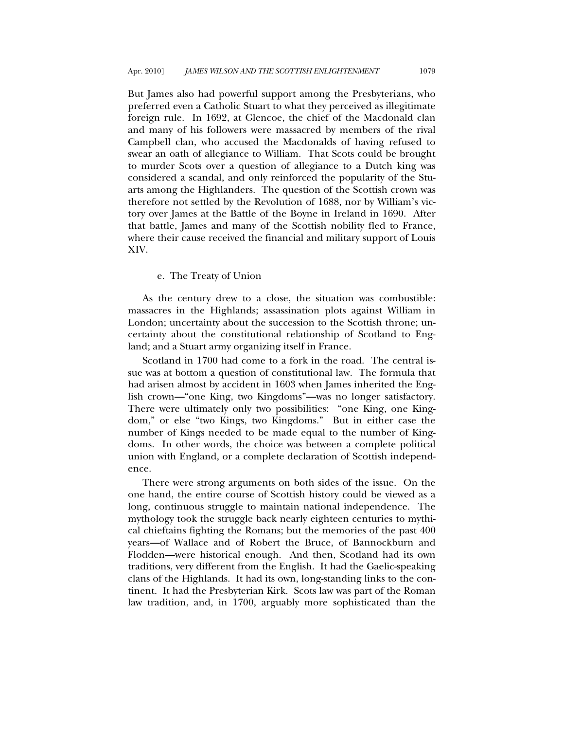But James also had powerful support among the Presbyterians, who preferred even a Catholic Stuart to what they perceived as illegitimate foreign rule. In 1692, at Glencoe, the chief of the Macdonald clan and many of his followers were massacred by members of the rival Campbell clan, who accused the Macdonalds of having refused to swear an oath of allegiance to William. That Scots could be brought to murder Scots over a question of allegiance to a Dutch king was considered a scandal, and only reinforced the popularity of the Stuarts among the Highlanders. The question of the Scottish crown was therefore not settled by the Revolution of 1688, nor by William's victory over James at the Battle of the Boyne in Ireland in 1690. After that battle, James and many of the Scottish nobility fled to France, where their cause received the financial and military support of Louis XIV.

#### e. The Treaty of Union

As the century drew to a close, the situation was combustible: massacres in the Highlands; assassination plots against William in London; uncertainty about the succession to the Scottish throne; uncertainty about the constitutional relationship of Scotland to England; and a Stuart army organizing itself in France.

Scotland in 1700 had come to a fork in the road. The central issue was at bottom a question of constitutional law. The formula that had arisen almost by accident in 1603 when James inherited the English crown—"one King, two Kingdoms"—was no longer satisfactory. There were ultimately only two possibilities: "one King, one Kingdom," or else "two Kings, two Kingdoms." But in either case the number of Kings needed to be made equal to the number of Kingdoms. In other words, the choice was between a complete political union with England, or a complete declaration of Scottish independence.

There were strong arguments on both sides of the issue. On the one hand, the entire course of Scottish history could be viewed as a long, continuous struggle to maintain national independence. The mythology took the struggle back nearly eighteen centuries to mythical chieftains fighting the Romans; but the memories of the past 400 years—of Wallace and of Robert the Bruce, of Bannockburn and Flodden—were historical enough. And then, Scotland had its own traditions, very different from the English. It had the Gaelic-speaking clans of the Highlands. It had its own, long-standing links to the continent. It had the Presbyterian Kirk. Scots law was part of the Roman law tradition, and, in 1700, arguably more sophisticated than the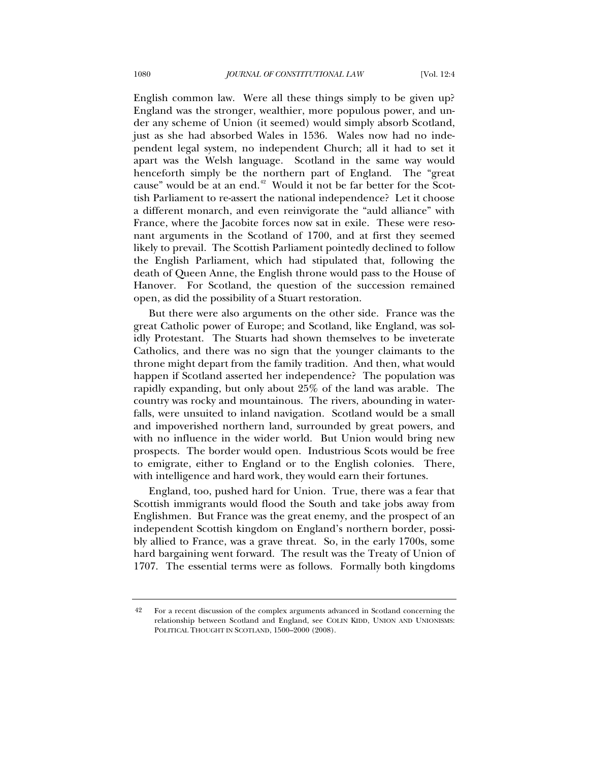English common law. Were all these things simply to be given up? England was the stronger, wealthier, more populous power, and under any scheme of Union (it seemed) would simply absorb Scotland, just as she had absorbed Wales in 1536. Wales now had no independent legal system, no independent Church; all it had to set it apart was the Welsh language. Scotland in the same way would henceforth simply be the northern part of England. The "great cause" would be at an end.[42] Would it not be far better for the Scottish Parliament to re-assert the national independence? Let it choose a different monarch, and even reinvigorate the "auld alliance" with France, where the Jacobite forces now sat in exile. These were resonant arguments in the Scotland of 1700, and at first they seemed likely to prevail. The Scottish Parliament pointedly declined to follow the English Parliament, which had stipulated that, following the death of Queen Anne, the English throne would pass to the House of Hanover. For Scotland, the question of the succession remained open, as did the possibility of a Stuart restoration.

But there were also arguments on the other side. France was the great Catholic power of Europe; and Scotland, like England, was solidly Protestant. The Stuarts had shown themselves to be inveterate Catholics, and there was no sign that the younger claimants to the throne might depart from the family tradition. And then, what would happen if Scotland asserted her independence? The population was rapidly expanding, but only about 25% of the land was arable. The country was rocky and mountainous. The rivers, abounding in waterfalls, were unsuited to inland navigation. Scotland would be a small and impoverished northern land, surrounded by great powers, and with no influence in the wider world. But Union would bring new prospects. The border would open. Industrious Scots would be free to emigrate, either to England or to the English colonies. There, with intelligence and hard work, they would earn their fortunes.

England, too, pushed hard for Union. True, there was a fear that Scottish immigrants would flood the South and take jobs away from Englishmen. But France was the great enemy, and the prospect of an independent Scottish kingdom on England's northern border, possibly allied to France, was a grave threat. So, in the early 1700s, some hard bargaining went forward. The result was the Treaty of Union of 1707. The essential terms were as follows. Formally both kingdoms

---

42 For a recent discussion of the complex arguments advanced in Scotland concerning the relationship between Scotland and England, see COLIN KIDD, UNION AND UNIONISMS: POLITICAL THOUGHT IN SCOTLAND, 1500–2000 (2008).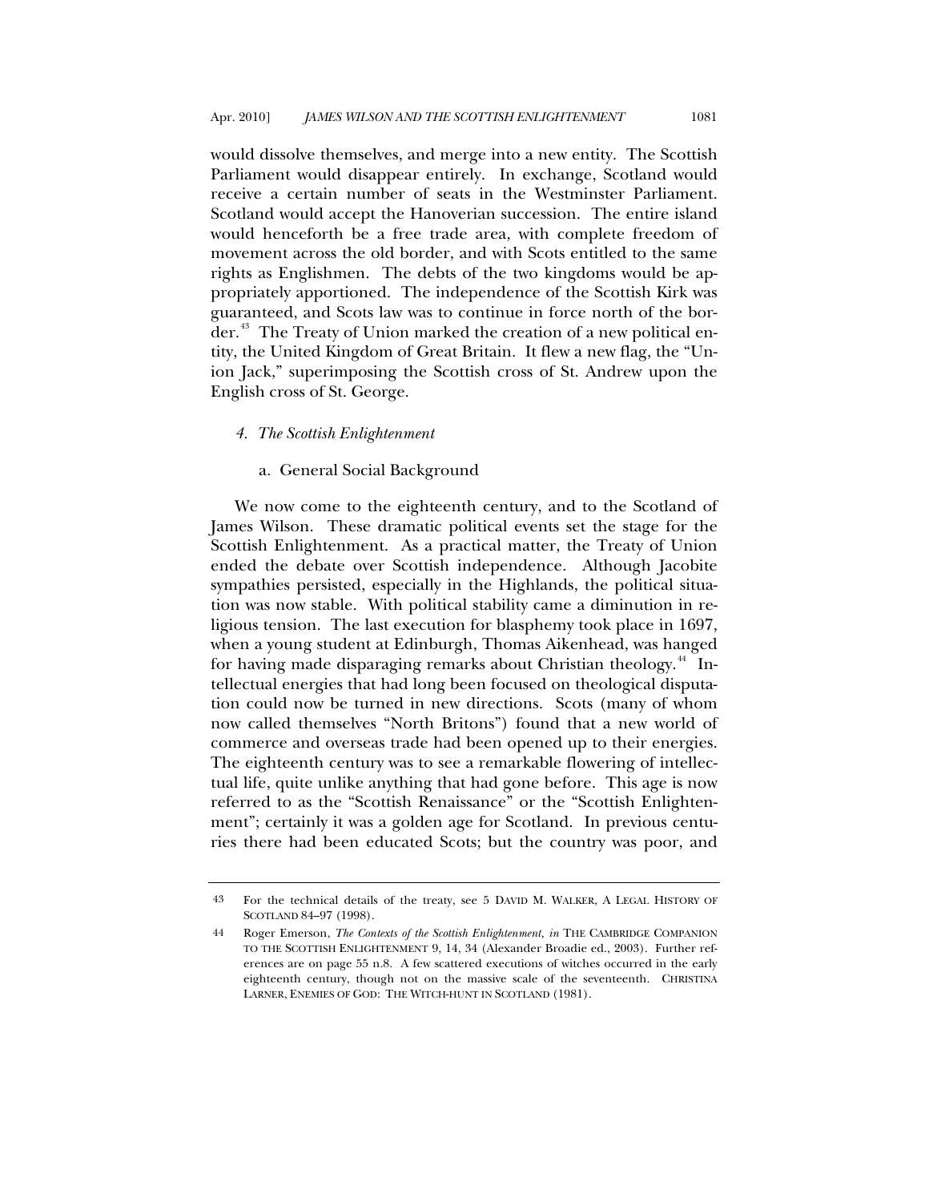would dissolve themselves, and merge into a new entity. The Scottish Parliament would disappear entirely. In exchange, Scotland would receive a certain number of seats in the Westminster Parliament. Scotland would accept the Hanoverian succession. The entire island would henceforth be a free trade area, with complete freedom of movement across the old border, and with Scots entitled to the same rights as Englishmen. The debts of the two kingdoms would be appropriately apportioned. The independence of the Scottish Kirk was guaranteed, and Scots law was to continue in force north of the border.[43] The Treaty of Union marked the creation of a new political entity, the United Kingdom of Great Britain. It flew a new flag, the "Union Jack," superimposing the Scottish cross of St. Andrew upon the English cross of St. George.

#### *4. The Scottish Enlightenment*

##### a. General Social Background

We now come to the eighteenth century, and to the Scotland of James Wilson. These dramatic political events set the stage for the Scottish Enlightenment. As a practical matter, the Treaty of Union ended the debate over Scottish independence. Although Jacobite sympathies persisted, especially in the Highlands, the political situation was now stable. With political stability came a diminution in religious tension. The last execution for blasphemy took place in 1697, when a young student at Edinburgh, Thomas Aikenhead, was hanged for having made disparaging remarks about Christian theology.[44] Intellectual energies that had long been focused on theological disputation could now be turned in new directions. Scots (many of whom now called themselves "North Britons") found that a new world of commerce and overseas trade had been opened up to their energies. The eighteenth century was to see a remarkable flowering of intellectual life, quite unlike anything that had gone before. This age is now referred to as the "Scottish Renaissance" or the "Scottish Enlightenment"; certainly it was a golden age for Scotland. In previous centuries there had been educated Scots; but the country was poor, and

---

43 For the technical details of the treaty, see 5 DAVID M. WALKER, A LEGAL HISTORY OF SCOTLAND 84–97 (1998).

44 Roger Emerson, *The Contexts of the Scottish Enlightenment, in* THE CAMBRIDGE COMPANION TO THE SCOTTISH ENLIGHTENMENT 9, 14, 34 (Alexander Broadie ed., 2003). Further references are on page 55 n.8. A few scattered executions of witches occurred in the early eighteenth century, though not on the massive scale of the seventeenth. CHRISTINA LARNER, ENEMIES OF GOD: THE WITCH-HUNT IN SCOTLAND (1981).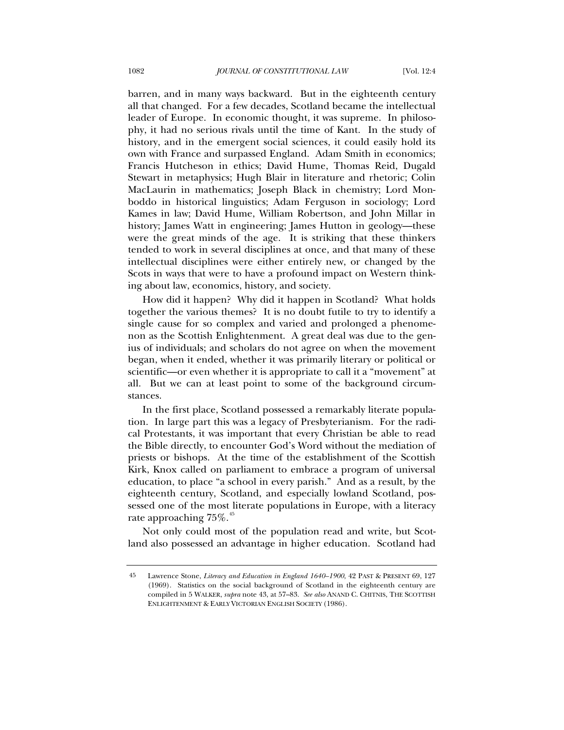barren, and in many ways backward. But in the eighteenth century all that changed. For a few decades, Scotland became the intellectual leader of Europe. In economic thought, it was supreme. In philosophy, it had no serious rivals until the time of Kant. In the study of history, and in the emergent social sciences, it could easily hold its own with France and surpassed England. Adam Smith in economics; Francis Hutcheson in ethics; David Hume, Thomas Reid, Dugald Stewart in metaphysics; Hugh Blair in literature and rhetoric; Colin MacLaurin in mathematics; Joseph Black in chemistry; Lord Monboddo in historical linguistics; Adam Ferguson in sociology; Lord Kames in law; David Hume, William Robertson, and John Millar in history; James Watt in engineering; James Hutton in geology—these were the great minds of the age. It is striking that these thinkers tended to work in several disciplines at once, and that many of these intellectual disciplines were either entirely new, or changed by the Scots in ways that were to have a profound impact on Western thinking about law, economics, history, and society.

How did it happen? Why did it happen in Scotland? What holds together the various themes? It is no doubt futile to try to identify a single cause for so complex and varied and prolonged a phenomenon as the Scottish Enlightenment. A great deal was due to the genius of individuals; and scholars do not agree on when the movement began, when it ended, whether it was primarily literary or political or scientific—or even whether it is appropriate to call it a "movement" at all. But we can at least point to some of the background circumstances.

In the first place, Scotland possessed a remarkably literate population. In large part this was a legacy of Presbyterianism. For the radical Protestants, it was important that every Christian be able to read the Bible directly, to encounter God's Word without the mediation of priests or bishops. At the time of the establishment of the Scottish Kirk, Knox called on parliament to embrace a program of universal education, to place "a school in every parish." And as a result, by the eighteenth century, Scotland, and especially lowland Scotland, possessed one of the most literate populations in Europe, with a literacy rate approaching 75%.[45]

Not only could most of the population read and write, but Scotland also possessed an advantage in higher education. Scotland had

---

45 Lawrence Stone, *Literacy and Education in England 1640–1900*, 42 PAST & PRESENT 69, 127 (1969). Statistics on the social background of Scotland in the eighteenth century are compiled in 5 WALKER, *supra* note 43, at 57–83. *See also* ANAND C. CHITNIS, THE SCOTTISH ENLIGHTENMENT & EARLY VICTORIAN ENGLISH SOCIETY (1986).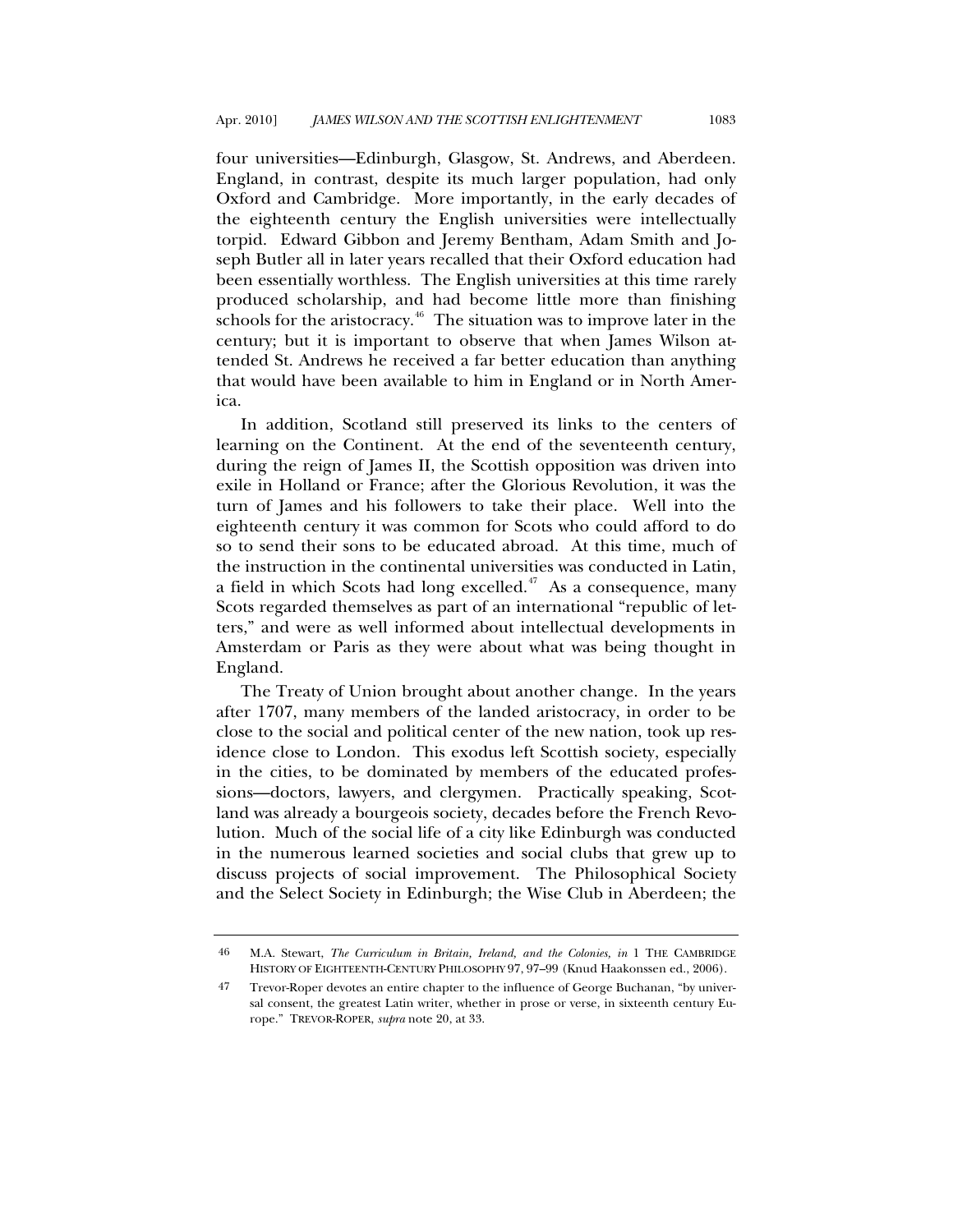four universities—Edinburgh, Glasgow, St. Andrews, and Aberdeen. England, in contrast, despite its much larger population, had only Oxford and Cambridge. More importantly, in the early decades of the eighteenth century the English universities were intellectually torpid. Edward Gibbon and Jeremy Bentham, Adam Smith and Joseph Butler all in later years recalled that their Oxford education had been essentially worthless. The English universities at this time rarely produced scholarship, and had become little more than finishing schools for the aristocracy.[46] The situation was to improve later in the century; but it is important to observe that when James Wilson attended St. Andrews he received a far better education than anything that would have been available to him in England or in North America.

In addition, Scotland still preserved its links to the centers of learning on the Continent. At the end of the seventeenth century, during the reign of James II, the Scottish opposition was driven into exile in Holland or France; after the Glorious Revolution, it was the turn of James and his followers to take their place. Well into the eighteenth century it was common for Scots who could afford to do so to send their sons to be educated abroad. At this time, much of the instruction in the continental universities was conducted in Latin, a field in which Scots had long excelled.[47] As a consequence, many Scots regarded themselves as part of an international "republic of letters," and were as well informed about intellectual developments in Amsterdam or Paris as they were about what was being thought in England.

The Treaty of Union brought about another change. In the years after 1707, many members of the landed aristocracy, in order to be close to the social and political center of the new nation, took up residence close to London. This exodus left Scottish society, especially in the cities, to be dominated by members of the educated professions—doctors, lawyers, and clergymen. Practically speaking, Scotland was already a bourgeois society, decades before the French Revolution. Much of the social life of a city like Edinburgh was conducted in the numerous learned societies and social clubs that grew up to discuss projects of social improvement. The Philosophical Society and the Select Society in Edinburgh; the Wise Club in Aberdeen; the

---

46 M.A. Stewart, *The Curriculum in Britain, Ireland, and the Colonies, in* 1 THE CAMBRIDGE HISTORY OF EIGHTEENTH-CENTURY PHILOSOPHY 97, 97–99 (Knud Haakonssen ed., 2006).

47 Trevor-Roper devotes an entire chapter to the influence of George Buchanan, "by universal consent, the greatest Latin writer, whether in prose or verse, in sixteenth century Europe." TREVOR-ROPER, *supra* note 20, at 33.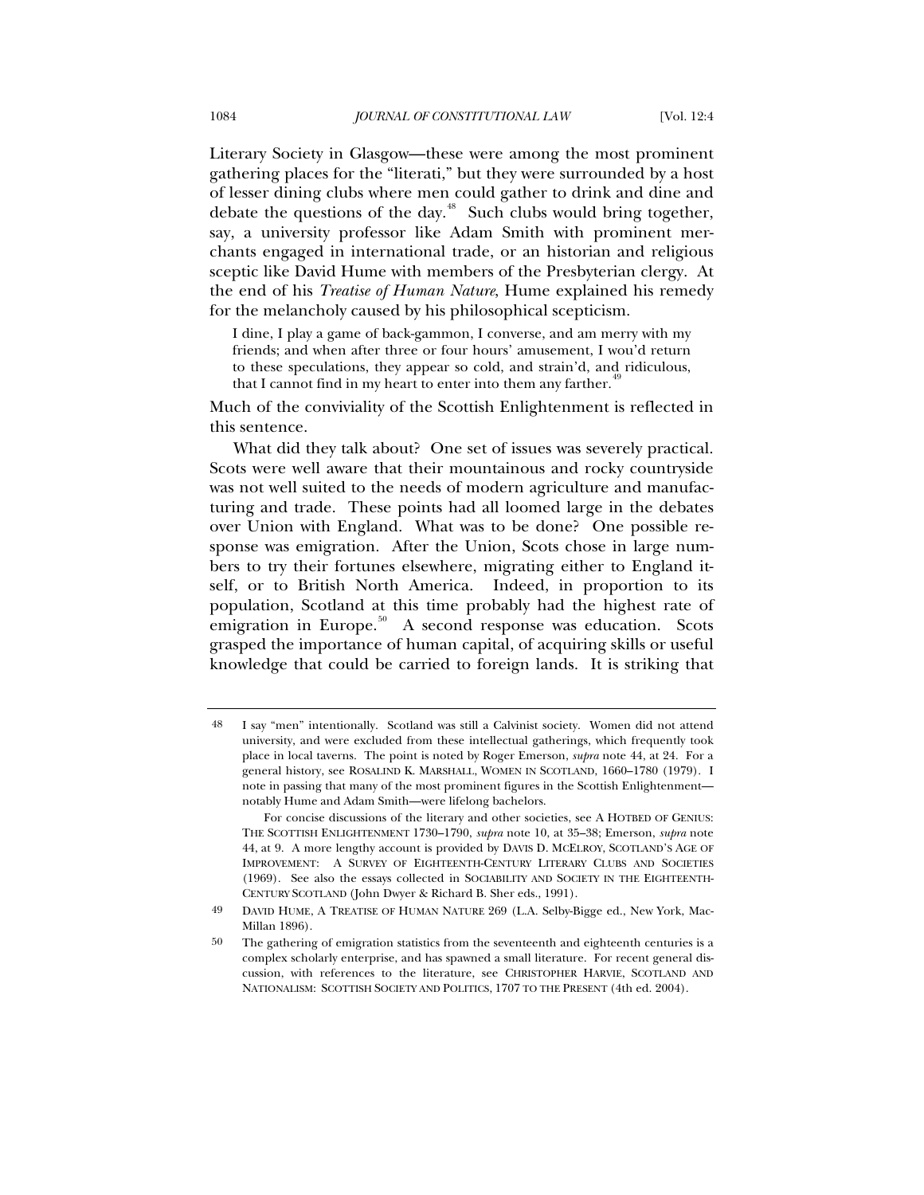Literary Society in Glasgow—these were among the most prominent gathering places for the "literati," but they were surrounded by a host of lesser dining clubs where men could gather to drink and dine and debate the questions of the day.[48] Such clubs would bring together, say, a university professor like Adam Smith with prominent merchants engaged in international trade, or an historian and religious sceptic like David Hume with members of the Presbyterian clergy. At the end of his *Treatise of Human Nature*, Hume explained his remedy for the melancholy caused by his philosophical scepticism.

> I dine, I play a game of back-gammon, I converse, and am merry with my friends; and when after three or four hours' amusement, I wou'd return to these speculations, they appear so cold, and strain'd, and ridiculous, that I cannot find in my heart to enter into them any farther.[49]

Much of the conviviality of the Scottish Enlightenment is reflected in this sentence.

What did they talk about? One set of issues was severely practical. Scots were well aware that their mountainous and rocky countryside was not well suited to the needs of modern agriculture and manufacturing and trade. These points had all loomed large in the debates over Union with England. What was to be done? One possible response was emigration. After the Union, Scots chose in large numbers to try their fortunes elsewhere, migrating either to England itself, or to British North America. Indeed, in proportion to its population, Scotland at this time probably had the highest rate of emigration in Europe.[50] A second response was education. Scots grasped the importance of human capital, of acquiring skills or useful knowledge that could be carried to foreign lands. It is striking that

---

48 I say "men" intentionally. Scotland was still a Calvinist society. Women did not attend university, and were excluded from these intellectual gatherings, which frequently took place in local taverns. The point is noted by Roger Emerson, *supra* note 44, at 24. For a general history, see ROSALIND K. MARSHALL, WOMEN IN SCOTLAND, 1660–1780 (1979). I note in passing that many of the most prominent figures in the Scottish Enlightenment—notably Hume and Adam Smith—were lifelong bachelors.

For concise discussions of the literary and other societies, see A HOTBED OF GENIUS: THE SCOTTISH ENLIGHTENMENT 1730–1790, *supra* note 10, at 35–38; Emerson, *supra* note 44, at 9. A more lengthy account is provided by DAVIS D. MCELROY, SCOTLAND'S AGE OF IMPROVEMENT: A SURVEY OF EIGHTEENTH-CENTURY LITERARY CLUBS AND SOCIETIES (1969). See also the essays collected in SOCIABILITY AND SOCIETY IN THE EIGHTEENTH-CENTURY SCOTLAND (John Dwyer & Richard B. Sher eds., 1991).

49 DAVID HUME, A TREATISE OF HUMAN NATURE 269 (L.A. Selby-Bigge ed., New York, MacMillan 1896).

50 The gathering of emigration statistics from the seventeenth and eighteenth centuries is a complex scholarly enterprise, and has spawned a small literature. For recent general discussion, with references to the literature, see CHRISTOPHER HARVIE, SCOTLAND AND NATIONALISM: SCOTTISH SOCIETY AND POLITICS, 1707 TO THE PRESENT (4th ed. 2004).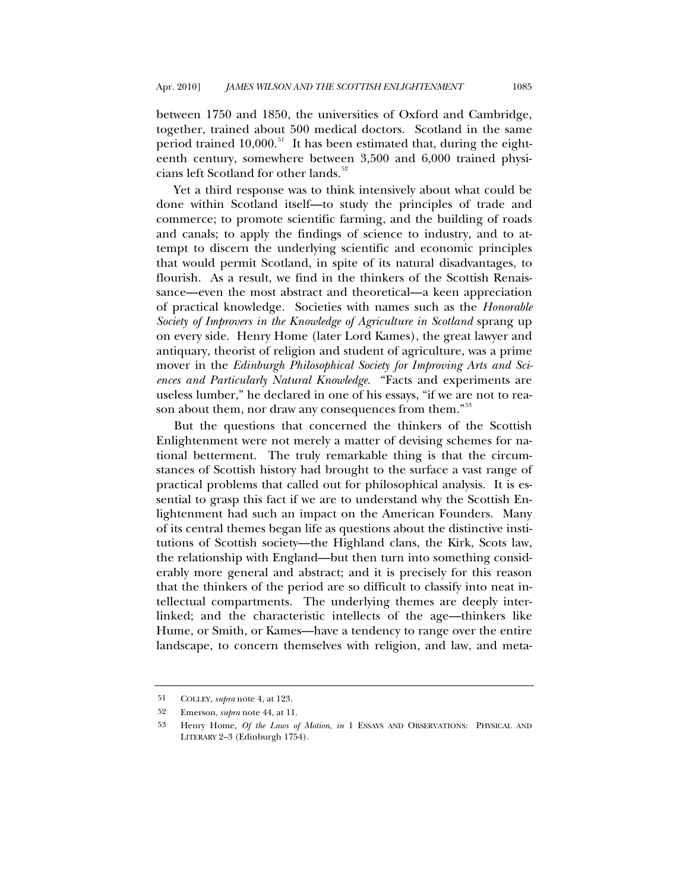between 1750 and 1850, the universities of Oxford and Cambridge, together, trained about 500 medical doctors. Scotland in the same period trained 10,000.[51] It has been estimated that, during the eighteenth century, somewhere between 3,500 and 6,000 trained physicians left Scotland for other lands.[52]

Yet a third response was to think intensively about what could be done within Scotland itself—to study the principles of trade and commerce; to promote scientific farming, and the building of roads and canals; to apply the findings of science to industry, and to attempt to discern the underlying scientific and economic principles that would permit Scotland, in spite of its natural disadvantages, to flourish. As a result, we find in the thinkers of the Scottish Renaissance—even the most abstract and theoretical—a keen appreciation of practical knowledge. Societies with names such as the *Honorable Society of Improvers in the Knowledge of Agriculture in Scotland* sprang up on every side. Henry Home (later Lord Kames), the great lawyer and antiquary, theorist of religion and student of agriculture, was a prime mover in the *Edinburgh Philosophical Society for Improving Arts and Sciences and Particularly Natural Knowledge*. "Facts and experiments are useless lumber," he declared in one of his essays, "if we are not to reason about them, nor draw any consequences from them."[53]

But the questions that concerned the thinkers of the Scottish Enlightenment were not merely a matter of devising schemes for national betterment. The truly remarkable thing is that the circumstances of Scottish history had brought to the surface a vast range of practical problems that called out for philosophical analysis. It is essential to grasp this fact if we are to understand why the Scottish Enlightenment had such an impact on the American Founders. Many of its central themes began life as questions about the distinctive institutions of Scottish society—the Highland clans, the Kirk, Scots law, the relationship with England—but then turn into something considerably more general and abstract; and it is precisely for this reason that the thinkers of the period are so difficult to classify into neat intellectual compartments. The underlying themes are deeply interlinked; and the characteristic intellects of the age—thinkers like Hume, or Smith, or Kames—have a tendency to range over the entire landscape, to concern themselves with religion, and law, and meta-

---

51 COLLEY, *supra* note 4, at 123.

52 Emerson, *supra* note 44, at 11.

53 Henry Home, *Of the Laws of Motion*, *in* 1 ESSAYS AND OBSERVATIONS: PHYSICAL AND LITERARY 2–3 (Edinburgh 1754).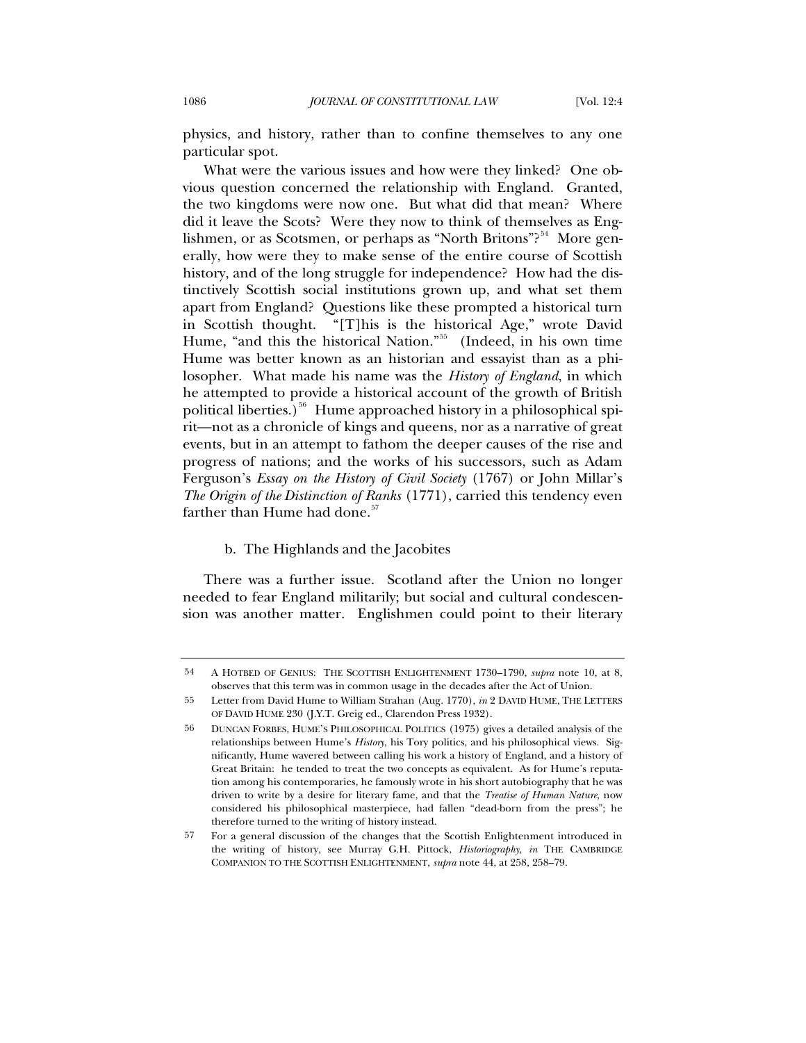physics, and history, rather than to confine themselves to any one particular spot.

What were the various issues and how were they linked? One obvious question concerned the relationship with England. Granted, the two kingdoms were now one. But what did that mean? Where did it leave the Scots? Were they now to think of themselves as Englishmen, or as Scotsmen, or perhaps as "North Britons"?[54] More generally, how were they to make sense of the entire course of Scottish history, and of the long struggle for independence? How had the distinctively Scottish social institutions grown up, and what set them apart from England? Questions like these prompted a historical turn in Scottish thought. "[T]his is the historical Age," wrote David Hume, "and this the historical Nation."[55] (Indeed, in his own time Hume was better known as an historian and essayist than as a philosopher. What made his name was the *History of England*, in which he attempted to provide a historical account of the growth of British political liberties.)[56] Hume approached history in a philosophical spirit—not as a chronicle of kings and queens, nor as a narrative of great events, but in an attempt to fathom the deeper causes of the rise and progress of nations; and the works of his successors, such as Adam Ferguson's *Essay on the History of Civil Society* (1767) or John Millar's *The Origin of the Distinction of Ranks* (1771), carried this tendency even farther than Hume had done.[57]

b. The Highlands and the Jacobites

There was a further issue. Scotland after the Union no longer needed to fear England militarily; but social and cultural condescension was another matter. Englishmen could point to their literary

---

54 A HOTBED OF GENIUS: THE SCOTTISH ENLIGHTENMENT 1730–1790, *supra* note 10, at 8, observes that this term was in common usage in the decades after the Act of Union.

55 Letter from David Hume to William Strahan (Aug. 1770), *in* 2 DAVID HUME, THE LETTERS OF DAVID HUME 230 (J.Y.T. Greig ed., Clarendon Press 1932).

56 DUNCAN FORBES, HUME'S PHILOSOPHICAL POLITICS (1975) gives a detailed analysis of the relationships between Hume's *History*, his Tory politics, and his philosophical views. Significantly, Hume wavered between calling his work a history of England, and a history of Great Britain: he tended to treat the two concepts as equivalent. As for Hume's reputation among his contemporaries, he famously wrote in his short autobiography that he was driven to write by a desire for literary fame, and that the *Treatise of Human Nature*, now considered his philosophical masterpiece, had fallen "dead-born from the press"; he therefore turned to the writing of history instead.

57 For a general discussion of the changes that the Scottish Enlightenment introduced in the writing of history, see Murray G.H. Pittock, *Historiography*, *in* THE CAMBRIDGE COMPANION TO THE SCOTTISH ENLIGHTENMENT, *supra* note 44, at 258, 258–79.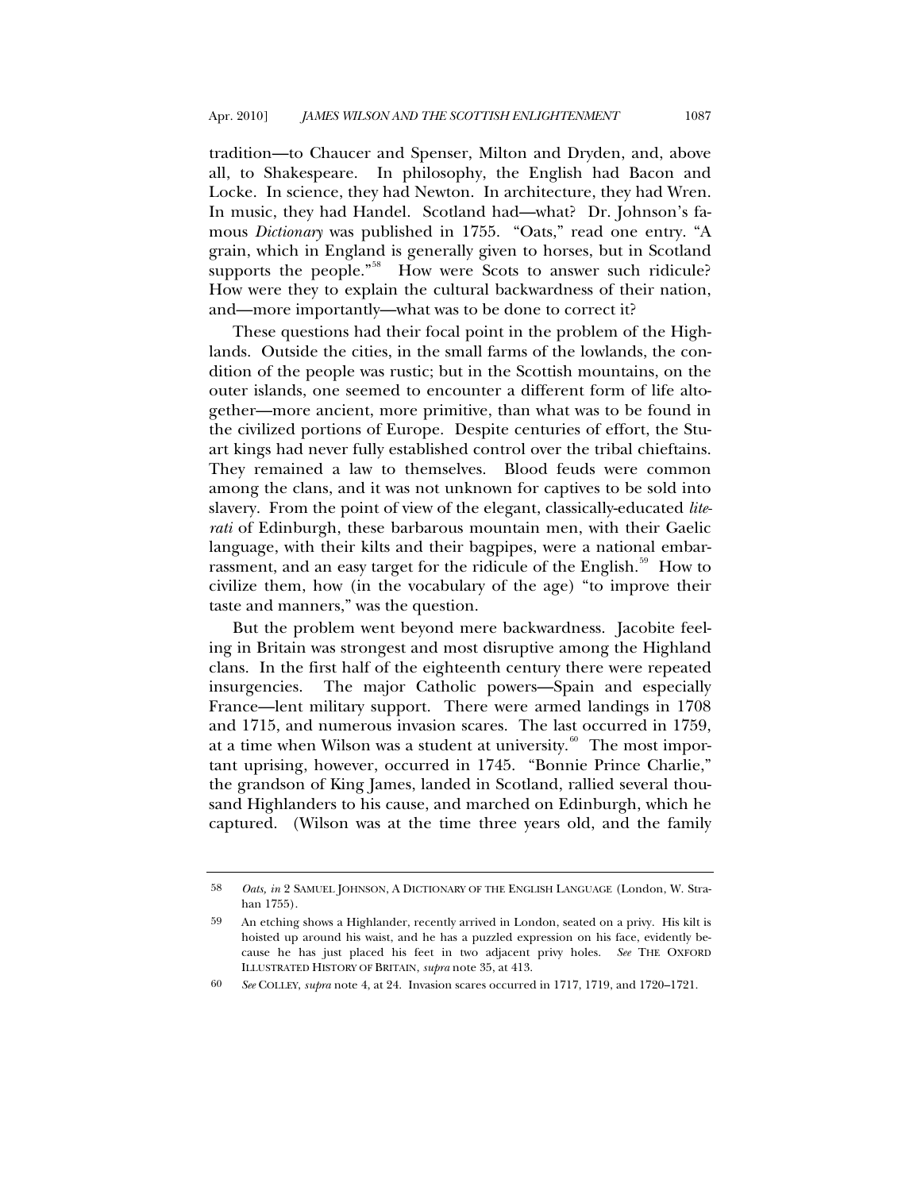tradition—to Chaucer and Spenser, Milton and Dryden, and, above all, to Shakespeare. In philosophy, the English had Bacon and Locke. In science, they had Newton. In architecture, they had Wren. In music, they had Handel. Scotland had—what? Dr. Johnson's famous *Dictionary* was published in 1755. "Oats," read one entry. "A grain, which in England is generally given to horses, but in Scotland supports the people."[58] How were Scots to answer such ridicule? How were they to explain the cultural backwardness of their nation, and—more importantly—what was to be done to correct it?

These questions had their focal point in the problem of the Highlands. Outside the cities, in the small farms of the lowlands, the condition of the people was rustic; but in the Scottish mountains, on the outer islands, one seemed to encounter a different form of life altogether—more ancient, more primitive, than what was to be found in the civilized portions of Europe. Despite centuries of effort, the Stuart kings had never fully established control over the tribal chieftains. They remained a law to themselves. Blood feuds were common among the clans, and it was not unknown for captives to be sold into slavery. From the point of view of the elegant, classically-educated *literati* of Edinburgh, these barbarous mountain men, with their Gaelic language, with their kilts and their bagpipes, were a national embarrassment, and an easy target for the ridicule of the English.[59] How to civilize them, how (in the vocabulary of the age) "to improve their taste and manners," was the question.

But the problem went beyond mere backwardness. Jacobite feeling in Britain was strongest and most disruptive among the Highland clans. In the first half of the eighteenth century there were repeated insurgencies. The major Catholic powers—Spain and especially France—lent military support. There were armed landings in 1708 and 1715, and numerous invasion scares. The last occurred in 1759, at a time when Wilson was a student at university.[60] The most important uprising, however, occurred in 1745. "Bonnie Prince Charlie," the grandson of King James, landed in Scotland, rallied several thousand Highlanders to his cause, and marched on Edinburgh, which he captured. (Wilson was at the time three years old, and the family

---

58 *Oats, in* 2 SAMUEL JOHNSON, A DICTIONARY OF THE ENGLISH LANGUAGE (London, W. Strahan 1755).

59 An etching shows a Highlander, recently arrived in London, seated on a privy. His kilt is hoisted up around his waist, and he has a puzzled expression on his face, evidently because he has just placed his feet in two adjacent privy holes. *See* THE OXFORD ILLUSTRATED HISTORY OF BRITAIN, *supra* note 35, at 413.

60 *See* COLLEY, *supra* note 4, at 24. Invasion scares occurred in 1717, 1719, and 1720–1721.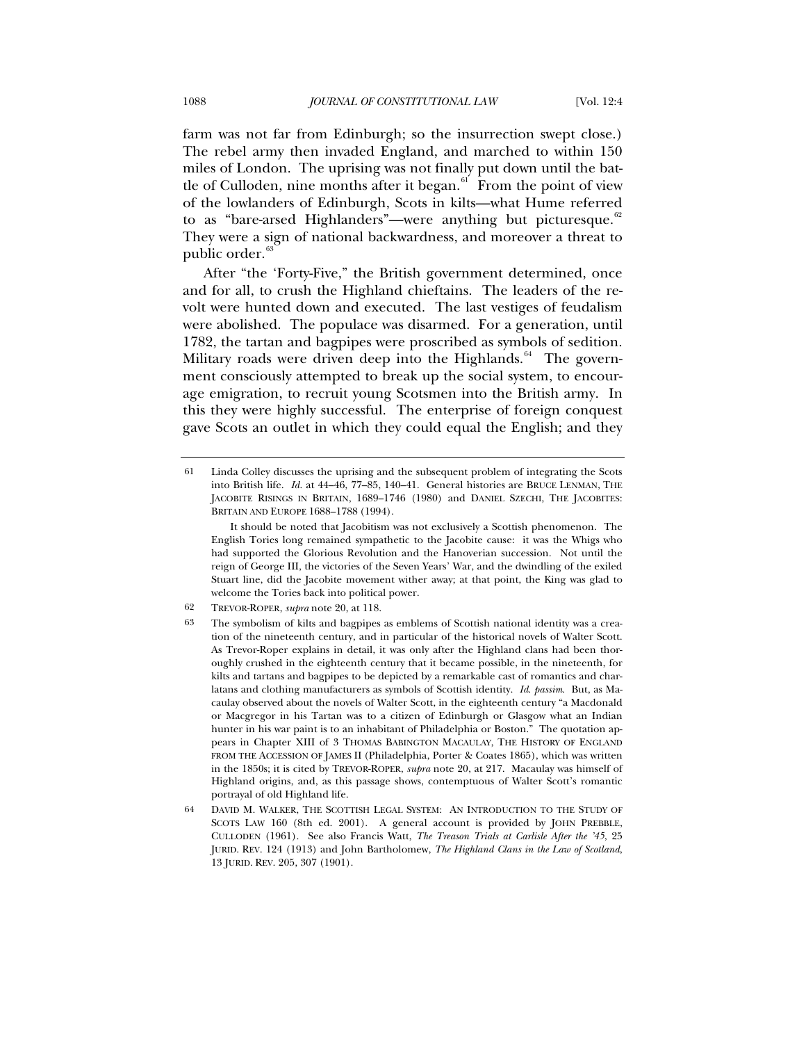farm was not far from Edinburgh; so the insurrection swept close.) The rebel army then invaded England, and marched to within 150 miles of London. The uprising was not finally put down until the battle of Culloden, nine months after it began.[61] From the point of view of the lowlanders of Edinburgh, Scots in kilts—what Hume referred to as "bare-arsed Highlanders"—were anything but picturesque.[62] They were a sign of national backwardness, and moreover a threat to public order.[63]

After "the 'Forty-Five," the British government determined, once and for all, to crush the Highland chieftains. The leaders of the revolt were hunted down and executed. The last vestiges of feudalism were abolished. The populace was disarmed. For a generation, until 1782, the tartan and bagpipes were proscribed as symbols of sedition. Military roads were driven deep into the Highlands.[64] The government consciously attempted to break up the social system, to encourage emigration, to recruit young Scotsmen into the British army. In this they were highly successful. The enterprise of foreign conquest gave Scots an outlet in which they could equal the English; and they

---

61 Linda Colley discusses the uprising and the subsequent problem of integrating the Scots into British life. *Id.* at 44–46, 77–85, 140–41. General histories are BRUCE LENMAN, THE JACOBITE RISINGS IN BRITAIN, 1689–1746 (1980) and DANIEL SZECHI, THE JACOBITES: BRITAIN AND EUROPE 1688–1788 (1994).

It should be noted that Jacobitism was not exclusively a Scottish phenomenon. The English Tories long remained sympathetic to the Jacobite cause: it was the Whigs who had supported the Glorious Revolution and the Hanoverian succession. Not until the reign of George III, the victories of the Seven Years' War, and the dwindling of the exiled Stuart line, did the Jacobite movement wither away; at that point, the King was glad to welcome the Tories back into political power.

62 TREVOR-ROPER, *supra* note 20, at 118.

63 The symbolism of kilts and bagpipes as emblems of Scottish national identity was a creation of the nineteenth century, and in particular of the historical novels of Walter Scott. As Trevor-Roper explains in detail, it was only after the Highland clans had been thoroughly crushed in the eighteenth century that it became possible, in the nineteenth, for kilts and tartans and bagpipes to be depicted by a remarkable cast of romantics and charlatans and clothing manufacturers as symbols of Scottish identity. *Id. passim*. But, as Macaulay observed about the novels of Walter Scott, in the eighteenth century "a Macdonald or Macgregor in his Tartan was to a citizen of Edinburgh or Glasgow what an Indian hunter in his war paint is to an inhabitant of Philadelphia or Boston." The quotation appears in Chapter XIII of 3 THOMAS BABINGTON MACAULAY, THE HISTORY OF ENGLAND FROM THE ACCESSION OF JAMES II (Philadelphia, Porter & Coates 1865), which was written in the 1850s; it is cited by TREVOR-ROPER, *supra* note 20, at 217. Macaulay was himself of Highland origins, and, as this passage shows, contemptuous of Walter Scott's romantic portrayal of old Highland life.

64 DAVID M. WALKER, THE SCOTTISH LEGAL SYSTEM: AN INTRODUCTION TO THE STUDY OF SCOTS LAW 160 (8th ed. 2001). A general account is provided by JOHN PREBBLE, CULLODEN (1961). See also Francis Watt, *The Treason Trials at Carlisle After the '45*, 25 JURID. REV. 124 (1913) and John Bartholomew, *The Highland Clans in the Law of Scotland*, 13 JURID. REV. 205, 307 (1901).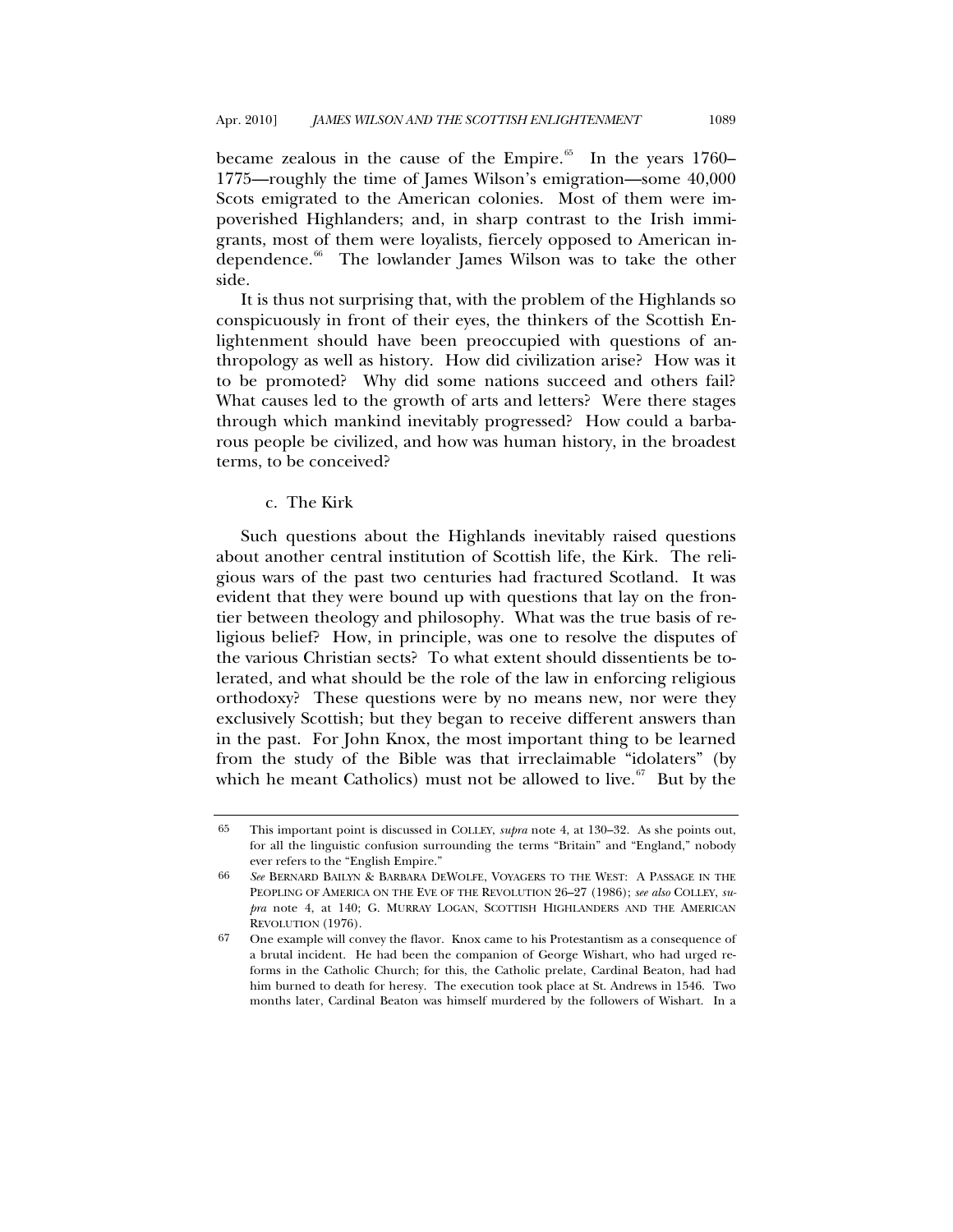became zealous in the cause of the Empire.[65] In the years 1760–1775—roughly the time of James Wilson's emigration—some 40,000 Scots emigrated to the American colonies. Most of them were impoverished Highlanders; and, in sharp contrast to the Irish immigrants, most of them were loyalists, fiercely opposed to American independence.[66] The lowlander James Wilson was to take the other side.

It is thus not surprising that, with the problem of the Highlands so conspicuously in front of their eyes, the thinkers of the Scottish Enlightenment should have been preoccupied with questions of anthropology as well as history. How did civilization arise? How was it to be promoted? Why did some nations succeed and others fail? What causes led to the growth of arts and letters? Were there stages through which mankind inevitably progressed? How could a barbarous people be civilized, and how was human history, in the broadest terms, to be conceived?

#### c. The Kirk

Such questions about the Highlands inevitably raised questions about another central institution of Scottish life, the Kirk. The religious wars of the past two centuries had fractured Scotland. It was evident that they were bound up with questions that lay on the frontier between theology and philosophy. What was the true basis of religious belief? How, in principle, was one to resolve the disputes of the various Christian sects? To what extent should dissentients be tolerated, and what should be the role of the law in enforcing religious orthodoxy? These questions were by no means new, nor were they exclusively Scottish; but they began to receive different answers than in the past. For John Knox, the most important thing to be learned from the study of the Bible was that irreclaimable "idolaters" (by which he meant Catholics) must not be allowed to live.[67] But by the

---

65 This important point is discussed in COLLEY, *supra* note 4, at 130–32. As she points out, for all the linguistic confusion surrounding the terms "Britain" and "England," nobody ever refers to the "English Empire."

66 *See* BERNARD BAILYN & BARBARA DEWOLFE, VOYAGERS TO THE WEST: A PASSAGE IN THE PEOPLING OF AMERICA ON THE EVE OF THE REVOLUTION 26–27 (1986); *see also* COLLEY, *supra* note 4, at 140; G. MURRAY LOGAN, SCOTTISH HIGHLANDERS AND THE AMERICAN REVOLUTION (1976).

67 One example will convey the flavor. Knox came to his Protestantism as a consequence of a brutal incident. He had been the companion of George Wishart, who had urged reforms in the Catholic Church; for this, the Catholic prelate, Cardinal Beaton, had had him burned to death for heresy. The execution took place at St. Andrews in 1546. Two months later, Cardinal Beaton was himself murdered by the followers of Wishart. In a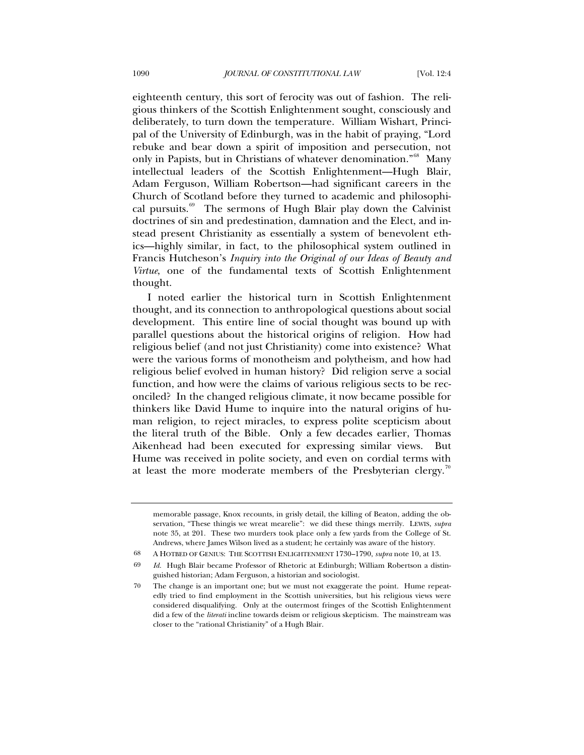eighteenth century, this sort of ferocity was out of fashion. The religious thinkers of the Scottish Enlightenment sought, consciously and deliberately, to turn down the temperature. William Wishart, Principal of the University of Edinburgh, was in the habit of praying, "Lord rebuke and bear down a spirit of imposition and persecution, not only in Papists, but in Christians of whatever denomination."[68] Many intellectual leaders of the Scottish Enlightenment—Hugh Blair, Adam Ferguson, William Robertson—had significant careers in the Church of Scotland before they turned to academic and philosophical pursuits.[69] The sermons of Hugh Blair play down the Calvinist doctrines of sin and predestination, damnation and the Elect, and instead present Christianity as essentially a system of benevolent ethics—highly similar, in fact, to the philosophical system outlined in Francis Hutcheson's *Inquiry into the Original of our Ideas of Beauty and Virtue*, one of the fundamental texts of Scottish Enlightenment thought.

I noted earlier the historical turn in Scottish Enlightenment thought, and its connection to anthropological questions about social development. This entire line of social thought was bound up with parallel questions about the historical origins of religion. How had religious belief (and not just Christianity) come into existence? What were the various forms of monotheism and polytheism, and how had religious belief evolved in human history? Did religion serve a social function, and how were the claims of various religious sects to be reconciled? In the changed religious climate, it now became possible for thinkers like David Hume to inquire into the natural origins of human religion, to reject miracles, to express polite scepticism about the literal truth of the Bible. Only a few decades earlier, Thomas Aikenhead had been executed for expressing similar views. But Hume was received in polite society, and even on cordial terms with at least the more moderate members of the Presbyterian clergy.[70]

---

memorable passage, Knox recounts, in grisly detail, the killing of Beaton, adding the observation, "These thingis we wreat mearelie": we did these things merrily. LEWIS, *supra* note 35, at 201. These two murders took place only a few yards from the College of St. Andrews, where James Wilson lived as a student; he certainly was aware of the history.

68 A HOTBED OF GENIUS: THE SCOTTISH ENLIGHTENMENT 1730–1790, *supra* note 10, at 13.

69 *Id.* Hugh Blair became Professor of Rhetoric at Edinburgh; William Robertson a distinguished historian; Adam Ferguson, a historian and sociologist.

70 The change is an important one; but we must not exaggerate the point. Hume repeatedly tried to find employment in the Scottish universities, but his religious views were considered disqualifying. Only at the outermost fringes of the Scottish Enlightenment did a few of the *literati* incline towards deism or religious skepticism. The mainstream was closer to the "rational Christianity" of a Hugh Blair.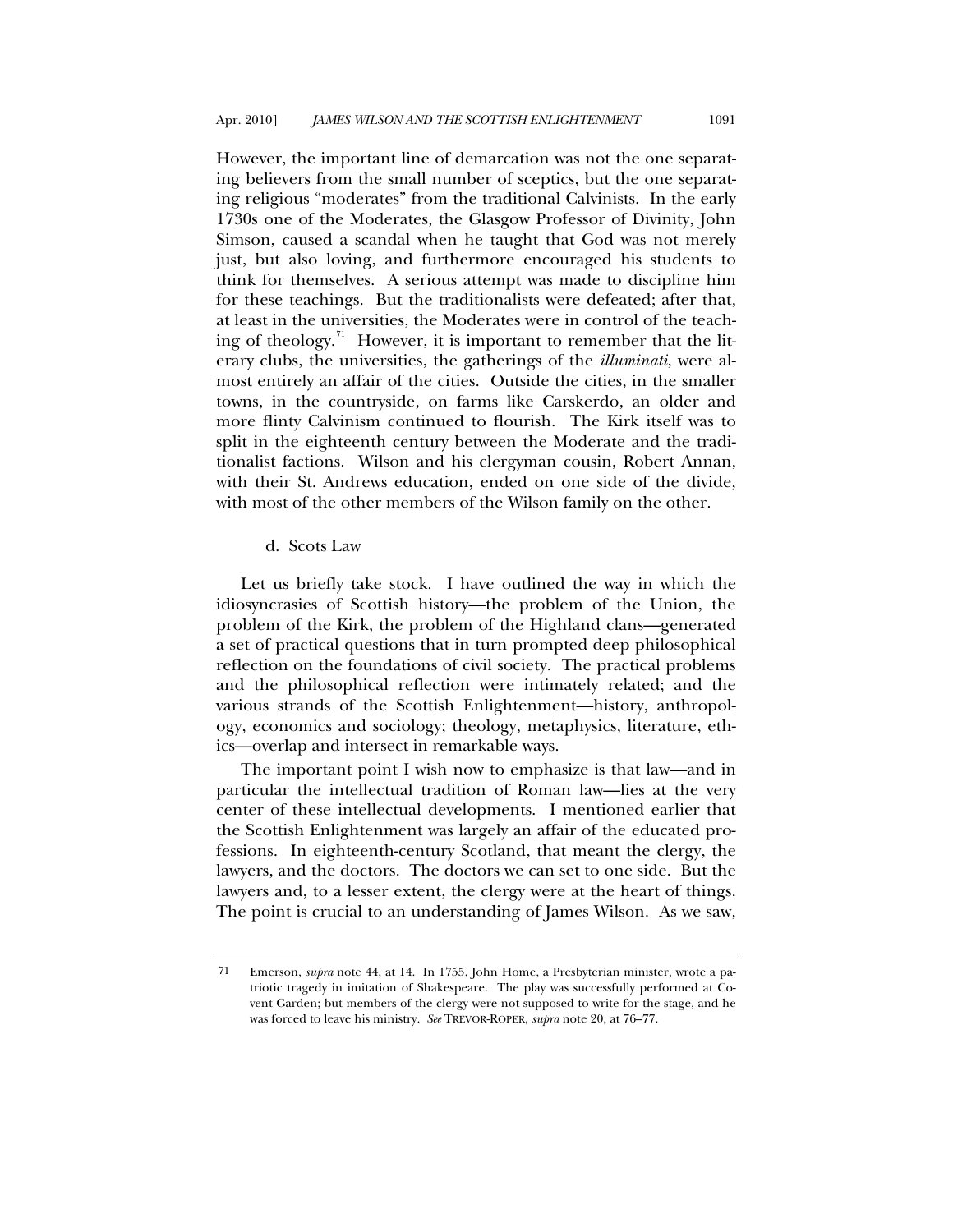However, the important line of demarcation was not the one separating believers from the small number of sceptics, but the one separating religious "moderates" from the traditional Calvinists. In the early 1730s one of the Moderates, the Glasgow Professor of Divinity, John Simson, caused a scandal when he taught that God was not merely just, but also loving, and furthermore encouraged his students to think for themselves. A serious attempt was made to discipline him for these teachings. But the traditionalists were defeated; after that, at least in the universities, the Moderates were in control of the teaching of theology.[71] However, it is important to remember that the literary clubs, the universities, the gatherings of the *illuminati*, were almost entirely an affair of the cities. Outside the cities, in the smaller towns, in the countryside, on farms like Carskerdo, an older and more flinty Calvinism continued to flourish. The Kirk itself was to split in the eighteenth century between the Moderate and the traditionalist factions. Wilson and his clergyman cousin, Robert Annan, with their St. Andrews education, ended on one side of the divide, with most of the other members of the Wilson family on the other.

#### d. Scots Law

Let us briefly take stock. I have outlined the way in which the idiosyncrasies of Scottish history—the problem of the Union, the problem of the Kirk, the problem of the Highland clans—generated a set of practical questions that in turn prompted deep philosophical reflection on the foundations of civil society. The practical problems and the philosophical reflection were intimately related; and the various strands of the Scottish Enlightenment—history, anthropology, economics and sociology; theology, metaphysics, literature, ethics—overlap and intersect in remarkable ways.

The important point I wish now to emphasize is that law—and in particular the intellectual tradition of Roman law—lies at the very center of these intellectual developments. I mentioned earlier that the Scottish Enlightenment was largely an affair of the educated professions. In eighteenth-century Scotland, that meant the clergy, the lawyers, and the doctors. The doctors we can set to one side. But the lawyers and, to a lesser extent, the clergy were at the heart of things. The point is crucial to an understanding of James Wilson. As we saw,

---

71 Emerson, *supra* note 44, at 14. In 1755, John Home, a Presbyterian minister, wrote a patriotic tragedy in imitation of Shakespeare. The play was successfully performed at Covent Garden; but members of the clergy were not supposed to write for the stage, and he was forced to leave his ministry. *See* TREVOR-ROPER, *supra* note 20, at 76–77.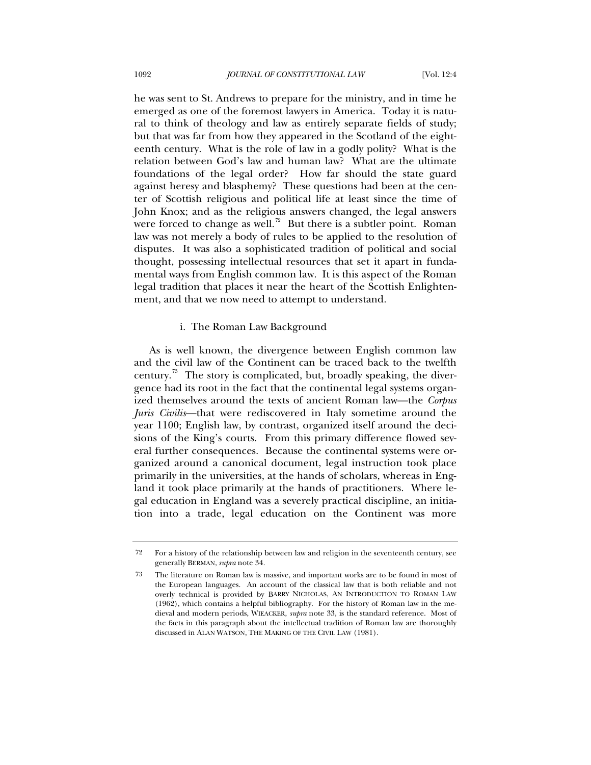he was sent to St. Andrews to prepare for the ministry, and in time he emerged as one of the foremost lawyers in America. Today it is natural to think of theology and law as entirely separate fields of study; but that was far from how they appeared in the Scotland of the eighteenth century. What is the role of law in a godly polity? What is the relation between God's law and human law? What are the ultimate foundations of the legal order? How far should the state guard against heresy and blasphemy? These questions had been at the center of Scottish religious and political life at least since the time of John Knox; and as the religious answers changed, the legal answers were forced to change as well.[72] But there is a subtler point. Roman law was not merely a body of rules to be applied to the resolution of disputes. It was also a sophisticated tradition of political and social thought, possessing intellectual resources that set it apart in fundamental ways from English common law. It is this aspect of the Roman legal tradition that places it near the heart of the Scottish Enlightenment, and that we now need to attempt to understand.

i. The Roman Law Background

As is well known, the divergence between English common law and the civil law of the Continent can be traced back to the twelfth century.[73] The story is complicated, but, broadly speaking, the divergence had its root in the fact that the continental legal systems organized themselves around the texts of ancient Roman law—the *Corpus Juris Civilis*—that were rediscovered in Italy sometime around the year 1100; English law, by contrast, organized itself around the decisions of the King's courts. From this primary difference flowed several further consequences. Because the continental systems were organized around a canonical document, legal instruction took place primarily in the universities, at the hands of scholars, whereas in England it took place primarily at the hands of practitioners. Where legal education in England was a severely practical discipline, an initiation into a trade, legal education on the Continent was more

---

72 For a history of the relationship between law and religion in the seventeenth century, see generally BERMAN, *supra* note 34.

73 The literature on Roman law is massive, and important works are to be found in most of the European languages. An account of the classical law that is both reliable and not overly technical is provided by BARRY NICHOLAS, AN INTRODUCTION TO ROMAN LAW (1962), which contains a helpful bibliography. For the history of Roman law in the medieval and modern periods, WIEACKER, *supra* note 33, is the standard reference. Most of the facts in this paragraph about the intellectual tradition of Roman law are thoroughly discussed in ALAN WATSON, THE MAKING OF THE CIVIL LAW (1981).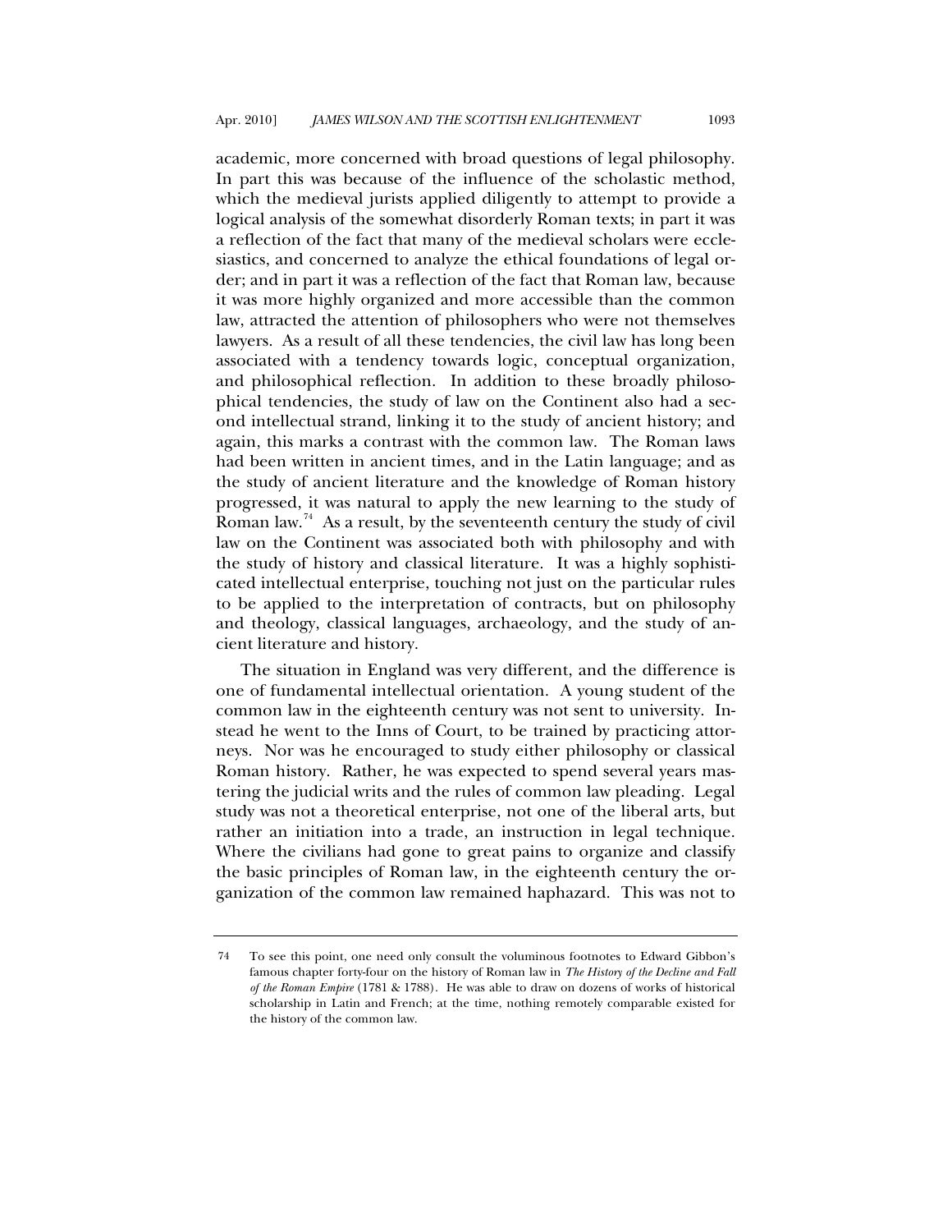academic, more concerned with broad questions of legal philosophy. In part this was because of the influence of the scholastic method, which the medieval jurists applied diligently to attempt to provide a logical analysis of the somewhat disorderly Roman texts; in part it was a reflection of the fact that many of the medieval scholars were ecclesiastics, and concerned to analyze the ethical foundations of legal order; and in part it was a reflection of the fact that Roman law, because it was more highly organized and more accessible than the common law, attracted the attention of philosophers who were not themselves lawyers. As a result of all these tendencies, the civil law has long been associated with a tendency towards logic, conceptual organization, and philosophical reflection. In addition to these broadly philosophical tendencies, the study of law on the Continent also had a second intellectual strand, linking it to the study of ancient history; and again, this marks a contrast with the common law. The Roman laws had been written in ancient times, and in the Latin language; and as the study of ancient literature and the knowledge of Roman history progressed, it was natural to apply the new learning to the study of Roman law.[74] As a result, by the seventeenth century the study of civil law on the Continent was associated both with philosophy and with the study of history and classical literature. It was a highly sophisticated intellectual enterprise, touching not just on the particular rules to be applied to the interpretation of contracts, but on philosophy and theology, classical languages, archaeology, and the study of ancient literature and history.

The situation in England was very different, and the difference is one of fundamental intellectual orientation. A young student of the common law in the eighteenth century was not sent to university. Instead he went to the Inns of Court, to be trained by practicing attorneys. Nor was he encouraged to study either philosophy or classical Roman history. Rather, he was expected to spend several years mastering the judicial writs and the rules of common law pleading. Legal study was not a theoretical enterprise, not one of the liberal arts, but rather an initiation into a trade, an instruction in legal technique. Where the civilians had gone to great pains to organize and classify the basic principles of Roman law, in the eighteenth century the organization of the common law remained haphazard. This was not to

---

74 To see this point, one need only consult the voluminous footnotes to Edward Gibbon's famous chapter forty-four on the history of Roman law in *The History of the Decline and Fall of the Roman Empire* (1781 & 1788). He was able to draw on dozens of works of historical scholarship in Latin and French; at the time, nothing remotely comparable existed for the history of the common law.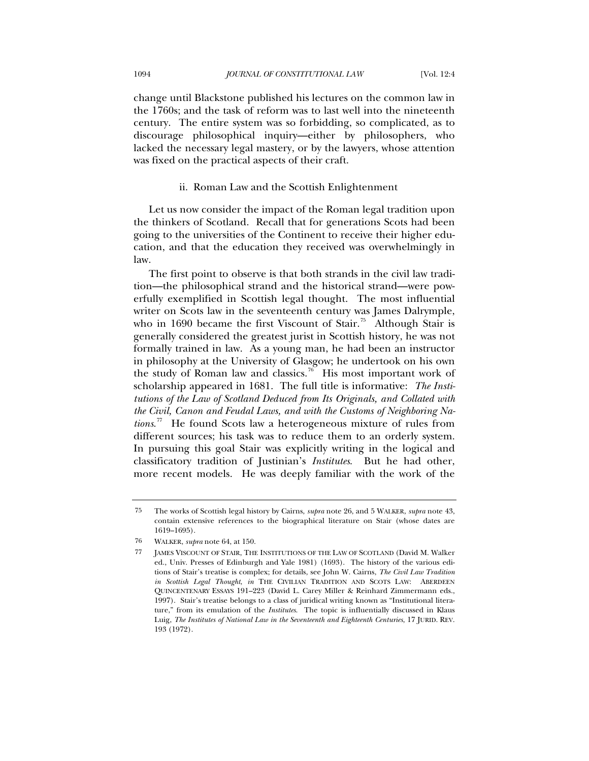change until Blackstone published his lectures on the common law in the 1760s; and the task of reform was to last well into the nineteenth century. The entire system was so forbidding, so complicated, as to discourage philosophical inquiry—either by philosophers, who lacked the necessary legal mastery, or by the lawyers, whose attention was fixed on the practical aspects of their craft.

### ii. Roman Law and the Scottish Enlightenment

Let us now consider the impact of the Roman legal tradition upon the thinkers of Scotland. Recall that for generations Scots had been going to the universities of the Continent to receive their higher education, and that the education they received was overwhelmingly in law.

The first point to observe is that both strands in the civil law tradition—the philosophical strand and the historical strand—were powerfully exemplified in Scottish legal thought. The most influential writer on Scots law in the seventeenth century was James Dalrymple, who in 1690 became the first Viscount of Stair.[75] Although Stair is generally considered the greatest jurist in Scottish history, he was not formally trained in law. As a young man, he had been an instructor in philosophy at the University of Glasgow; he undertook on his own the study of Roman law and classics.[76] His most important work of scholarship appeared in 1681. The full title is informative: *The Institutions of the Law of Scotland Deduced from Its Originals, and Collated with the Civil, Canon and Feudal Laws, and with the Customs of Neighboring Nations*.[77] He found Scots law a heterogeneous mixture of rules from different sources; his task was to reduce them to an orderly system. In pursuing this goal Stair was explicitly writing in the logical and classificatory tradition of Justinian's *Institutes*. But he had other, more recent models. He was deeply familiar with the work of the

---

75 The works of Scottish legal history by Cairns, *supra* note 26, and 5 WALKER, *supra* note 43, contain extensive references to the biographical literature on Stair (whose dates are 1619–1695).

76 WALKER, *supra* note 64, at 150.

77 JAMES VISCOUNT OF STAIR, THE INSTITUTIONS OF THE LAW OF SCOTLAND (David M. Walker ed., Univ. Presses of Edinburgh and Yale 1981) (1693). The history of the various editions of Stair's treatise is complex; for details, see John W. Cairns, *The Civil Law Tradition in Scottish Legal Thought*, *in* THE CIVILIAN TRADITION AND SCOTS LAW: ABERDEEN QUINCENTENARY ESSAYS 191–223 (David L. Carey Miller & Reinhard Zimmermann eds., 1997). Stair's treatise belongs to a class of juridical writing known as "Institutional literature," from its emulation of the *Institutes*. The topic is influentially discussed in Klaus Luig, *The Institutes of National Law in the Seventeenth and Eighteenth Centuries*, 17 JURID. REV. 193 (1972).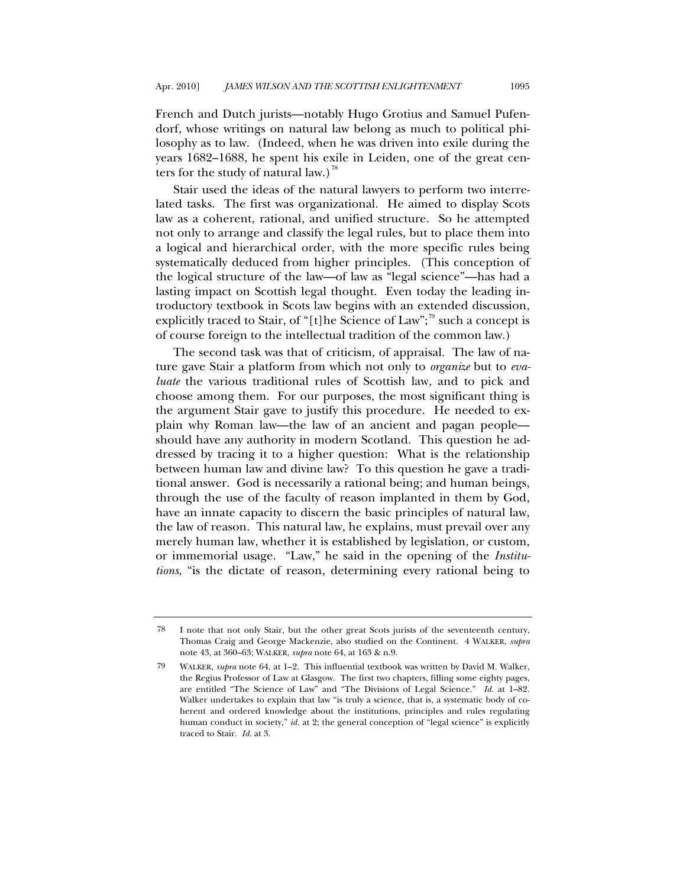French and Dutch jurists—notably Hugo Grotius and Samuel Pufendorf, whose writings on natural law belong as much to political philosophy as to law. (Indeed, when he was driven into exile during the years 1682–1688, he spent his exile in Leiden, one of the great centers for the study of natural law.)[78]

Stair used the ideas of the natural lawyers to perform two interrelated tasks. The first was organizational. He aimed to display Scots law as a coherent, rational, and unified structure. So he attempted not only to arrange and classify the legal rules, but to place them into a logical and hierarchical order, with the more specific rules being systematically deduced from higher principles. (This conception of the logical structure of the law—of law as "legal science"—has had a lasting impact on Scottish legal thought. Even today the leading introductory textbook in Scots law begins with an extended discussion, explicitly traced to Stair, of "[t]he Science of Law";[79] such a concept is of course foreign to the intellectual tradition of the common law.)

The second task was that of criticism, of appraisal. The law of nature gave Stair a platform from which not only to *organize* but to *evaluate* the various traditional rules of Scottish law, and to pick and choose among them. For our purposes, the most significant thing is the argument Stair gave to justify this procedure. He needed to explain why Roman law—the law of an ancient and pagan people—should have any authority in modern Scotland. This question he addressed by tracing it to a higher question: What is the relationship between human law and divine law? To this question he gave a traditional answer. God is necessarily a rational being; and human beings, through the use of the faculty of reason implanted in them by God, have an innate capacity to discern the basic principles of natural law, the law of reason. This natural law, he explains, must prevail over any merely human law, whether it is established by legislation, or custom, or immemorial usage. "Law," he said in the opening of the *Institutions*, "is the dictate of reason, determining every rational being to

---

78 I note that not only Stair, but the other great Scots jurists of the seventeenth century, Thomas Craig and George Mackenzie, also studied on the Continent. 4 WALKER, *supra* note 43, at 360–63; WALKER, *supra* note 64, at 163 & n.9.

79 WALKER, *supra* note 64, at 1–2. This influential textbook was written by David M. Walker, the Regius Professor of Law at Glasgow. The first two chapters, filling some eighty pages, are entitled "The Science of Law" and "The Divisions of Legal Science." *Id.* at 1–82. Walker undertakes to explain that law "is truly a science, that is, a systematic body of coherent and ordered knowledge about the institutions, principles and rules regulating human conduct in society," *id.* at 2; the general conception of "legal science" is explicitly traced to Stair. *Id.* at 3.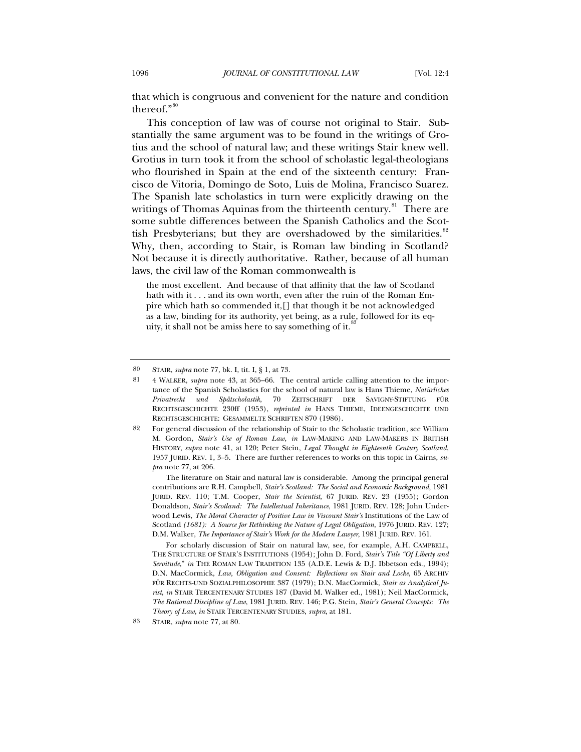that which is congruous and convenient for the nature and condition thereof."[80]

This conception of law was of course not original to Stair. Substantially the same argument was to be found in the writings of Grotius and the school of natural law; and these writings Stair knew well. Grotius in turn took it from the school of scholastic legal-theologians who flourished in Spain at the end of the sixteenth century: Francisco de Vitoria, Domingo de Soto, Luis de Molina, Francisco Suarez. The Spanish late scholastics in turn were explicitly drawing on the writings of Thomas Aquinas from the thirteenth century.[81] There are some subtle differences between the Spanish Catholics and the Scottish Presbyterians; but they are overshadowed by the similarities.[82] Why, then, according to Stair, is Roman law binding in Scotland? Not because it is directly authoritative. Rather, because of all human laws, the civil law of the Roman commonwealth is

> the most excellent. And because of that affinity that the law of Scotland hath with it . . . and its own worth, even after the ruin of the Roman Empire which hath so commended it,[] that though it be not acknowledged as a law, binding for its authority, yet being, as a rule, followed for its equity, it shall not be amiss here to say something of it.[83]

---

80 STAIR, *supra* note 77, bk. I, tit. I, § 1, at 73.

81 4 WALKER, *supra* note 43, at 365–66. The central article calling attention to the importance of the Spanish Scholastics for the school of natural law is Hans Thieme, *Natürliches Privatrecht und Spätscholastik*, 70 ZEITSCHRIFT DER SAVIGNY-STIFTUNG FÜR RECHTSGESCHICHTE 230ff (1953), *reprinted in* HANS THIEME, IDEENGESCHICHTE UND RECHTSGESCHICHTE: GESAMMELTE SCHRIFTEN 870 (1986).

82 For general discussion of the relationship of Stair to the Scholastic tradition, see William M. Gordon, *Stair's Use of Roman Law*, *in* LAW-MAKING AND LAW-MAKERS IN BRITISH HISTORY, *supra* note 41, at 120; Peter Stein, *Legal Thought in Eighteenth Century Scotland*, 1957 JURID. REV. 1, 3–5. There are further references to works on this topic in Cairns, *supra* note 77, at 206.

The literature on Stair and natural law is considerable. Among the principal general contributions are R.H. Campbell, *Stair's Scotland: The Social and Economic Background*, 1981 JURID. REV. 110; T.M. Cooper, *Stair the Scientist*, 67 JURID. REV. 23 (1955); Gordon Donaldson, *Stair's Scotland: The Intellectual Inheritance*, 1981 JURID. REV. 128; John Underwood Lewis, *The Moral Character of Positive Law in Viscount Stair's* Institutions of the Law of Scotland *(1681): A Source for Rethinking the Nature of Legal Obligation*, 1976 JURID. REV. 127; D.M. Walker, *The Importance of Stair's Work for the Modern Lawyer*, 1981 JURID. REV. 161.

For scholarly discussion of Stair on natural law, see, for example, A.H. CAMPBELL, THE STRUCTURE OF STAIR'S INSTITUTIONS (1954); John D. Ford, *Stair's Title "Of Liberty and Servitude*," *in* THE ROMAN LAW TRADITION 135 (A.D.E. Lewis & D.J. Ibbetson eds., 1994); D.N. MacCormick, *Law, Obligation and Consent: Reflections on Stair and Locke*, 65 ARCHIV FÜR RECHTS-UND SOZIALPHILOSOPHIE 387 (1979); D.N. MacCormick, *Stair as Analytical Jurist*, *in* STAIR TERCENTENARY STUDIES 187 (David M. Walker ed., 1981); Neil MacCormick, *The Rational Discipline of Law*, 1981 JURID. REV. 146; P.G. Stein, *Stair's General Concepts: The Theory of Law*, *in* STAIR TERCENTENARY STUDIES, *supra*, at 181.

83 STAIR, *supra* note 77, at 80.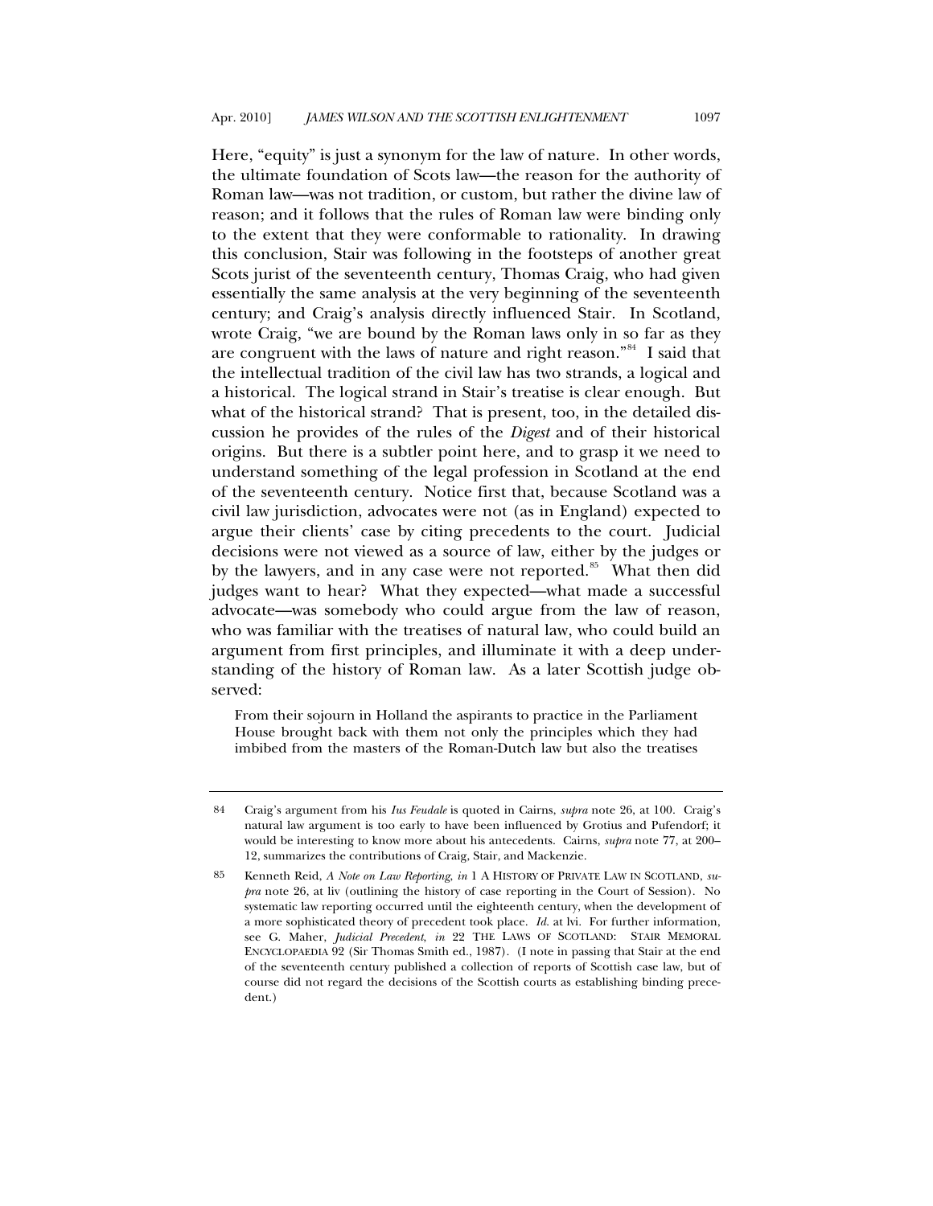Here, "equity" is just a synonym for the law of nature. In other words, the ultimate foundation of Scots law—the reason for the authority of Roman law—was not tradition, or custom, but rather the divine law of reason; and it follows that the rules of Roman law were binding only to the extent that they were conformable to rationality. In drawing this conclusion, Stair was following in the footsteps of another great Scots jurist of the seventeenth century, Thomas Craig, who had given essentially the same analysis at the very beginning of the seventeenth century; and Craig's analysis directly influenced Stair. In Scotland, wrote Craig, "we are bound by the Roman laws only in so far as they are congruent with the laws of nature and right reason."[84] I said that the intellectual tradition of the civil law has two strands, a logical and a historical. The logical strand in Stair's treatise is clear enough. But what of the historical strand? That is present, too, in the detailed discussion he provides of the rules of the *Digest* and of their historical origins. But there is a subtler point here, and to grasp it we need to understand something of the legal profession in Scotland at the end of the seventeenth century. Notice first that, because Scotland was a civil law jurisdiction, advocates were not (as in England) expected to argue their clients' case by citing precedents to the court. Judicial decisions were not viewed as a source of law, either by the judges or by the lawyers, and in any case were not reported.[85] What then did judges want to hear? What they expected—what made a successful advocate—was somebody who could argue from the law of reason, who was familiar with the treatises of natural law, who could build an argument from first principles, and illuminate it with a deep understanding of the history of Roman law. As a later Scottish judge observed:

> From their sojourn in Holland the aspirants to practice in the Parliament House brought back with them not only the principles which they had imbibed from the masters of the Roman-Dutch law but also the treatises

---

84 Craig's argument from his *Ius Feudale* is quoted in Cairns, *supra* note 26, at 100. Craig's natural law argument is too early to have been influenced by Grotius and Pufendorf; it would be interesting to know more about his antecedents. Cairns, *supra* note 77, at 200–12, summarizes the contributions of Craig, Stair, and Mackenzie.

85 Kenneth Reid, *A Note on Law Reporting*, *in* 1 A HISTORY OF PRIVATE LAW IN SCOTLAND, *supra* note 26, at liv (outlining the history of case reporting in the Court of Session). No systematic law reporting occurred until the eighteenth century, when the development of a more sophisticated theory of precedent took place. *Id.* at lvi. For further information, see G. Maher, *Judicial Precedent*, *in* 22 THE LAWS OF SCOTLAND: STAIR MEMORAL ENCYCLOPAEDIA 92 (Sir Thomas Smith ed., 1987). (I note in passing that Stair at the end of the seventeenth century published a collection of reports of Scottish case law, but of course did not regard the decisions of the Scottish courts as establishing binding precedent.)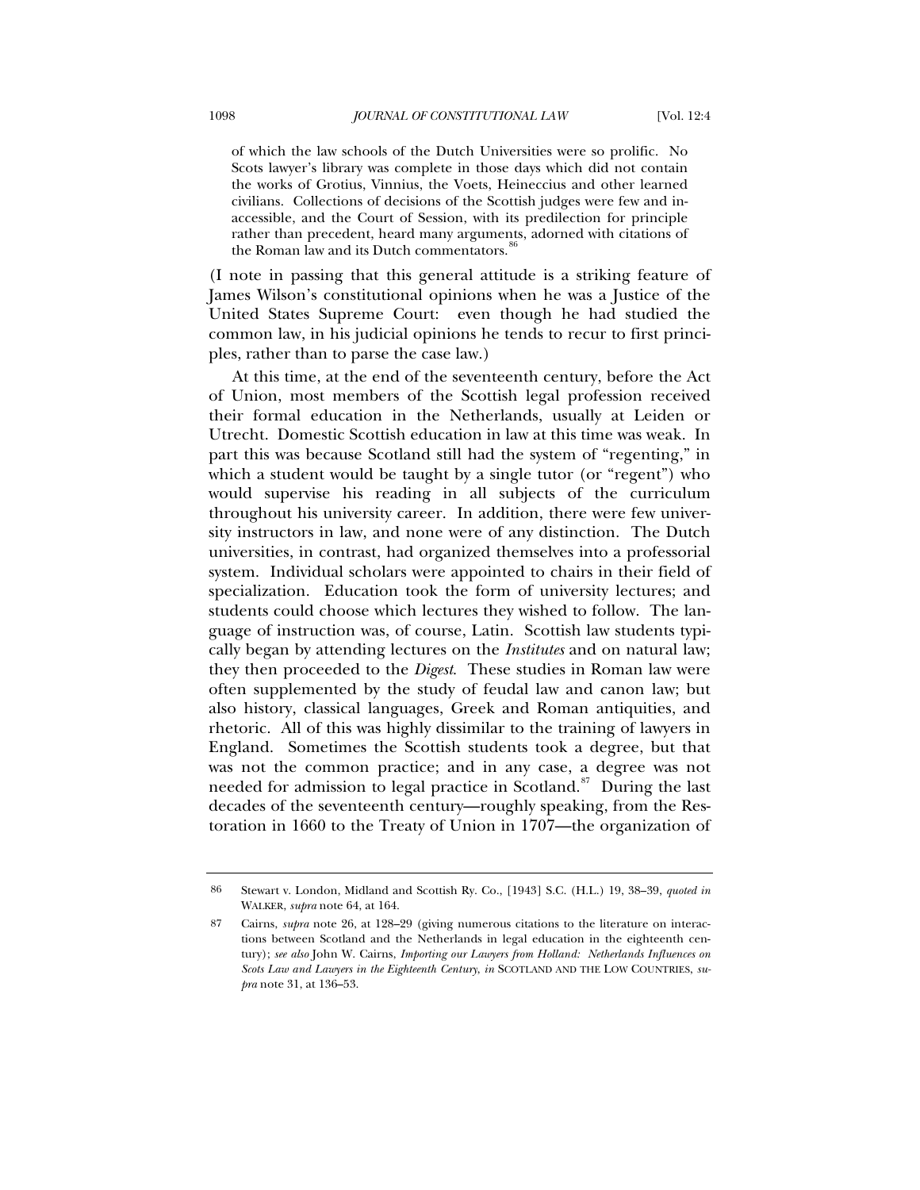> of which the law schools of the Dutch Universities were so prolific. No Scots lawyer's library was complete in those days which did not contain the works of Grotius, Vinnius, the Voets, Heineccius and other learned civilians. Collections of decisions of the Scottish judges were few and inaccessible, and the Court of Session, with its predilection for principle rather than precedent, heard many arguments, adorned with citations of the Roman law and its Dutch commentators.[86]

(I note in passing that this general attitude is a striking feature of James Wilson's constitutional opinions when he was a Justice of the United States Supreme Court: even though he had studied the common law, in his judicial opinions he tends to recur to first principles, rather than to parse the case law.)

At this time, at the end of the seventeenth century, before the Act of Union, most members of the Scottish legal profession received their formal education in the Netherlands, usually at Leiden or Utrecht. Domestic Scottish education in law at this time was weak. In part this was because Scotland still had the system of "regenting," in which a student would be taught by a single tutor (or "regent") who would supervise his reading in all subjects of the curriculum throughout his university career. In addition, there were few university instructors in law, and none were of any distinction. The Dutch universities, in contrast, had organized themselves into a professorial system. Individual scholars were appointed to chairs in their field of specialization. Education took the form of university lectures; and students could choose which lectures they wished to follow. The language of instruction was, of course, Latin. Scottish law students typically began by attending lectures on the *Institutes* and on natural law; they then proceeded to the *Digest*. These studies in Roman law were often supplemented by the study of feudal law and canon law; but also history, classical languages, Greek and Roman antiquities, and rhetoric. All of this was highly dissimilar to the training of lawyers in England. Sometimes the Scottish students took a degree, but that was not the common practice; and in any case, a degree was not needed for admission to legal practice in Scotland.[87] During the last decades of the seventeenth century—roughly speaking, from the Restoration in 1660 to the Treaty of Union in 1707—the organization of

---

86 Stewart v. London, Midland and Scottish Ry. Co., [1943] S.C. (H.L.) 19, 38–39, *quoted in* WALKER, *supra* note 64, at 164.

87 Cairns, *supra* note 26, at 128–29 (giving numerous citations to the literature on interactions between Scotland and the Netherlands in legal education in the eighteenth century); *see also* John W. Cairns, *Importing our Lawyers from Holland: Netherlands Influences on Scots Law and Lawyers in the Eighteenth Century*, *in* SCOTLAND AND THE LOW COUNTRIES, *supra* note 31, at 136–53.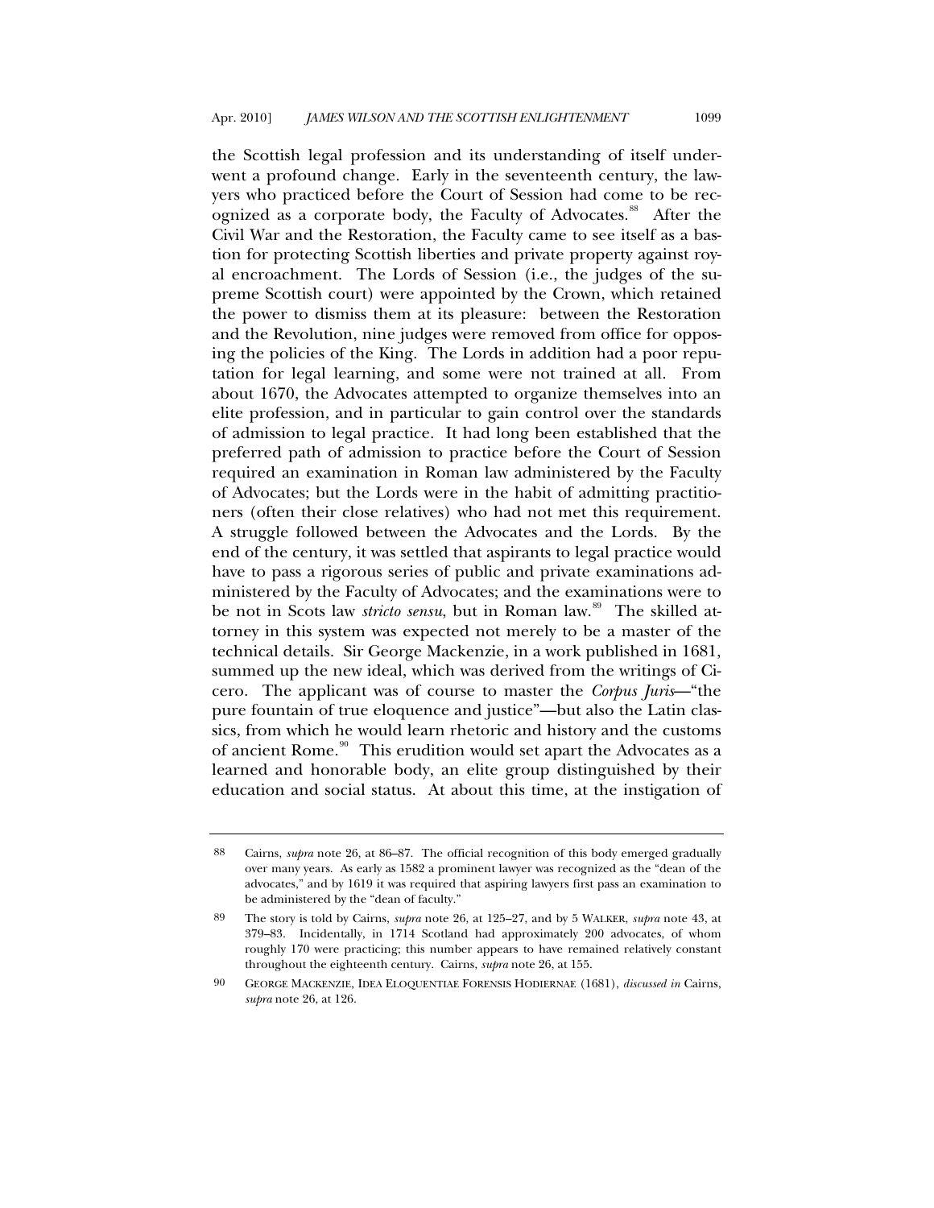the Scottish legal profession and its understanding of itself underwent a profound change. Early in the seventeenth century, the lawyers who practiced before the Court of Session had come to be recognized as a corporate body, the Faculty of Advocates.[88] After the Civil War and the Restoration, the Faculty came to see itself as a bastion for protecting Scottish liberties and private property against royal encroachment. The Lords of Session (i.e., the judges of the supreme Scottish court) were appointed by the Crown, which retained the power to dismiss them at its pleasure: between the Restoration and the Revolution, nine judges were removed from office for opposing the policies of the King. The Lords in addition had a poor reputation for legal learning, and some were not trained at all. From about 1670, the Advocates attempted to organize themselves into an elite profession, and in particular to gain control over the standards of admission to legal practice. It had long been established that the preferred path of admission to practice before the Court of Session required an examination in Roman law administered by the Faculty of Advocates; but the Lords were in the habit of admitting practitioners (often their close relatives) who had not met this requirement. A struggle followed between the Advocates and the Lords. By the end of the century, it was settled that aspirants to legal practice would have to pass a rigorous series of public and private examinations administered by the Faculty of Advocates; and the examinations were to be not in Scots law *stricto sensu*, but in Roman law.[89] The skilled attorney in this system was expected not merely to be a master of the technical details. Sir George Mackenzie, in a work published in 1681, summed up the new ideal, which was derived from the writings of Cicero. The applicant was of course to master the *Corpus Juris*—"the pure fountain of true eloquence and justice"—but also the Latin classics, from which he would learn rhetoric and history and the customs of ancient Rome.[90] This erudition would set apart the Advocates as a learned and honorable body, an elite group distinguished by their education and social status. At about this time, at the instigation of

---

88 Cairns, *supra* note 26, at 86–87. The official recognition of this body emerged gradually over many years. As early as 1582 a prominent lawyer was recognized as the "dean of the advocates," and by 1619 it was required that aspiring lawyers first pass an examination to be administered by the "dean of faculty."

89 The story is told by Cairns, *supra* note 26, at 125–27, and by 5 WALKER, *supra* note 43, at 379–83. Incidentally, in 1714 Scotland had approximately 200 advocates, of whom roughly 170 were practicing; this number appears to have remained relatively constant throughout the eighteenth century. Cairns, *supra* note 26, at 155.

90 GEORGE MACKENZIE, IDEA ELOQUENTIAE FORENSIS HODIERNAE (1681), *discussed in* Cairns, *supra* note 26, at 126.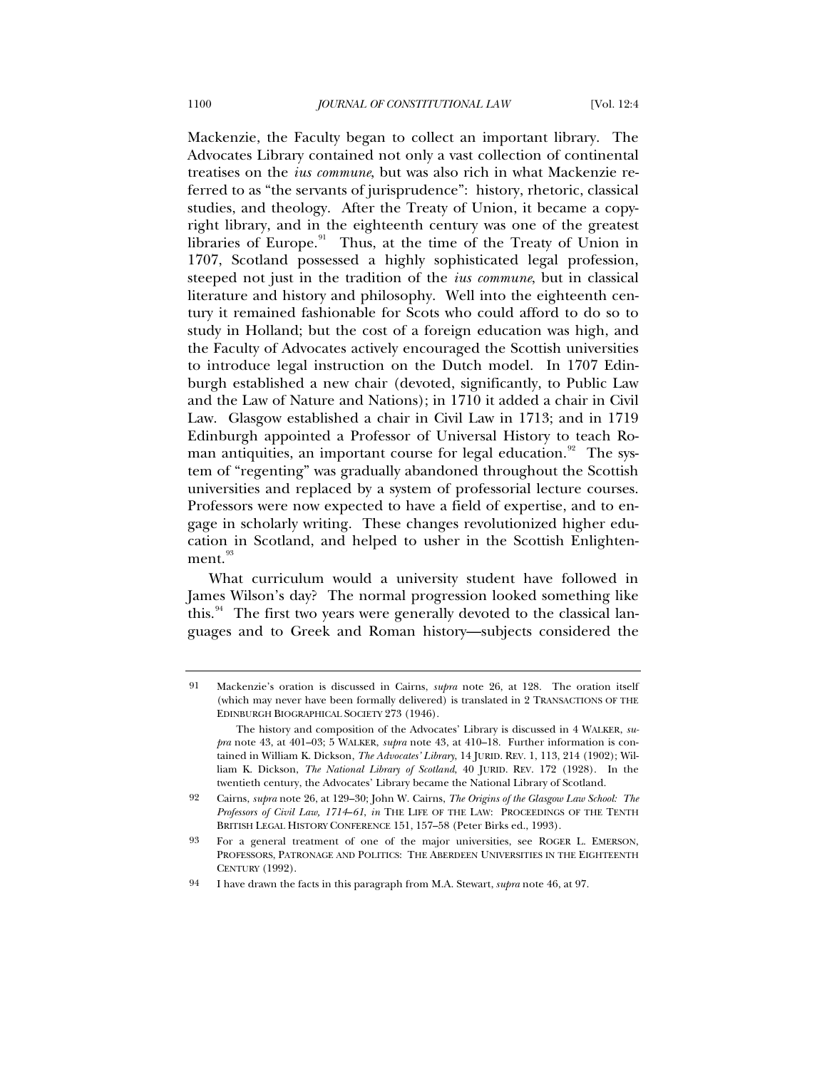Mackenzie, the Faculty began to collect an important library. The Advocates Library contained not only a vast collection of continental treatises on the *ius commune*, but was also rich in what Mackenzie referred to as "the servants of jurisprudence": history, rhetoric, classical studies, and theology. After the Treaty of Union, it became a copyright library, and in the eighteenth century was one of the greatest libraries of Europe.[91] Thus, at the time of the Treaty of Union in 1707, Scotland possessed a highly sophisticated legal profession, steeped not just in the tradition of the *ius commune*, but in classical literature and history and philosophy. Well into the eighteenth century it remained fashionable for Scots who could afford to do so to study in Holland; but the cost of a foreign education was high, and the Faculty of Advocates actively encouraged the Scottish universities to introduce legal instruction on the Dutch model. In 1707 Edinburgh established a new chair (devoted, significantly, to Public Law and the Law of Nature and Nations); in 1710 it added a chair in Civil Law. Glasgow established a chair in Civil Law in 1713; and in 1719 Edinburgh appointed a Professor of Universal History to teach Roman antiquities, an important course for legal education.[92] The system of "regenting" was gradually abandoned throughout the Scottish universities and replaced by a system of professorial lecture courses. Professors were now expected to have a field of expertise, and to engage in scholarly writing. These changes revolutionized higher education in Scotland, and helped to usher in the Scottish Enlightenment.[93]

What curriculum would a university student have followed in James Wilson's day? The normal progression looked something like this.[94] The first two years were generally devoted to the classical languages and to Greek and Roman history—subjects considered the

---

91 Mackenzie's oration is discussed in Cairns, *supra* note 26, at 128. The oration itself (which may never have been formally delivered) is translated in 2 TRANSACTIONS OF THE EDINBURGH BIOGRAPHICAL SOCIETY 273 (1946).

The history and composition of the Advocates' Library is discussed in 4 WALKER, *supra* note 43, at 401–03; 5 WALKER, *supra* note 43, at 410–18. Further information is contained in William K. Dickson, *The Advocates' Library*, 14 JURID. REV. 1, 113, 214 (1902); William K. Dickson, *The National Library of Scotland*, 40 JURID. REV. 172 (1928). In the twentieth century, the Advocates' Library became the National Library of Scotland.

92 Cairns, *supra* note 26, at 129–30; John W. Cairns, *The Origins of the Glasgow Law School: The Professors of Civil Law, 1714–61*, *in* THE LIFE OF THE LAW: PROCEEDINGS OF THE TENTH BRITISH LEGAL HISTORY CONFERENCE 151, 157–58 (Peter Birks ed., 1993).

93 For a general treatment of one of the major universities, see ROGER L. EMERSON, PROFESSORS, PATRONAGE AND POLITICS: THE ABERDEEN UNIVERSITIES IN THE EIGHTEENTH CENTURY (1992).

94 I have drawn the facts in this paragraph from M.A. Stewart, *supra* note 46, at 97.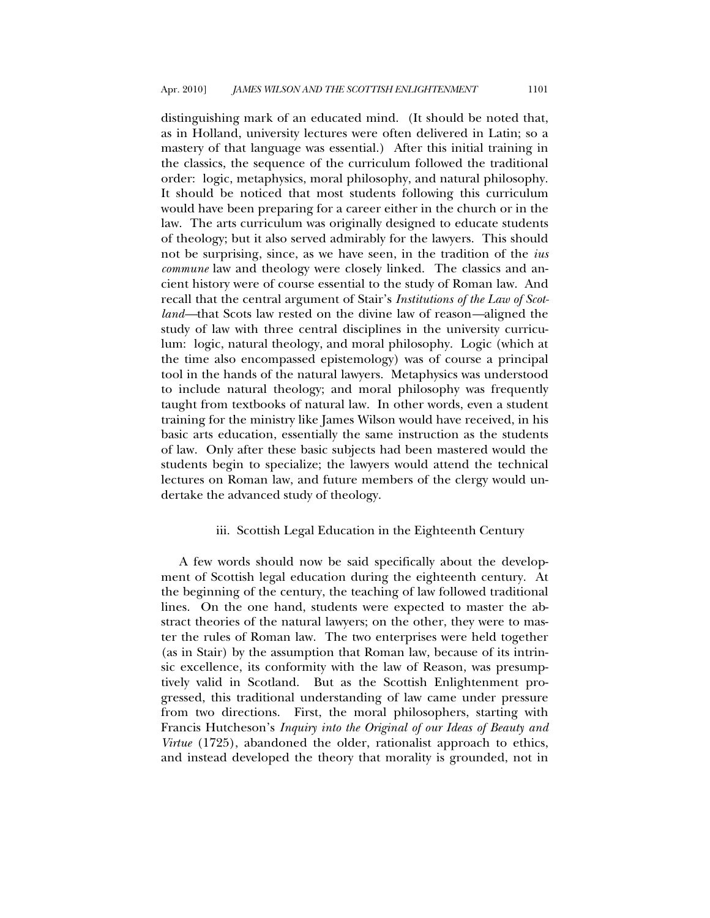distinguishing mark of an educated mind. (It should be noted that, as in Holland, university lectures were often delivered in Latin; so a mastery of that language was essential.) After this initial training in the classics, the sequence of the curriculum followed the traditional order: logic, metaphysics, moral philosophy, and natural philosophy. It should be noticed that most students following this curriculum would have been preparing for a career either in the church or in the law. The arts curriculum was originally designed to educate students of theology; but it also served admirably for the lawyers. This should not be surprising, since, as we have seen, in the tradition of the *ius commune* law and theology were closely linked. The classics and ancient history were of course essential to the study of Roman law. And recall that the central argument of Stair's *Institutions of the Law of Scotland*—that Scots law rested on the divine law of reason—aligned the study of law with three central disciplines in the university curriculum: logic, natural theology, and moral philosophy. Logic (which at the time also encompassed epistemology) was of course a principal tool in the hands of the natural lawyers. Metaphysics was understood to include natural theology; and moral philosophy was frequently taught from textbooks of natural law. In other words, even a student training for the ministry like James Wilson would have received, in his basic arts education, essentially the same instruction as the students of law. Only after these basic subjects had been mastered would the students begin to specialize; the lawyers would attend the technical lectures on Roman law, and future members of the clergy would undertake the advanced study of theology.

### iii. Scottish Legal Education in the Eighteenth Century

A few words should now be said specifically about the development of Scottish legal education during the eighteenth century. At the beginning of the century, the teaching of law followed traditional lines. On the one hand, students were expected to master the abstract theories of the natural lawyers; on the other, they were to master the rules of Roman law. The two enterprises were held together (as in Stair) by the assumption that Roman law, because of its intrinsic excellence, its conformity with the law of Reason, was presumptively valid in Scotland. But as the Scottish Enlightenment progressed, this traditional understanding of law came under pressure from two directions. First, the moral philosophers, starting with Francis Hutcheson's *Inquiry into the Original of our Ideas of Beauty and Virtue* (1725), abandoned the older, rationalist approach to ethics, and instead developed the theory that morality is grounded, not in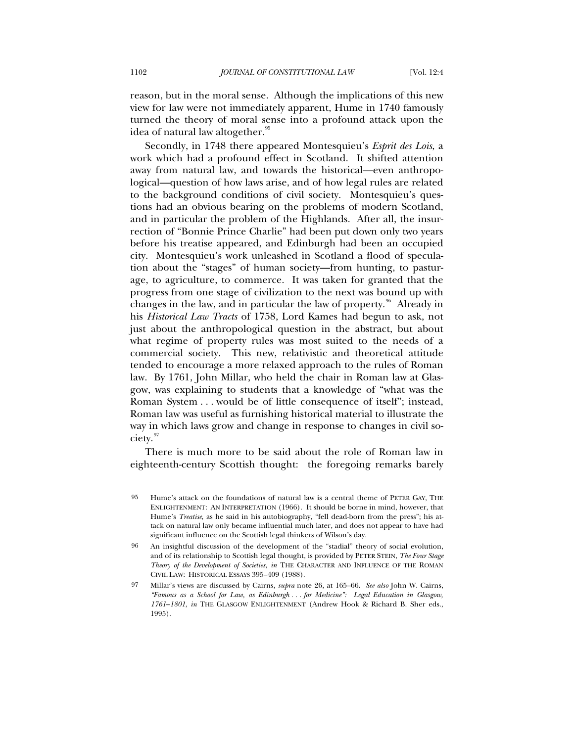reason, but in the moral sense. Although the implications of this new view for law were not immediately apparent, Hume in 1740 famously turned the theory of moral sense into a profound attack upon the idea of natural law altogether.[95]

Secondly, in 1748 there appeared Montesquieu's *Esprit des Lois*, a work which had a profound effect in Scotland. It shifted attention away from natural law, and towards the historical—even anthropological—question of how laws arise, and of how legal rules are related to the background conditions of civil society. Montesquieu's questions had an obvious bearing on the problems of modern Scotland, and in particular the problem of the Highlands. After all, the insurrection of "Bonnie Prince Charlie" had been put down only two years before his treatise appeared, and Edinburgh had been an occupied city. Montesquieu's work unleashed in Scotland a flood of speculation about the "stages" of human society—from hunting, to pasturage, to agriculture, to commerce. It was taken for granted that the progress from one stage of civilization to the next was bound up with changes in the law, and in particular the law of property.[96] Already in his *Historical Law Tracts* of 1758, Lord Kames had begun to ask, not just about the anthropological question in the abstract, but about what regime of property rules was most suited to the needs of a commercial society. This new, relativistic and theoretical attitude tended to encourage a more relaxed approach to the rules of Roman law. By 1761, John Millar, who held the chair in Roman law at Glasgow, was explaining to students that a knowledge of "what was the Roman System . . . would be of little consequence of itself"; instead, Roman law was useful as furnishing historical material to illustrate the way in which laws grow and change in response to changes in civil society.[97]

There is much more to be said about the role of Roman law in eighteenth-century Scottish thought: the foregoing remarks barely

---

95 Hume's attack on the foundations of natural law is a central theme of PETER GAY, THE ENLIGHTENMENT: AN INTERPRETATION (1966). It should be borne in mind, however, that Hume's *Treatise*, as he said in his autobiography, "fell dead-born from the press"; his attack on natural law only became influential much later, and does not appear to have had significant influence on the Scottish legal thinkers of Wilson's day.

96 An insightful discussion of the development of the "stadial" theory of social evolution, and of its relationship to Scottish legal thought, is provided by PETER STEIN, *The Four Stage Theory of the Development of Societies*, *in* THE CHARACTER AND INFLUENCE OF THE ROMAN CIVIL LAW: HISTORICAL ESSAYS 395–409 (1988).

97 Millar's views are discussed by Cairns, *supra* note 26, at 165–66. *See also* John W. Cairns, *"Famous as a School for Law, as Edinburgh . . . for Medicine": Legal Education in Glasgow, 1761–1801*, *in* THE GLASGOW ENLIGHTENMENT (Andrew Hook & Richard B. Sher eds., 1995).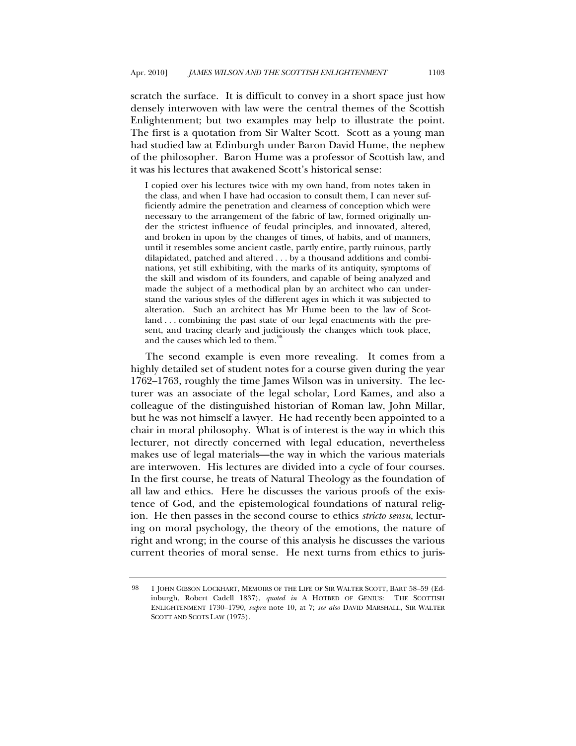scratch the surface. It is difficult to convey in a short space just how densely interwoven with law were the central themes of the Scottish Enlightenment; but two examples may help to illustrate the point. The first is a quotation from Sir Walter Scott. Scott as a young man had studied law at Edinburgh under Baron David Hume, the nephew of the philosopher. Baron Hume was a professor of Scottish law, and it was his lectures that awakened Scott's historical sense:

> I copied over his lectures twice with my own hand, from notes taken in the class, and when I have had occasion to consult them, I can never sufficiently admire the penetration and clearness of conception which were necessary to the arrangement of the fabric of law, formed originally under the strictest influence of feudal principles, and innovated, altered, and broken in upon by the changes of times, of habits, and of manners, until it resembles some ancient castle, partly entire, partly ruinous, partly dilapidated, patched and altered . . . by a thousand additions and combinations, yet still exhibiting, with the marks of its antiquity, symptoms of the skill and wisdom of its founders, and capable of being analyzed and made the subject of a methodical plan by an architect who can understand the various styles of the different ages in which it was subjected to alteration. Such an architect has Mr Hume been to the law of Scotland . . . combining the past state of our legal enactments with the present, and tracing clearly and judiciously the changes which took place, and the causes which led to them.[98]

The second example is even more revealing. It comes from a highly detailed set of student notes for a course given during the year 1762–1763, roughly the time James Wilson was in university. The lecturer was an associate of the legal scholar, Lord Kames, and also a colleague of the distinguished historian of Roman law, John Millar, but he was not himself a lawyer. He had recently been appointed to a chair in moral philosophy. What is of interest is the way in which this lecturer, not directly concerned with legal education, nevertheless makes use of legal materials—the way in which the various materials are interwoven. His lectures are divided into a cycle of four courses. In the first course, he treats of Natural Theology as the foundation of all law and ethics. Here he discusses the various proofs of the existence of God, and the epistemological foundations of natural religion. He then passes in the second course to ethics *stricto sensu*, lecturing on moral psychology, the theory of the emotions, the nature of right and wrong; in the course of this analysis he discusses the various current theories of moral sense. He next turns from ethics to juris-

---

98 1 JOHN GIBSON LOCKHART, MEMOIRS OF THE LIFE OF SIR WALTER SCOTT, BART 58–59 (Edinburgh, Robert Cadell 1837), *quoted in* A HOTBED OF GENIUS: THE SCOTTISH ENLIGHTENMENT 1730–1790, *supra* note 10, at 7; *see also* DAVID MARSHALL, SIR WALTER SCOTT AND SCOTS LAW (1975).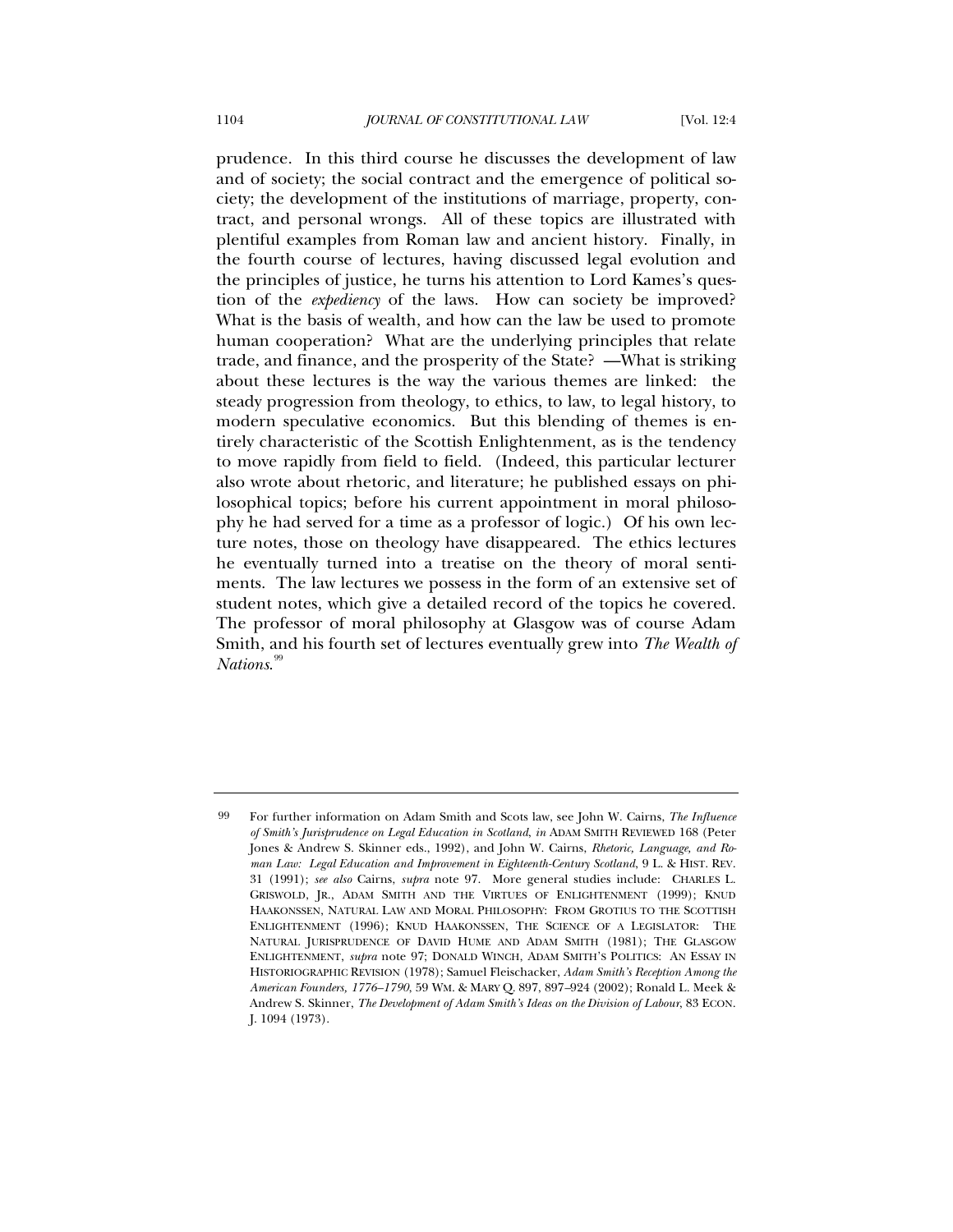prudence. In this third course he discusses the development of law and of society; the social contract and the emergence of political society; the development of the institutions of marriage, property, contract, and personal wrongs. All of these topics are illustrated with plentiful examples from Roman law and ancient history. Finally, in the fourth course of lectures, having discussed legal evolution and the principles of justice, he turns his attention to Lord Kames's question of the *expediency* of the laws. How can society be improved? What is the basis of wealth, and how can the law be used to promote human cooperation? What are the underlying principles that relate trade, and finance, and the prosperity of the State? —What is striking about these lectures is the way the various themes are linked: the steady progression from theology, to ethics, to law, to legal history, to modern speculative economics. But this blending of themes is entirely characteristic of the Scottish Enlightenment, as is the tendency to move rapidly from field to field. (Indeed, this particular lecturer also wrote about rhetoric, and literature; he published essays on philosophical topics; before his current appointment in moral philosophy he had served for a time as a professor of logic.) Of his own lecture notes, those on theology have disappeared. The ethics lectures he eventually turned into a treatise on the theory of moral sentiments. The law lectures we possess in the form of an extensive set of student notes, which give a detailed record of the topics he covered. The professor of moral philosophy at Glasgow was of course Adam Smith, and his fourth set of lectures eventually grew into *The Wealth of Nations*.[99]

---

99 For further information on Adam Smith and Scots law, see John W. Cairns, *The Influence of Smith's Jurisprudence on Legal Education in Scotland*, *in* ADAM SMITH REVIEWED 168 (Peter Jones & Andrew S. Skinner eds., 1992), and John W. Cairns, *Rhetoric, Language, and Roman Law: Legal Education and Improvement in Eighteenth-Century Scotland*, 9 L. & HIST. REV. 31 (1991); *see also* Cairns, *supra* note 97. More general studies include: CHARLES L. GRISWOLD, JR., ADAM SMITH AND THE VIRTUES OF ENLIGHTENMENT (1999); KNUD HAAKONSSEN, NATURAL LAW AND MORAL PHILOSOPHY: FROM GROTIUS TO THE SCOTTISH ENLIGHTENMENT (1996); KNUD HAAKONSSEN, THE SCIENCE OF A LEGISLATOR: THE NATURAL JURISPRUDENCE OF DAVID HUME AND ADAM SMITH (1981); THE GLASGOW ENLIGHTENMENT, *supra* note 97; DONALD WINCH, ADAM SMITH'S POLITICS: AN ESSAY IN HISTORIOGRAPHIC REVISION (1978); Samuel Fleischacker, *Adam Smith's Reception Among the American Founders, 1776–1790*, 59 WM. & MARY Q. 897, 897–924 (2002); Ronald L. Meek & Andrew S. Skinner, *The Development of Adam Smith's Ideas on the Division of Labour*, 83 ECON. J. 1094 (1973).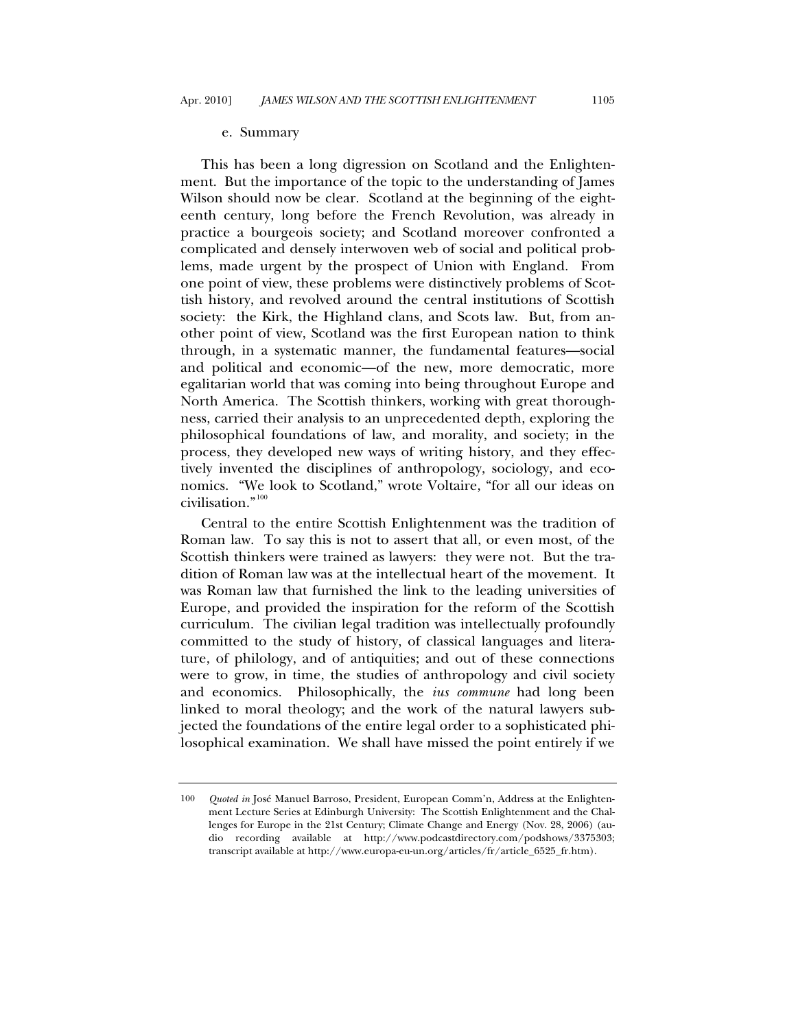#### e. Summary

This has been a long digression on Scotland and the Enlightenment. But the importance of the topic to the understanding of James Wilson should now be clear. Scotland at the beginning of the eighteenth century, long before the French Revolution, was already in practice a bourgeois society; and Scotland moreover confronted a complicated and densely interwoven web of social and political problems, made urgent by the prospect of Union with England. From one point of view, these problems were distinctively problems of Scottish history, and revolved around the central institutions of Scottish society: the Kirk, the Highland clans, and Scots law. But, from another point of view, Scotland was the first European nation to think through, in a systematic manner, the fundamental features—social and political and economic—of the new, more democratic, more egalitarian world that was coming into being throughout Europe and North America. The Scottish thinkers, working with great thoroughness, carried their analysis to an unprecedented depth, exploring the philosophical foundations of law, and morality, and society; in the process, they developed new ways of writing history, and they effectively invented the disciplines of anthropology, sociology, and economics. "We look to Scotland," wrote Voltaire, "for all our ideas on civilisation."[100]

Central to the entire Scottish Enlightenment was the tradition of Roman law. To say this is not to assert that all, or even most, of the Scottish thinkers were trained as lawyers: they were not. But the tradition of Roman law was at the intellectual heart of the movement. It was Roman law that furnished the link to the leading universities of Europe, and provided the inspiration for the reform of the Scottish curriculum. The civilian legal tradition was intellectually profoundly committed to the study of history, of classical languages and literature, of philology, and of antiquities; and out of these connections were to grow, in time, the studies of anthropology and civil society and economics. Philosophically, the *ius commune* had long been linked to moral theology; and the work of the natural lawyers subjected the foundations of the entire legal order to a sophisticated philosophical examination. We shall have missed the point entirely if we

---

100 *Quoted in* José Manuel Barroso, President, European Comm'n, Address at the Enlightenment Lecture Series at Edinburgh University: The Scottish Enlightenment and the Challenges for Europe in the 21st Century; Climate Change and Energy (Nov. 28, 2006) (audio recording available at http://www.podcastdirectory.com/podshows/3375303; transcript available at http://www.europa-eu-un.org/articles/fr/article_6525_fr.htm).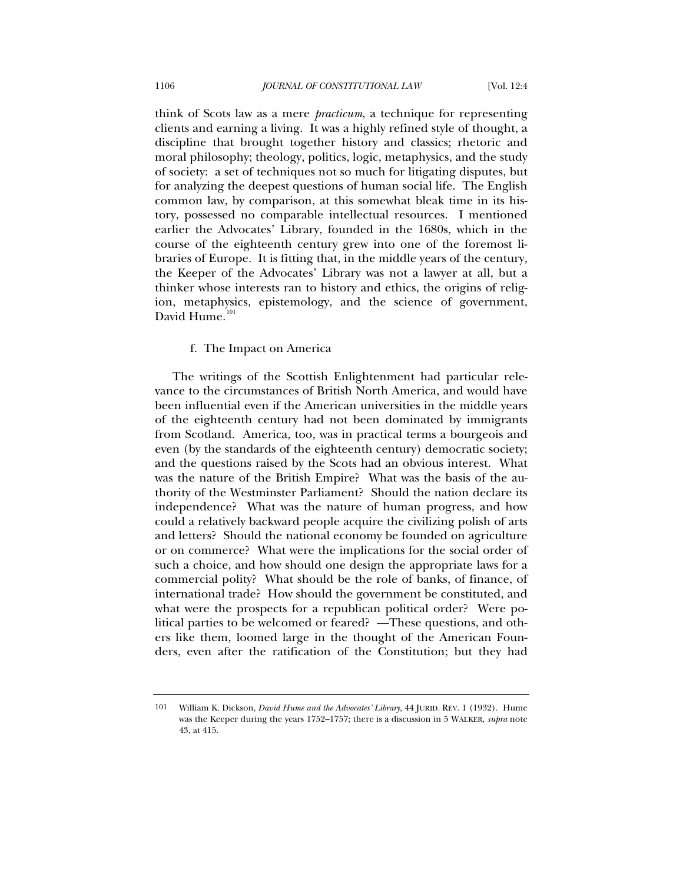think of Scots law as a mere *practicum*, a technique for representing clients and earning a living. It was a highly refined style of thought, a discipline that brought together history and classics; rhetoric and moral philosophy; theology, politics, logic, metaphysics, and the study of society: a set of techniques not so much for litigating disputes, but for analyzing the deepest questions of human social life. The English common law, by comparison, at this somewhat bleak time in its history, possessed no comparable intellectual resources. I mentioned earlier the Advocates' Library, founded in the 1680s, which in the course of the eighteenth century grew into one of the foremost libraries of Europe. It is fitting that, in the middle years of the century, the Keeper of the Advocates' Library was not a lawyer at all, but a thinker whose interests ran to history and ethics, the origins of religion, metaphysics, epistemology, and the science of government, David Hume.[101]

#### f. The Impact on America

The writings of the Scottish Enlightenment had particular relevance to the circumstances of British North America, and would have been influential even if the American universities in the middle years of the eighteenth century had not been dominated by immigrants from Scotland. America, too, was in practical terms a bourgeois and even (by the standards of the eighteenth century) democratic society; and the questions raised by the Scots had an obvious interest. What was the nature of the British Empire? What was the basis of the authority of the Westminster Parliament? Should the nation declare its independence? What was the nature of human progress, and how could a relatively backward people acquire the civilizing polish of arts and letters? Should the national economy be founded on agriculture or on commerce? What were the implications for the social order of such a choice, and how should one design the appropriate laws for a commercial polity? What should be the role of banks, of finance, of international trade? How should the government be constituted, and what were the prospects for a republican political order? Were political parties to be welcomed or feared? —These questions, and others like them, loomed large in the thought of the American Founders, even after the ratification of the Constitution; but they had

---

101 William K. Dickson, *David Hume and the Advocates' Library*, 44 JURID. REV. 1 (1932). Hume was the Keeper during the years 1752–1757; there is a discussion in 5 WALKER, *supra* note 43, at 415.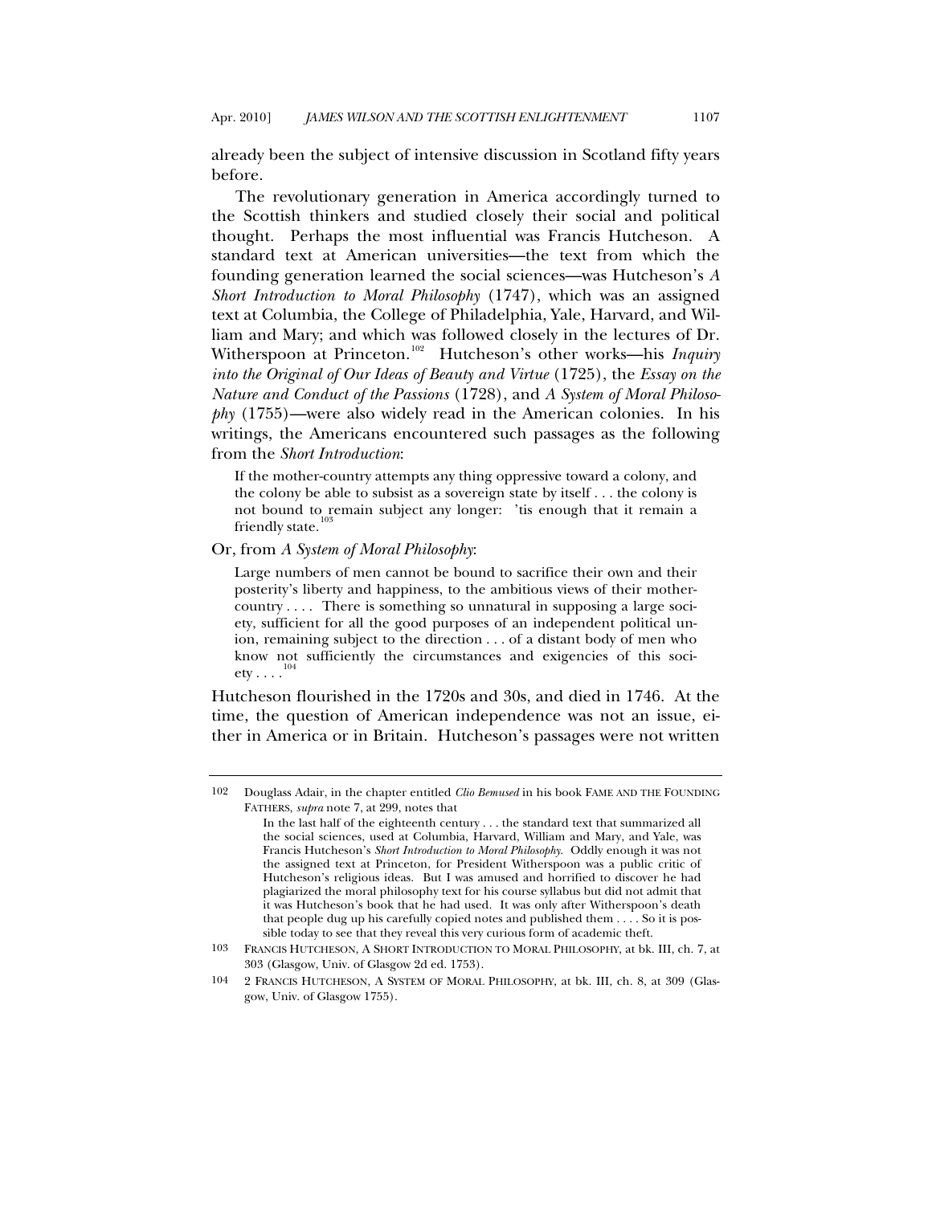already been the subject of intensive discussion in Scotland fifty years before.

The revolutionary generation in America accordingly turned to the Scottish thinkers and studied closely their social and political thought. Perhaps the most influential was Francis Hutcheson. A standard text at American universities—the text from which the founding generation learned the social sciences—was Hutcheson's *A Short Introduction to Moral Philosophy* (1747), which was an assigned text at Columbia, the College of Philadelphia, Yale, Harvard, and William and Mary; and which was followed closely in the lectures of Dr. Witherspoon at Princeton.[102] Hutcheson's other works—his *Inquiry into the Original of Our Ideas of Beauty and Virtue* (1725), the *Essay on the Nature and Conduct of the Passions* (1728), and *A System of Moral Philosophy* (1755)—were also widely read in the American colonies. In his writings, the Americans encountered such passages as the following from the *Short Introduction*:

> If the mother-country attempts any thing oppressive toward a colony, and the colony be able to subsist as a sovereign state by itself . . . the colony is not bound to remain subject any longer: 'tis enough that it remain a friendly state.[103]

Or, from *A System of Moral Philosophy*:

> Large numbers of men cannot be bound to sacrifice their own and their posterity's liberty and happiness, to the ambitious views of their mother-country . . . . There is something so unnatural in supposing a large society, sufficient for all the good purposes of an independent political union, remaining subject to the direction . . . of a distant body of men who know not sufficiently the circumstances and exigencies of this society . . . .[104]

Hutcheson flourished in the 1720s and 30s, and died in 1746. At the time, the question of American independence was not an issue, either in America or in Britain. Hutcheson's passages were not written

---

102 Douglass Adair, in the chapter entitled *Clio Bemused* in his book FAME AND THE FOUNDING FATHERS, *supra* note 7, at 299, notes that

> In the last half of the eighteenth century . . . the standard text that summarized all the social sciences, used at Columbia, Harvard, William and Mary, and Yale, was Francis Hutcheson's *Short Introduction to Moral Philosophy*. Oddly enough it was not the assigned text at Princeton, for President Witherspoon was a public critic of Hutcheson's religious ideas. But I was amused and horrified to discover he had plagiarized the moral philosophy text for his course syllabus but did not admit that it was Hutcheson's book that he had used. It was only after Witherspoon's death that people dug up his carefully copied notes and published them . . . . So it is possible today to see that they reveal this very curious form of academic theft.

103 FRANCIS HUTCHESON, A SHORT INTRODUCTION TO MORAL PHILOSOPHY, at bk. III, ch. 7, at 303 (Glasgow, Univ. of Glasgow 2d ed. 1753).

104 2 FRANCIS HUTCHESON, A SYSTEM OF MORAL PHILOSOPHY, at bk. III, ch. 8, at 309 (Glasgow, Univ. of Glasgow 1755).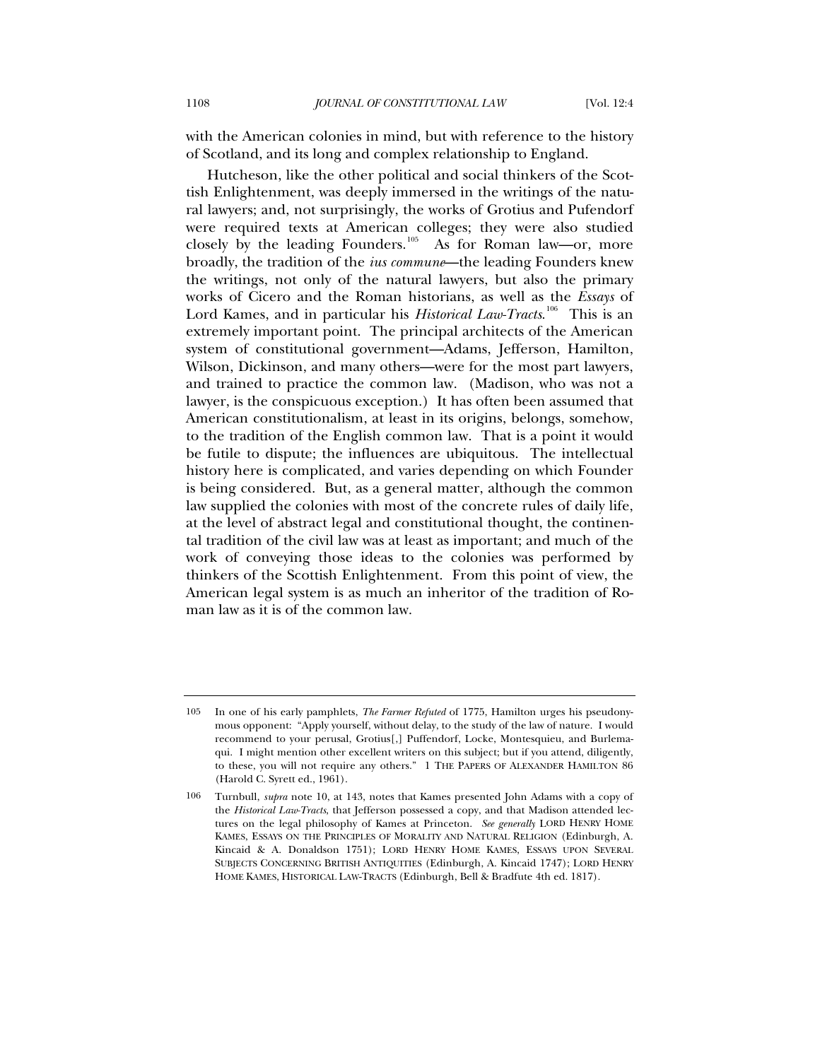with the American colonies in mind, but with reference to the history of Scotland, and its long and complex relationship to England.

Hutcheson, like the other political and social thinkers of the Scottish Enlightenment, was deeply immersed in the writings of the natural lawyers; and, not surprisingly, the works of Grotius and Pufendorf were required texts at American colleges; they were also studied closely by the leading Founders.[105] As for Roman law—or, more broadly, the tradition of the *ius commune*—the leading Founders knew the writings, not only of the natural lawyers, but also the primary works of Cicero and the Roman historians, as well as the *Essays* of Lord Kames, and in particular his *Historical Law-Tracts*.[106] This is an extremely important point. The principal architects of the American system of constitutional government—Adams, Jefferson, Hamilton, Wilson, Dickinson, and many others—were for the most part lawyers, and trained to practice the common law. (Madison, who was not a lawyer, is the conspicuous exception.) It has often been assumed that American constitutionalism, at least in its origins, belongs, somehow, to the tradition of the English common law. That is a point it would be futile to dispute; the influences are ubiquitous. The intellectual history here is complicated, and varies depending on which Founder is being considered. But, as a general matter, although the common law supplied the colonies with most of the concrete rules of daily life, at the level of abstract legal and constitutional thought, the continental tradition of the civil law was at least as important; and much of the work of conveying those ideas to the colonies was performed by thinkers of the Scottish Enlightenment. From this point of view, the American legal system is as much an inheritor of the tradition of Roman law as it is of the common law.

---

105 In one of his early pamphlets, *The Farmer Refuted* of 1775, Hamilton urges his pseudonymous opponent: "Apply yourself, without delay, to the study of the law of nature. I would recommend to your perusal, Grotius[,] Puffendorf, Locke, Montesquieu, and Burlemaqui. I might mention other excellent writers on this subject; but if you attend, diligently, to these, you will not require any others." 1 THE PAPERS OF ALEXANDER HAMILTON 86 (Harold C. Syrett ed., 1961).

106 Turnbull, *supra* note 10, at 143, notes that Kames presented John Adams with a copy of the *Historical Law-Tracts*, that Jefferson possessed a copy, and that Madison attended lectures on the legal philosophy of Kames at Princeton. *See generally* LORD HENRY HOME KAMES, ESSAYS ON THE PRINCIPLES OF MORALITY AND NATURAL RELIGION (Edinburgh, A. Kincaid & A. Donaldson 1751); LORD HENRY HOME KAMES, ESSAYS UPON SEVERAL SUBJECTS CONCERNING BRITISH ANTIQUITIES (Edinburgh, A. Kincaid 1747); LORD HENRY HOME KAMES, HISTORICAL LAW-TRACTS (Edinburgh, Bell & Bradfute 4th ed. 1817).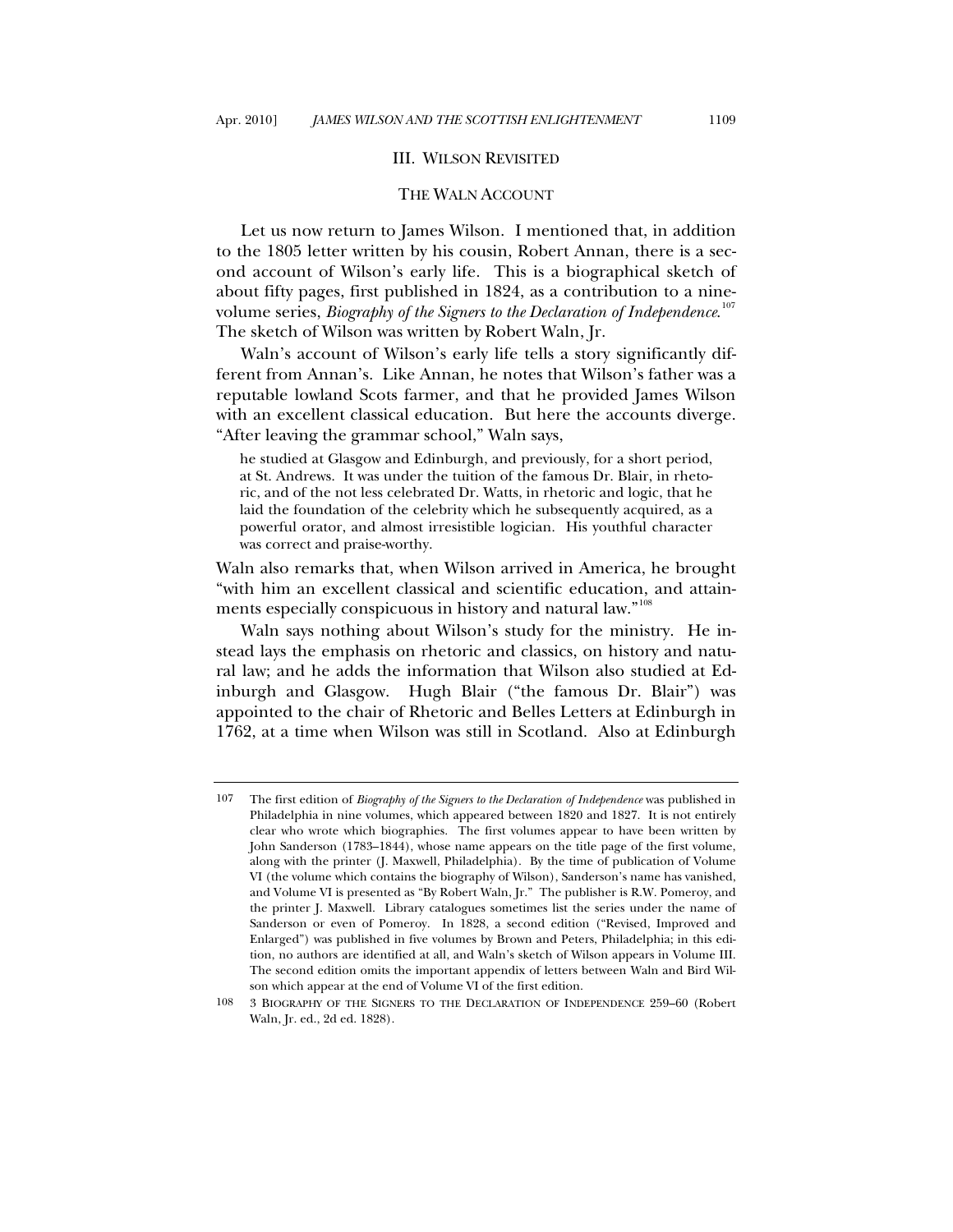## III. WILSON REVISITED

### THE WALN ACCOUNT

Let us now return to James Wilson. I mentioned that, in addition to the 1805 letter written by his cousin, Robert Annan, there is a second account of Wilson's early life. This is a biographical sketch of about fifty pages, first published in 1824, as a contribution to a nine-volume series, *Biography of the Signers to the Declaration of Independence*.[107] The sketch of Wilson was written by Robert Waln, Jr.

Waln's account of Wilson's early life tells a story significantly different from Annan's. Like Annan, he notes that Wilson's father was a reputable lowland Scots farmer, and that he provided James Wilson with an excellent classical education. But here the accounts diverge. "After leaving the grammar school," Waln says,

> he studied at Glasgow and Edinburgh, and previously, for a short period, at St. Andrews. It was under the tuition of the famous Dr. Blair, in rhetoric, and of the not less celebrated Dr. Watts, in rhetoric and logic, that he laid the foundation of the celebrity which he subsequently acquired, as a powerful orator, and almost irresistible logician. His youthful character was correct and praise-worthy.

Waln also remarks that, when Wilson arrived in America, he brought "with him an excellent classical and scientific education, and attainments especially conspicuous in history and natural law."[108]

Waln says nothing about Wilson's study for the ministry. He instead lays the emphasis on rhetoric and classics, on history and natural law; and he adds the information that Wilson also studied at Edinburgh and Glasgow. Hugh Blair ("the famous Dr. Blair") was appointed to the chair of Rhetoric and Belles Letters at Edinburgh in 1762, at a time when Wilson was still in Scotland. Also at Edinburgh

---

107 The first edition of *Biography of the Signers to the Declaration of Independence* was published in Philadelphia in nine volumes, which appeared between 1820 and 1827. It is not entirely clear who wrote which biographies. The first volumes appear to have been written by John Sanderson (1783–1844), whose name appears on the title page of the first volume, along with the printer (J. Maxwell, Philadelphia). By the time of publication of Volume VI (the volume which contains the biography of Wilson), Sanderson's name has vanished, and Volume VI is presented as "By Robert Waln, Jr." The publisher is R.W. Pomeroy, and the printer J. Maxwell. Library catalogues sometimes list the series under the name of Sanderson or even of Pomeroy. In 1828, a second edition ("Revised, Improved and Enlarged") was published in five volumes by Brown and Peters, Philadelphia; in this edition, no authors are identified at all, and Waln's sketch of Wilson appears in Volume III. The second edition omits the important appendix of letters between Waln and Bird Wilson which appear at the end of Volume VI of the first edition.

108 3 BIOGRAPHY OF THE SIGNERS TO THE DECLARATION OF INDEPENDENCE 259–60 (Robert Waln, Jr. ed., 2d ed. 1828).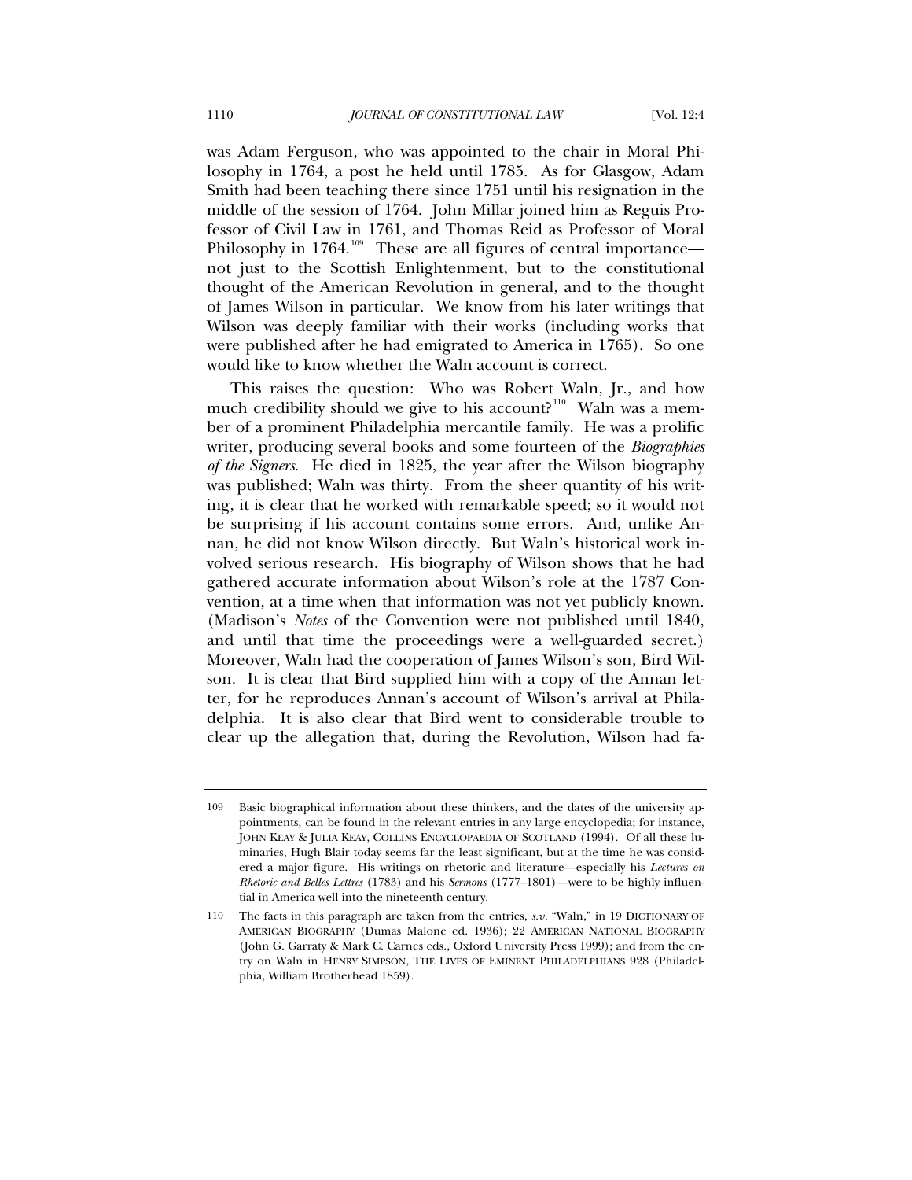was Adam Ferguson, who was appointed to the chair in Moral Philosophy in 1764, a post he held until 1785. As for Glasgow, Adam Smith had been teaching there since 1751 until his resignation in the middle of the session of 1764. John Millar joined him as Reguis Professor of Civil Law in 1761, and Thomas Reid as Professor of Moral Philosophy in 1764.[109] These are all figures of central importance—not just to the Scottish Enlightenment, but to the constitutional thought of the American Revolution in general, and to the thought of James Wilson in particular. We know from his later writings that Wilson was deeply familiar with their works (including works that were published after he had emigrated to America in 1765). So one would like to know whether the Waln account is correct.

This raises the question: Who was Robert Waln, Jr., and how much credibility should we give to his account?[110] Waln was a member of a prominent Philadelphia mercantile family. He was a prolific writer, producing several books and some fourteen of the *Biographies of the Signers*. He died in 1825, the year after the Wilson biography was published; Waln was thirty. From the sheer quantity of his writing, it is clear that he worked with remarkable speed; so it would not be surprising if his account contains some errors. And, unlike Annan, he did not know Wilson directly. But Waln's historical work involved serious research. His biography of Wilson shows that he had gathered accurate information about Wilson's role at the 1787 Convention, at a time when that information was not yet publicly known. (Madison's *Notes* of the Convention were not published until 1840, and until that time the proceedings were a well-guarded secret.) Moreover, Waln had the cooperation of James Wilson's son, Bird Wilson. It is clear that Bird supplied him with a copy of the Annan letter, for he reproduces Annan's account of Wilson's arrival at Philadelphia. It is also clear that Bird went to considerable trouble to clear up the allegation that, during the Revolution, Wilson had fa-

---

109 Basic biographical information about these thinkers, and the dates of the university appointments, can be found in the relevant entries in any large encyclopedia; for instance, JOHN KEAY & JULIA KEAY, COLLINS ENCYCLOPAEDIA OF SCOTLAND (1994). Of all these luminaries, Hugh Blair today seems far the least significant, but at the time he was considered a major figure. His writings on rhetoric and literature—especially his *Lectures on Rhetoric and Belles Lettres* (1783) and his *Sermons* (1777–1801)—were to be highly influential in America well into the nineteenth century.

110 The facts in this paragraph are taken from the entries, *s.v.* "Waln," in 19 DICTIONARY OF AMERICAN BIOGRAPHY (Dumas Malone ed. 1936); 22 AMERICAN NATIONAL BIOGRAPHY (John G. Garraty & Mark C. Carnes eds., Oxford University Press 1999); and from the entry on Waln in HENRY SIMPSON, THE LIVES OF EMINENT PHILADELPHIANS 928 (Philadelphia, William Brotherhead 1859).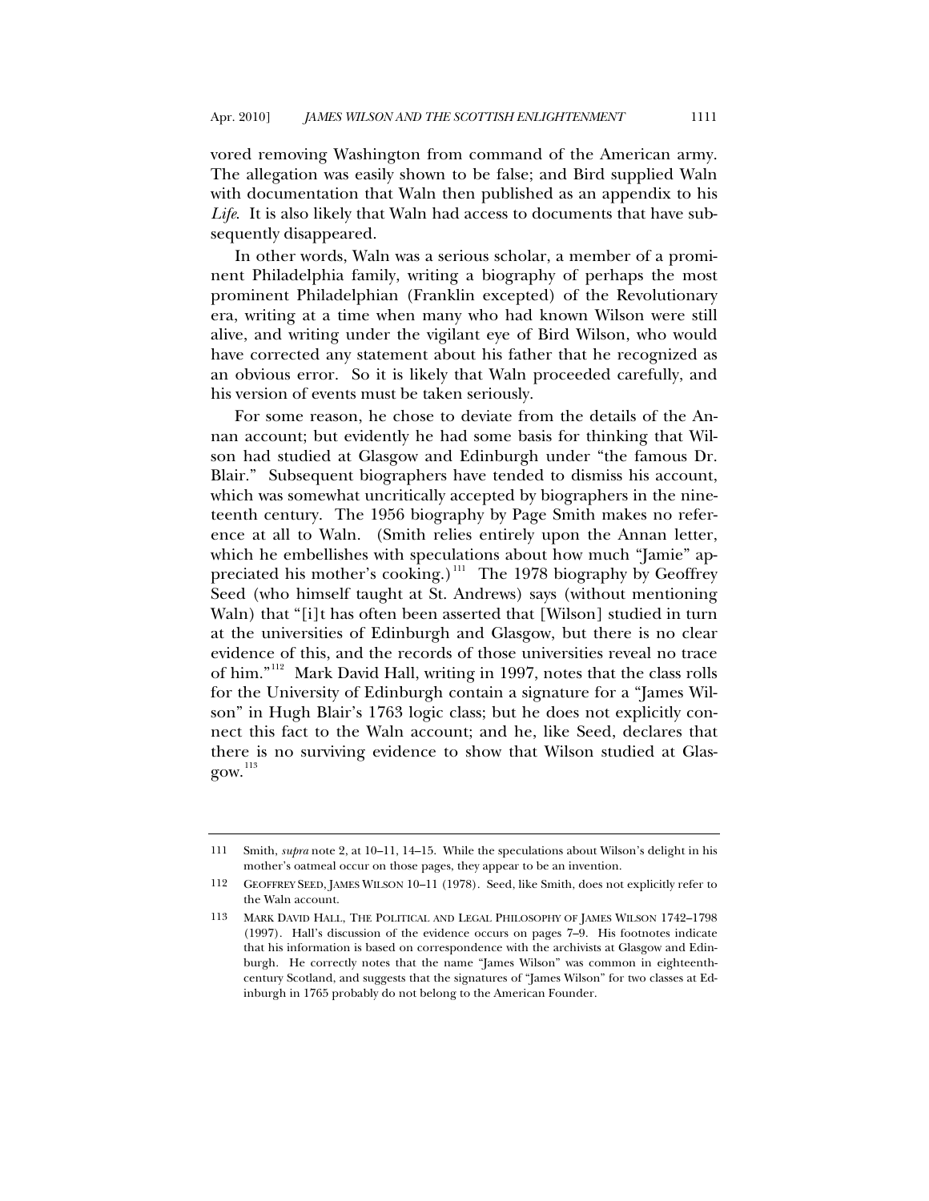vored removing Washington from command of the American army. The allegation was easily shown to be false; and Bird supplied Waln with documentation that Waln then published as an appendix to his *Life*. It is also likely that Waln had access to documents that have subsequently disappeared.

In other words, Waln was a serious scholar, a member of a prominent Philadelphia family, writing a biography of perhaps the most prominent Philadelphian (Franklin excepted) of the Revolutionary era, writing at a time when many who had known Wilson were still alive, and writing under the vigilant eye of Bird Wilson, who would have corrected any statement about his father that he recognized as an obvious error. So it is likely that Waln proceeded carefully, and his version of events must be taken seriously.

For some reason, he chose to deviate from the details of the Annan account; but evidently he had some basis for thinking that Wilson had studied at Glasgow and Edinburgh under "the famous Dr. Blair." Subsequent biographers have tended to dismiss his account, which was somewhat uncritically accepted by biographers in the nineteenth century. The 1956 biography by Page Smith makes no reference at all to Waln. (Smith relies entirely upon the Annan letter, which he embellishes with speculations about how much "Jamie" appreciated his mother's cooking.)[111] The 1978 biography by Geoffrey Seed (who himself taught at St. Andrews) says (without mentioning Waln) that "[i]t has often been asserted that [Wilson] studied in turn at the universities of Edinburgh and Glasgow, but there is no clear evidence of this, and the records of those universities reveal no trace of him."[112] Mark David Hall, writing in 1997, notes that the class rolls for the University of Edinburgh contain a signature for a "James Wilson" in Hugh Blair's 1763 logic class; but he does not explicitly connect this fact to the Waln account; and he, like Seed, declares that there is no surviving evidence to show that Wilson studied at Glasgow.[113]

---

111 Smith, *supra* note 2, at 10–11, 14–15. While the speculations about Wilson's delight in his mother's oatmeal occur on those pages, they appear to be an invention.

112 GEOFFREY SEED, JAMES WILSON 10–11 (1978). Seed, like Smith, does not explicitly refer to the Waln account.

113 MARK DAVID HALL, THE POLITICAL AND LEGAL PHILOSOPHY OF JAMES WILSON 1742–1798 (1997). Hall's discussion of the evidence occurs on pages 7–9. His footnotes indicate that his information is based on correspondence with the archivists at Glasgow and Edinburgh. He correctly notes that the name "James Wilson" was common in eighteenth-century Scotland, and suggests that the signatures of "James Wilson" for two classes at Edinburgh in 1765 probably do not belong to the American Founder.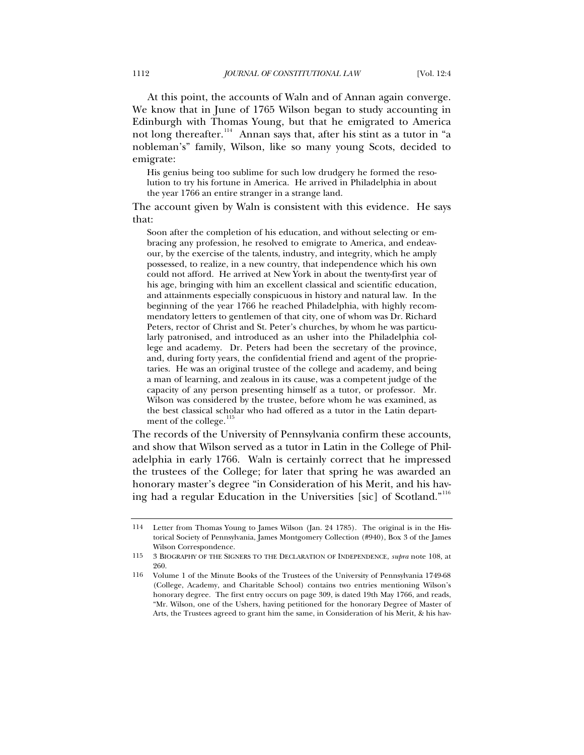At this point, the accounts of Waln and of Annan again converge. We know that in June of 1765 Wilson began to study accounting in Edinburgh with Thomas Young, but that he emigrated to America not long thereafter.[114] Annan says that, after his stint as a tutor in "a nobleman's" family, Wilson, like so many young Scots, decided to emigrate:

> His genius being too sublime for such low drudgery he formed the resolution to try his fortune in America. He arrived in Philadelphia in about the year 1766 an entire stranger in a strange land.

The account given by Waln is consistent with this evidence. He says that:

> Soon after the completion of his education, and without selecting or embracing any profession, he resolved to emigrate to America, and endeavour, by the exercise of the talents, industry, and integrity, which he amply possessed, to realize, in a new country, that independence which his own could not afford. He arrived at New York in about the twenty-first year of his age, bringing with him an excellent classical and scientific education, and attainments especially conspicuous in history and natural law. In the beginning of the year 1766 he reached Philadelphia, with highly recommendatory letters to gentlemen of that city, one of whom was Dr. Richard Peters, rector of Christ and St. Peter's churches, by whom he was particularly patronised, and introduced as an usher into the Philadelphia college and academy. Dr. Peters had been the secretary of the province, and, during forty years, the confidential friend and agent of the proprietaries. He was an original trustee of the college and academy, and being a man of learning, and zealous in its cause, was a competent judge of the capacity of any person presenting himself as a tutor, or professor. Mr. Wilson was considered by the trustee, before whom he was examined, as the best classical scholar who had offered as a tutor in the Latin department of the college.[115]

The records of the University of Pennsylvania confirm these accounts, and show that Wilson served as a tutor in Latin in the College of Philadelphia in early 1766. Waln is certainly correct that he impressed the trustees of the College; for later that spring he was awarded an honorary master's degree "in Consideration of his Merit, and his having had a regular Education in the Universities [sic] of Scotland."[116]

---

114 Letter from Thomas Young to James Wilson (Jan. 24 1785). The original is in the Historical Society of Pennsylvania, James Montgomery Collection (#940), Box 3 of the James Wilson Correspondence.

115 3 BIOGRAPHY OF THE SIGNERS TO THE DECLARATION OF INDEPENDENCE, *supra* note 108, at 260.

116 Volume 1 of the Minute Books of the Trustees of the University of Pennsylvania 1749-68 (College, Academy, and Charitable School) contains two entries mentioning Wilson's honorary degree. The first entry occurs on page 309, is dated 19th May 1766, and reads, "Mr. Wilson, one of the Ushers, having petitioned for the honorary Degree of Master of Arts, the Trustees agreed to grant him the same, in Consideration of his Merit, & his hav-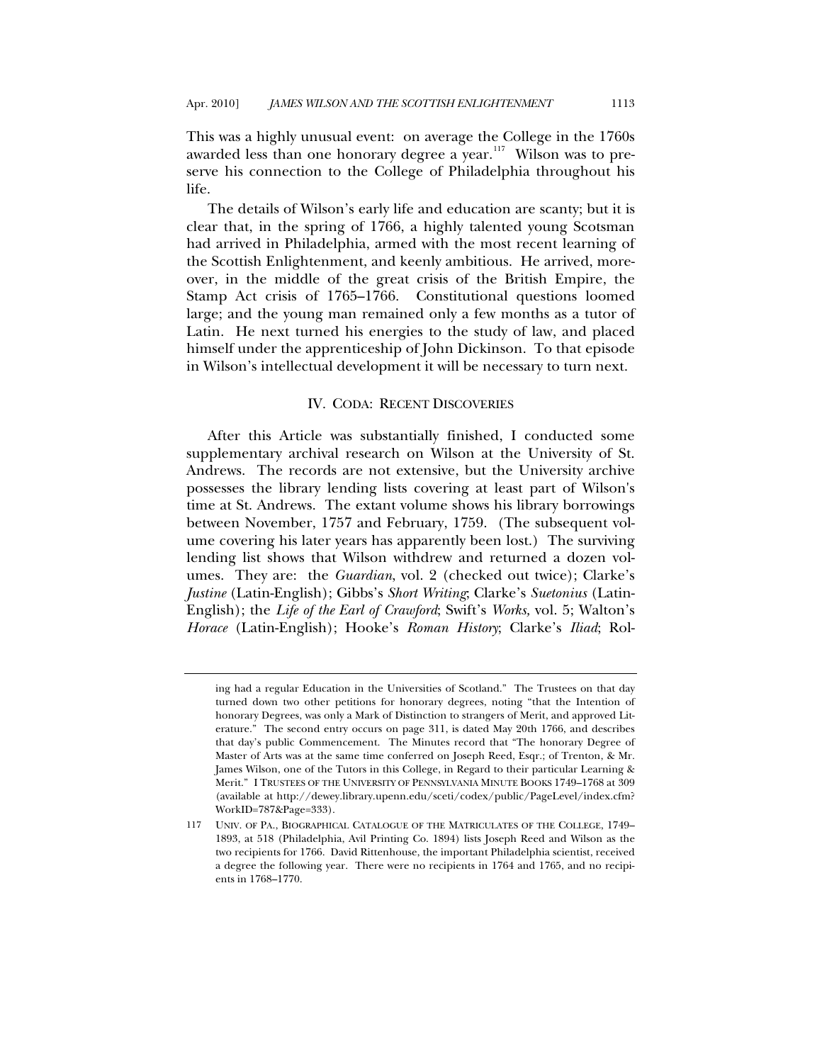This was a highly unusual event: on average the College in the 1760s awarded less than one honorary degree a year.[117] Wilson was to preserve his connection to the College of Philadelphia throughout his life.

The details of Wilson's early life and education are scanty; but it is clear that, in the spring of 1766, a highly talented young Scotsman had arrived in Philadelphia, armed with the most recent learning of the Scottish Enlightenment, and keenly ambitious. He arrived, moreover, in the middle of the great crisis of the British Empire, the Stamp Act crisis of 1765–1766. Constitutional questions loomed large; and the young man remained only a few months as a tutor of Latin. He next turned his energies to the study of law, and placed himself under the apprenticeship of John Dickinson. To that episode in Wilson's intellectual development it will be necessary to turn next.

## IV. CODA: RECENT DISCOVERIES

After this Article was substantially finished, I conducted some supplementary archival research on Wilson at the University of St. Andrews. The records are not extensive, but the University archive possesses the library lending lists covering at least part of Wilson's time at St. Andrews. The extant volume shows his library borrowings between November, 1757 and February, 1759. (The subsequent volume covering his later years has apparently been lost.) The surviving lending list shows that Wilson withdrew and returned a dozen volumes. They are: the *Guardian*, vol. 2 (checked out twice); Clarke's *Justine* (Latin-English); Gibbs's *Short Writing*; Clarke's *Suetonius* (Latin-English); the *Life of the Earl of Crawford*; Swift's *Works*, vol. 5; Walton's *Horace* (Latin-English); Hooke's *Roman History*; Clarke's *Iliad*; Rol-

---

ing had a regular Education in the Universities of Scotland." The Trustees on that day turned down two other petitions for honorary degrees, noting "that the Intention of honorary Degrees, was only a Mark of Distinction to strangers of Merit, and approved Literature." The second entry occurs on page 311, is dated May 20th 1766, and describes that day's public Commencement. The Minutes record that "The honorary Degree of Master of Arts was at the same time conferred on Joseph Reed, Esqr.; of Trenton, & Mr. James Wilson, one of the Tutors in this College, in Regard to their particular Learning & Merit." I TRUSTEES OF THE UNIVERSITY OF PENNSYLVANIA MINUTE BOOKS 1749–1768 at 309 (available at http://dewey.library.upenn.edu/sceti/codex/public/PageLevel/index.cfm?WorkID=787&Page=333).

117 UNIV. OF PA., BIOGRAPHICAL CATALOGUE OF THE MATRICULATES OF THE COLLEGE, 1749–1893, at 518 (Philadelphia, Avil Printing Co. 1894) lists Joseph Reed and Wilson as the two recipients for 1766. David Rittenhouse, the important Philadelphia scientist, received a degree the following year. There were no recipients in 1764 and 1765, and no recipients in 1768–1770.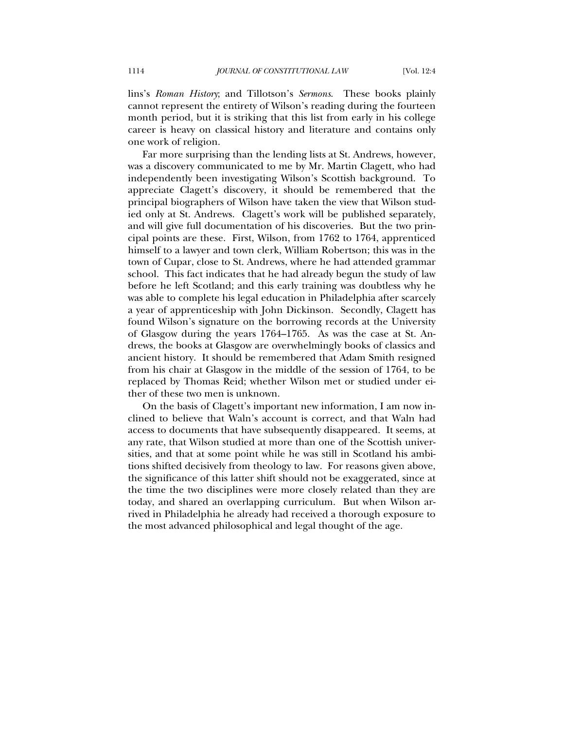lins's *Roman History*; and Tillotson's *Sermons*. These books plainly cannot represent the entirety of Wilson's reading during the fourteen month period, but it is striking that this list from early in his college career is heavy on classical history and literature and contains only one work of religion.

Far more surprising than the lending lists at St. Andrews, however, was a discovery communicated to me by Mr. Martin Clagett, who had independently been investigating Wilson's Scottish background. To appreciate Clagett's discovery, it should be remembered that the principal biographers of Wilson have taken the view that Wilson studied only at St. Andrews. Clagett's work will be published separately, and will give full documentation of his discoveries. But the two principal points are these. First, Wilson, from 1762 to 1764, apprenticed himself to a lawyer and town clerk, William Robertson; this was in the town of Cupar, close to St. Andrews, where he had attended grammar school. This fact indicates that he had already begun the study of law before he left Scotland; and this early training was doubtless why he was able to complete his legal education in Philadelphia after scarcely a year of apprenticeship with John Dickinson. Secondly, Clagett has found Wilson's signature on the borrowing records at the University of Glasgow during the years 1764–1765. As was the case at St. Andrews, the books at Glasgow are overwhelmingly books of classics and ancient history. It should be remembered that Adam Smith resigned from his chair at Glasgow in the middle of the session of 1764, to be replaced by Thomas Reid; whether Wilson met or studied under either of these two men is unknown.

On the basis of Clagett's important new information, I am now inclined to believe that Waln's account is correct, and that Waln had access to documents that have subsequently disappeared. It seems, at any rate, that Wilson studied at more than one of the Scottish universities, and that at some point while he was still in Scotland his ambitions shifted decisively from theology to law. For reasons given above, the significance of this latter shift should not be exaggerated, since at the time the two disciplines were more closely related than they are today, and shared an overlapping curriculum. But when Wilson arrived in Philadelphia he already had received a thorough exposure to the most advanced philosophical and legal thought of the age.